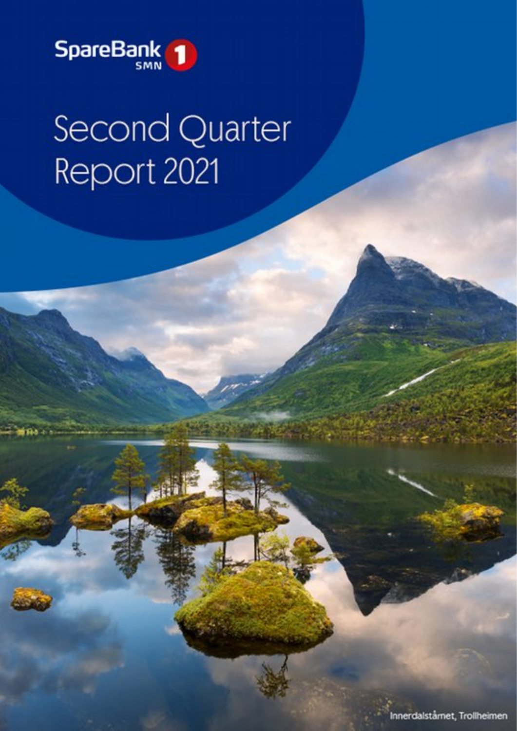SpareBank 1 SMN

# Second Quarter Report 2021

Innerdalstårnet, Trollheimen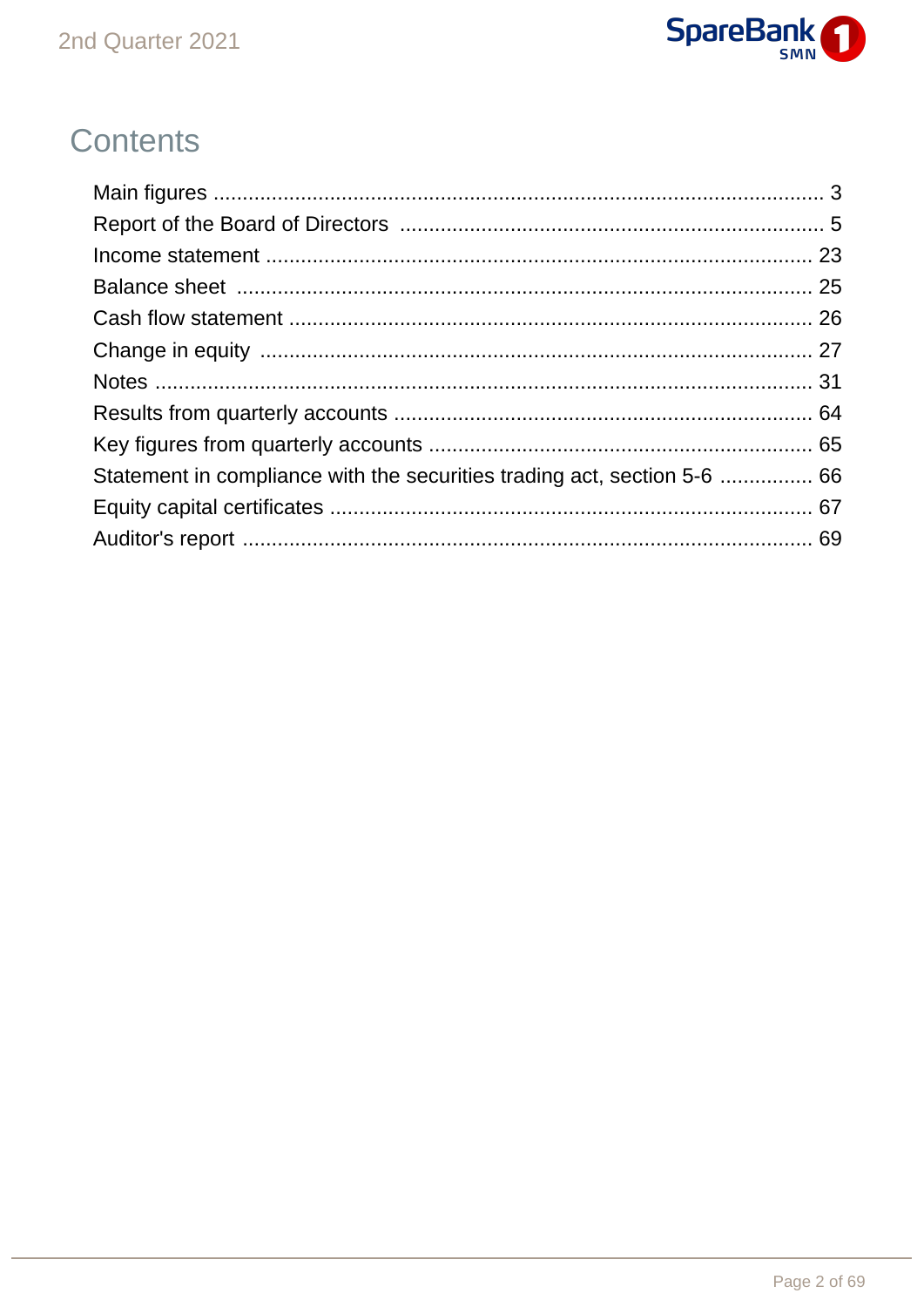# Contents

| | |
|---|---|
| Main figures | 3 |
| Report of the Board of Directors | 5 |
| Income statement | 23 |
| Balance sheet | 25 |
| Cash flow statement | 26 |
| Change in equity | 27 |
| Notes | 31 |
| Results from quarterly accounts | 64 |
| Key figures from quarterly accounts | 65 |
| Statement in compliance with the securities trading act, section 5-6 | 66 |
| Equity capital certificates | 67 |
| Auditor's report | 69 |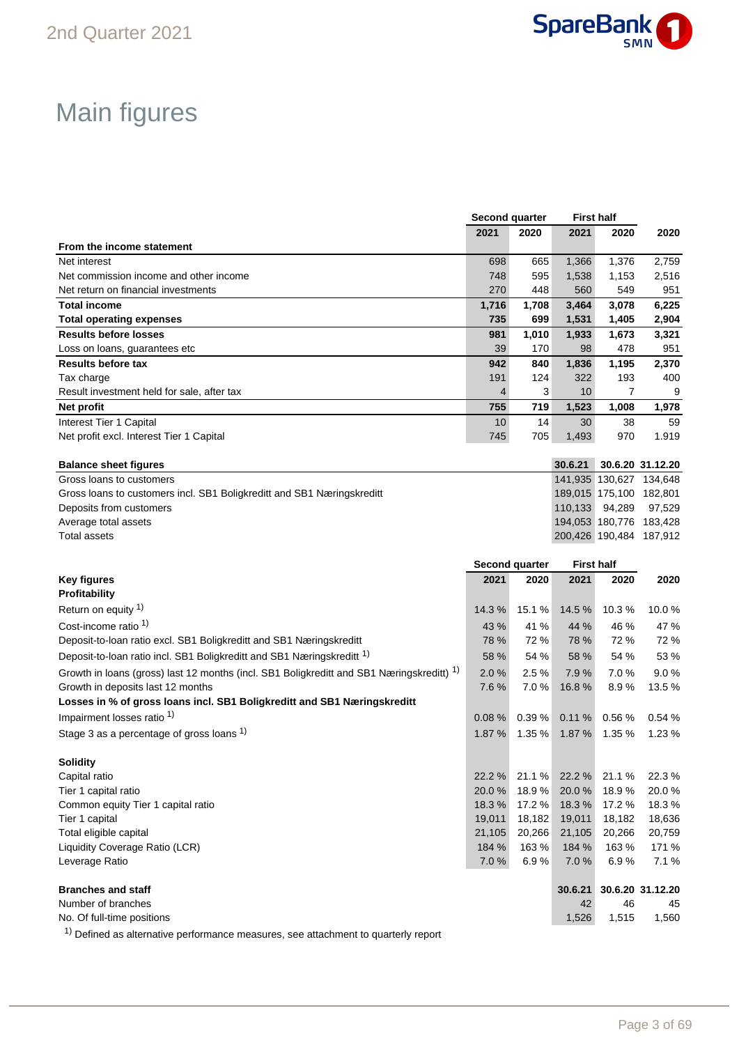# Main figures

| | Second quarter | | First half | | |
|---|---|---|---|---|---|
| | 2021 | 2020 | 2021 | 2020 | 2020 |
| **From the income statement** | | | | | |
| Net interest | 698 | 665 | 1,366 | 1,376 | 2,759 |
| Net commission income and other income | 748 | 595 | 1,538 | 1,153 | 2,516 |
| Net return on financial investments | 270 | 448 | 560 | 549 | 951 |
| **Total income** | **1,716** | **1,708** | **3,464** | **3,078** | **6,225** |
| **Total operating expenses** | **735** | **699** | **1,531** | **1,405** | **2,904** |
| **Results before losses** | **981** | **1,010** | **1,933** | **1,673** | **3,321** |
| Loss on loans, guarantees etc | 39 | 170 | 98 | 478 | 951 |
| **Results before tax** | **942** | **840** | **1,836** | **1,195** | **2,370** |
| Tax charge | 191 | 124 | 322 | 193 | 400 |
| Result investment held for sale, after tax | 4 | 3 | 10 | 7 | 9 |
| **Net profit** | **755** | **719** | **1,523** | **1,008** | **1,978** |
| Interest Tier 1 Capital | 10 | 14 | 30 | 38 | 59 |
| Net profit excl. Interest Tier 1 Capital | 745 | 705 | 1,493 | 970 | 1.919 |

| **Balance sheet figures** | 30.6.21 | 30.6.20 | 31.12.20 |
|---|---|---|---|
| Gross loans to customers | 141,935 | 130,627 | 134,648 |
| Gross loans to customers incl. SB1 Boligkreditt and SB1 Næringskreditt | 189,015 | 175,100 | 182,801 |
| Deposits from customers | 110,133 | 94,289 | 97,529 |
| Average total assets | 194,053 | 180,776 | 183,428 |
| Total assets | 200,426 | 190,484 | 187,912 |

| | Second quarter | | First half | | |
|---|---|---|---|---|---|
| **Key figures** | 2021 | 2020 | 2021 | 2020 | 2020 |
| **Profitability** | | | | | |
| Return on equity [1] | 14.3 % | 15.1 % | 14.5 % | 10.3 % | 10.0 % |
| Cost-income ratio [1] | 43 % | 41 % | 44 % | 46 % | 47 % |
| Deposit-to-loan ratio excl. SB1 Boligkreditt and SB1 Næringskreditt | 78 % | 72 % | 78 % | 72 % | 72 % |
| Deposit-to-loan ratio incl. SB1 Boligkreditt and SB1 Næringskreditt [1] | 58 % | 54 % | 58 % | 54 % | 53 % |
| Growth in loans (gross) last 12 months (incl. SB1 Boligkreditt and SB1 Næringskreditt) [1] | 2.0 % | 2.5 % | 7.9 % | 7.0 % | 9.0 % |
| Growth in deposits last 12 months | 7.6 % | 7.0 % | 16.8 % | 8.9 % | 13.5 % |
| **Losses in % of gross loans incl. SB1 Boligkreditt and SB1 Næringskreditt** | | | | | |
| Impairment losses ratio [1] | 0.08 % | 0.39 % | 0.11 % | 0.56 % | 0.54 % |
| Stage 3 as a percentage of gross loans [1] | 1.87 % | 1.35 % | 1.87 % | 1.35 % | 1.23 % |
| | | | | | |
| **Solidity** | | | | | |
| Capital ratio | 22.2 % | 21.1 % | 22.2 % | 21.1 % | 22.3 % |
| Tier 1 capital ratio | 20.0 % | 18.9 % | 20.0 % | 18.9 % | 20.0 % |
| Common equity Tier 1 capital ratio | 18.3 % | 17.2 % | 18.3 % | 17.2 % | 18.3 % |
| Tier 1 capital | 19,011 | 18,182 | 19,011 | 18,182 | 18,636 |
| Total eligible capital | 21,105 | 20,266 | 21,105 | 20,266 | 20,759 |
| Liquidity Coverage Ratio (LCR) | 184 % | 163 % | 184 % | 163 % | 171 % |
| Leverage Ratio | 7.0 % | 6.9 % | 7.0 % | 6.9 % | 7.1 % |

| **Branches and staff** | 30.6.21 | 30.6.20 | 31.12.20 |
|---|---|---|---|
| Number of branches | 42 | 46 | 45 |
| No. Of full-time positions | 1,526 | 1,515 | 1,560 |

[1] Defined as alternative performance measures, see attachment to quarterly report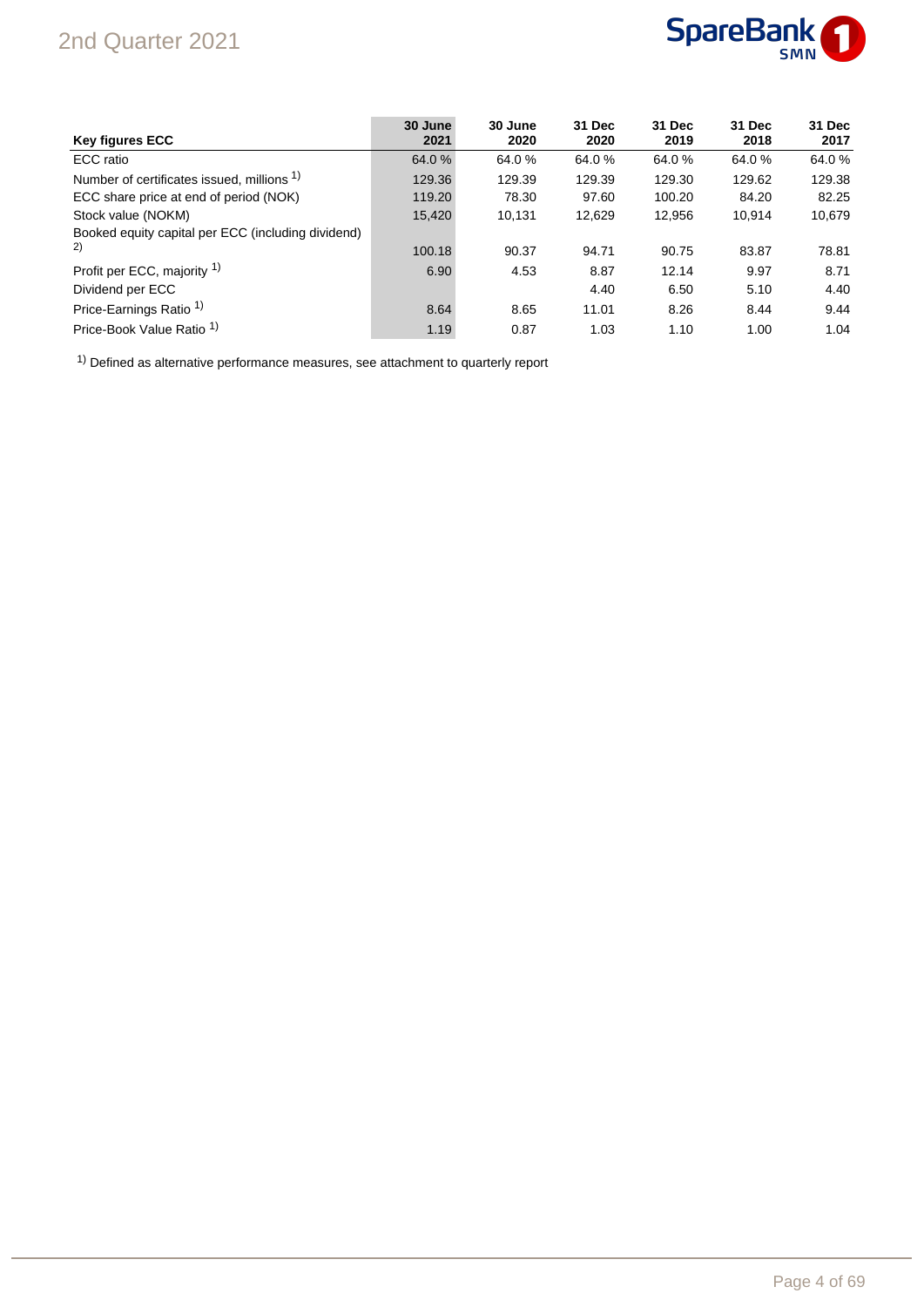| Key figures ECC | 30 June 2021 | 30 June 2020 | 31 Dec 2020 | 31 Dec 2019 | 31 Dec 2018 | 31 Dec 2017 |
|---|---|---|---|---|---|---|
| ECC ratio | 64.0 % | 64.0 % | 64.0 % | 64.0 % | 64.0 % | 64.0 % |
| Number of certificates issued, millions [1)] | 129.36 | 129.39 | 129.39 | 129.30 | 129.62 | 129.38 |
| ECC share price at end of period (NOK) | 119.20 | 78.30 | 97.60 | 100.20 | 84.20 | 82.25 |
| Stock value (NOKM) | 15,420 | 10,131 | 12,629 | 12,956 | 10,914 | 10,679 |
| Booked equity capital per ECC (including dividend) [2)] | 100.18 | 90.37 | 94.71 | 90.75 | 83.87 | 78.81 |
| Profit per ECC, majority [1)] | 6.90 | 4.53 | 8.87 | 12.14 | 9.97 | 8.71 |
| Dividend per ECC | | | 4.40 | 6.50 | 5.10 | 4.40 |
| Price-Earnings Ratio [1)] | 8.64 | 8.65 | 11.01 | 8.26 | 8.44 | 9.44 |
| Price-Book Value Ratio [1)] | 1.19 | 0.87 | 1.03 | 1.10 | 1.00 | 1.04 |

[1)] Defined as alternative performance measures, see attachment to quarterly report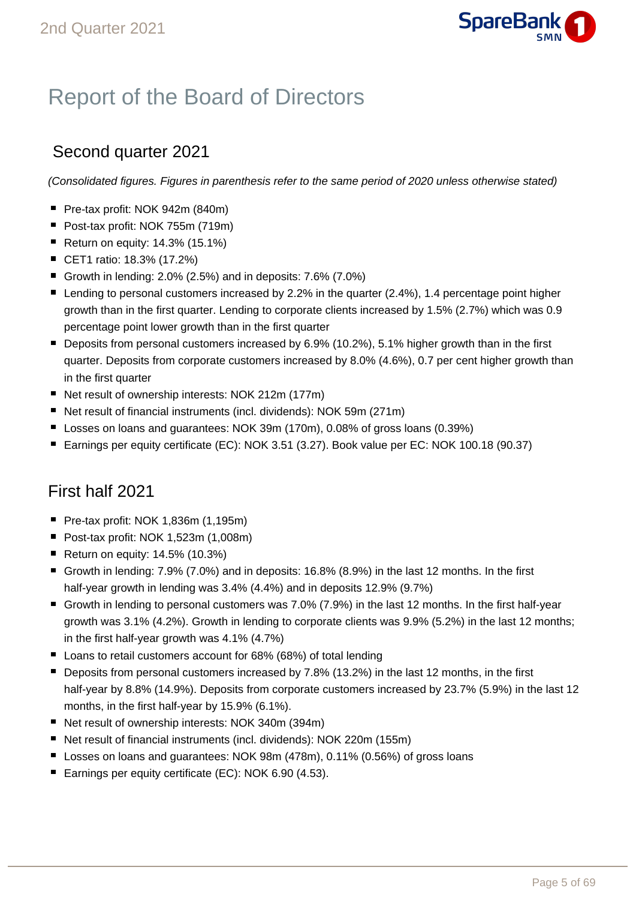# Report of the Board of Directors

## Second quarter 2021

*(Consolidated figures. Figures in parenthesis refer to the same period of 2020 unless otherwise stated)*

- Pre-tax profit: NOK 942m (840m)
- Post-tax profit: NOK 755m (719m)
- Return on equity: 14.3% (15.1%)
- CET1 ratio: 18.3% (17.2%)
- Growth in lending: 2.0% (2.5%) and in deposits: 7.6% (7.0%)
- Lending to personal customers increased by 2.2% in the quarter (2.4%), 1.4 percentage point higher growth than in the first quarter. Lending to corporate clients increased by 1.5% (2.7%) which was 0.9 percentage point lower growth than in the first quarter
- Deposits from personal customers increased by 6.9% (10.2%), 5.1% higher growth than in the first quarter. Deposits from corporate customers increased by 8.0% (4.6%), 0.7 per cent higher growth than in the first quarter
- Net result of ownership interests: NOK 212m (177m)
- Net result of financial instruments (incl. dividends): NOK 59m (271m)
- Losses on loans and guarantees: NOK 39m (170m), 0.08% of gross loans (0.39%)
- Earnings per equity certificate (EC): NOK 3.51 (3.27). Book value per EC: NOK 100.18 (90.37)

## First half 2021

- Pre-tax profit: NOK 1,836m (1,195m)
- Post-tax profit: NOK 1,523m (1,008m)
- Return on equity: 14.5% (10.3%)
- Growth in lending: 7.9% (7.0%) and in deposits: 16.8% (8.9%) in the last 12 months. In the first half-year growth in lending was 3.4% (4.4%) and in deposits 12.9% (9.7%)
- Growth in lending to personal customers was 7.0% (7.9%) in the last 12 months. In the first half-year growth was 3.1% (4.2%). Growth in lending to corporate clients was 9.9% (5.2%) in the last 12 months; in the first half-year growth was 4.1% (4.7%)
- Loans to retail customers account for 68% (68%) of total lending
- Deposits from personal customers increased by 7.8% (13.2%) in the last 12 months, in the first half-year by 8.8% (14.9%). Deposits from corporate customers increased by 23.7% (5.9%) in the last 12 months, in the first half-year by 15.9% (6.1%).
- Net result of ownership interests: NOK 340m (394m)
- Net result of financial instruments (incl. dividends): NOK 220m (155m)
- Losses on loans and guarantees: NOK 98m (478m), 0.11% (0.56%) of gross loans
- Earnings per equity certificate (EC): NOK 6.90 (4.53).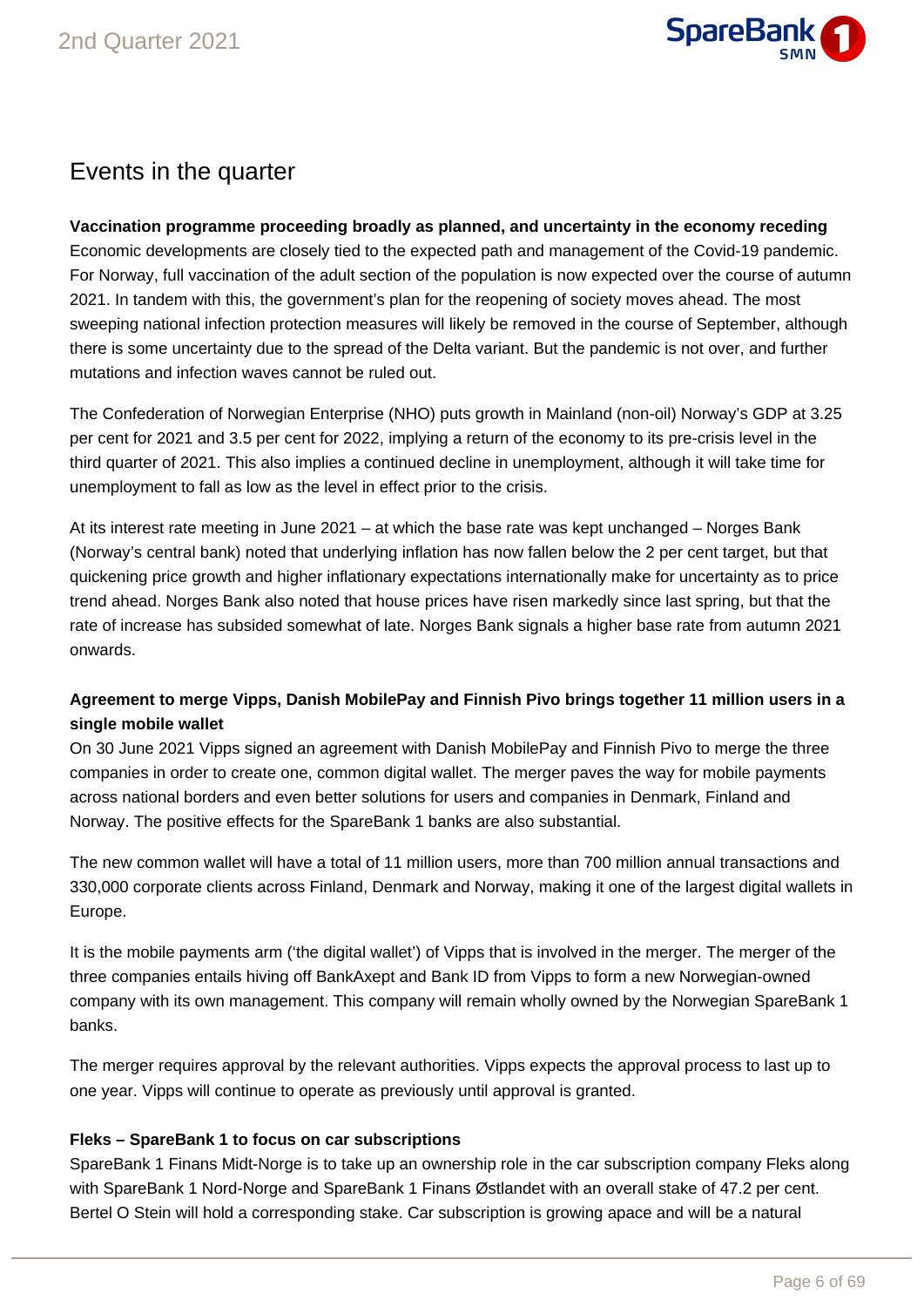## Events in the quarter

**Vaccination programme proceeding broadly as planned, and uncertainty in the economy receding**

Economic developments are closely tied to the expected path and management of the Covid-19 pandemic. For Norway, full vaccination of the adult section of the population is now expected over the course of autumn 2021. In tandem with this, the government's plan for the reopening of society moves ahead. The most sweeping national infection protection measures will likely be removed in the course of September, although there is some uncertainty due to the spread of the Delta variant. But the pandemic is not over, and further mutations and infection waves cannot be ruled out.

The Confederation of Norwegian Enterprise (NHO) puts growth in Mainland (non-oil) Norway's GDP at 3.25 per cent for 2021 and 3.5 per cent for 2022, implying a return of the economy to its pre-crisis level in the third quarter of 2021. This also implies a continued decline in unemployment, although it will take time for unemployment to fall as low as the level in effect prior to the crisis.

At its interest rate meeting in June 2021 – at which the base rate was kept unchanged – Norges Bank (Norway's central bank) noted that underlying inflation has now fallen below the 2 per cent target, but that quickening price growth and higher inflationary expectations internationally make for uncertainty as to price trend ahead. Norges Bank also noted that house prices have risen markedly since last spring, but that the rate of increase has subsided somewhat of late. Norges Bank signals a higher base rate from autumn 2021 onwards.

**Agreement to merge Vipps, Danish MobilePay and Finnish Pivo brings together 11 million users in a single mobile wallet**

On 30 June 2021 Vipps signed an agreement with Danish MobilePay and Finnish Pivo to merge the three companies in order to create one, common digital wallet. The merger paves the way for mobile payments across national borders and even better solutions for users and companies in Denmark, Finland and Norway. The positive effects for the SpareBank 1 banks are also substantial.

The new common wallet will have a total of 11 million users, more than 700 million annual transactions and 330,000 corporate clients across Finland, Denmark and Norway, making it one of the largest digital wallets in Europe.

It is the mobile payments arm ('the digital wallet') of Vipps that is involved in the merger. The merger of the three companies entails hiving off BankAxept and Bank ID from Vipps to form a new Norwegian-owned company with its own management. This company will remain wholly owned by the Norwegian SpareBank 1 banks.

The merger requires approval by the relevant authorities. Vipps expects the approval process to last up to one year. Vipps will continue to operate as previously until approval is granted.

**Fleks – SpareBank 1 to focus on car subscriptions**

SpareBank 1 Finans Midt-Norge is to take up an ownership role in the car subscription company Fleks along with SpareBank 1 Nord-Norge and SpareBank 1 Finans Østlandet with an overall stake of 47.2 per cent. Bertel O Stein will hold a corresponding stake. Car subscription is growing apace and will be a natural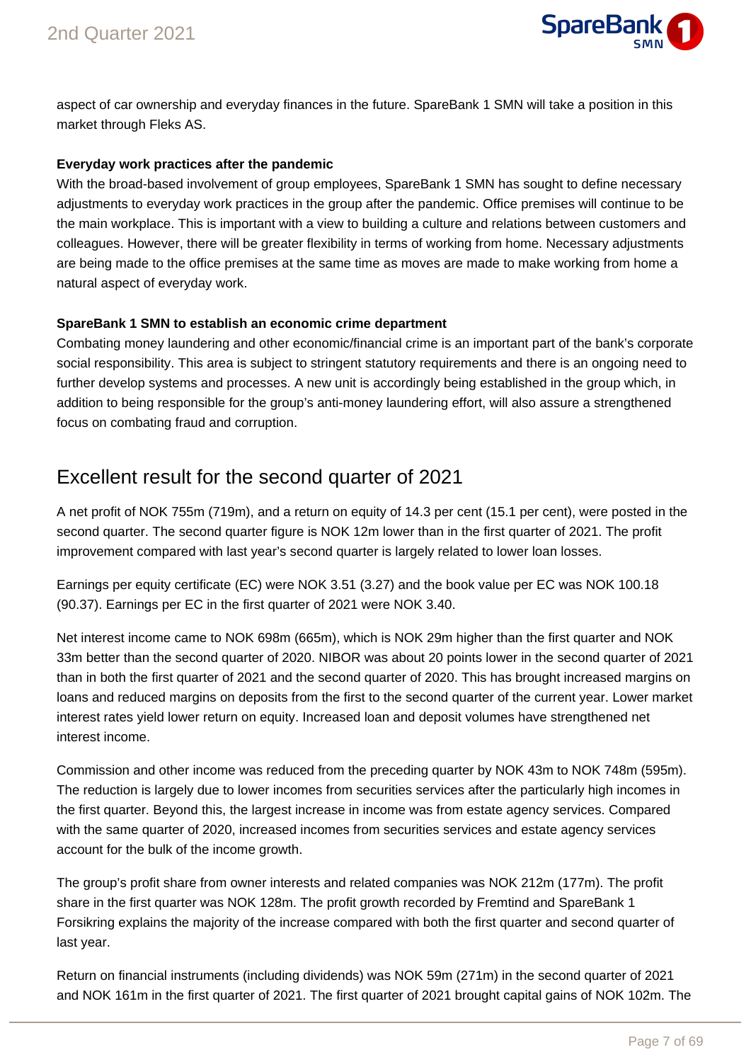aspect of car ownership and everyday finances in the future. SpareBank 1 SMN will take a position in this market through Fleks AS.

**Everyday work practices after the pandemic**

With the broad-based involvement of group employees, SpareBank 1 SMN has sought to define necessary adjustments to everyday work practices in the group after the pandemic. Office premises will continue to be the main workplace. This is important with a view to building a culture and relations between customers and colleagues. However, there will be greater flexibility in terms of working from home. Necessary adjustments are being made to the office premises at the same time as moves are made to make working from home a natural aspect of everyday work.

**SpareBank 1 SMN to establish an economic crime department**

Combating money laundering and other economic/financial crime is an important part of the bank's corporate social responsibility. This area is subject to stringent statutory requirements and there is an ongoing need to further develop systems and processes. A new unit is accordingly being established in the group which, in addition to being responsible for the group's anti-money laundering effort, will also assure a strengthened focus on combating fraud and corruption.

## Excellent result for the second quarter of 2021

A net profit of NOK 755m (719m), and a return on equity of 14.3 per cent (15.1 per cent), were posted in the second quarter. The second quarter figure is NOK 12m lower than in the first quarter of 2021. The profit improvement compared with last year's second quarter is largely related to lower loan losses.

Earnings per equity certificate (EC) were NOK 3.51 (3.27) and the book value per EC was NOK 100.18 (90.37). Earnings per EC in the first quarter of 2021 were NOK 3.40.

Net interest income came to NOK 698m (665m), which is NOK 29m higher than the first quarter and NOK 33m better than the second quarter of 2020. NIBOR was about 20 points lower in the second quarter of 2021 than in both the first quarter of 2021 and the second quarter of 2020. This has brought increased margins on loans and reduced margins on deposits from the first to the second quarter of the current year. Lower market interest rates yield lower return on equity. Increased loan and deposit volumes have strengthened net interest income.

Commission and other income was reduced from the preceding quarter by NOK 43m to NOK 748m (595m). The reduction is largely due to lower incomes from securities services after the particularly high incomes in the first quarter. Beyond this, the largest increase in income was from estate agency services. Compared with the same quarter of 2020, increased incomes from securities services and estate agency services account for the bulk of the income growth.

The group's profit share from owner interests and related companies was NOK 212m (177m). The profit share in the first quarter was NOK 128m. The profit growth recorded by Fremtind and SpareBank 1 Forsikring explains the majority of the increase compared with both the first quarter and second quarter of last year.

Return on financial instruments (including dividends) was NOK 59m (271m) in the second quarter of 2021 and NOK 161m in the first quarter of 2021. The first quarter of 2021 brought capital gains of NOK 102m. The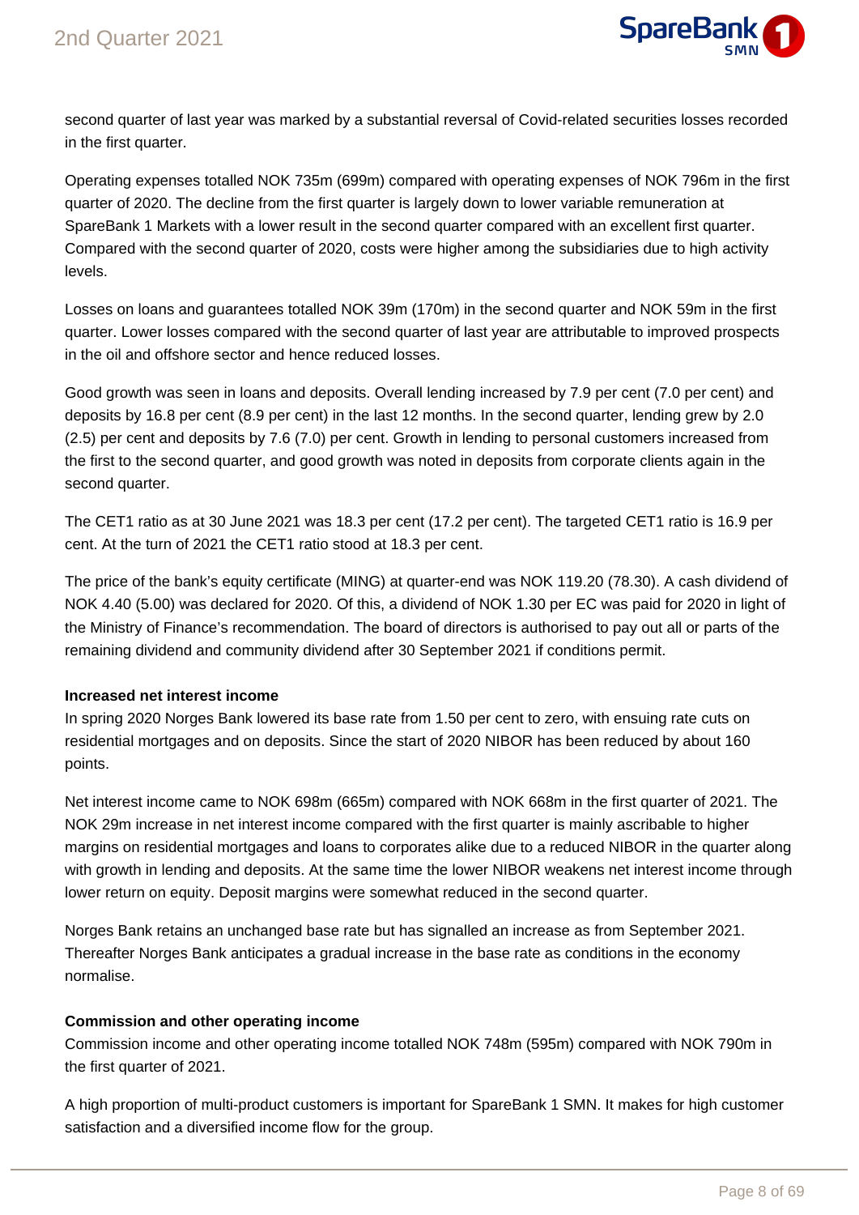second quarter of last year was marked by a substantial reversal of Covid-related securities losses recorded in the first quarter.

Operating expenses totalled NOK 735m (699m) compared with operating expenses of NOK 796m in the first quarter of 2020. The decline from the first quarter is largely down to lower variable remuneration at SpareBank 1 Markets with a lower result in the second quarter compared with an excellent first quarter. Compared with the second quarter of 2020, costs were higher among the subsidiaries due to high activity levels.

Losses on loans and guarantees totalled NOK 39m (170m) in the second quarter and NOK 59m in the first quarter. Lower losses compared with the second quarter of last year are attributable to improved prospects in the oil and offshore sector and hence reduced losses.

Good growth was seen in loans and deposits. Overall lending increased by 7.9 per cent (7.0 per cent) and deposits by 16.8 per cent (8.9 per cent) in the last 12 months. In the second quarter, lending grew by 2.0 (2.5) per cent and deposits by 7.6 (7.0) per cent. Growth in lending to personal customers increased from the first to the second quarter, and good growth was noted in deposits from corporate clients again in the second quarter.

The CET1 ratio as at 30 June 2021 was 18.3 per cent (17.2 per cent). The targeted CET1 ratio is 16.9 per cent. At the turn of 2021 the CET1 ratio stood at 18.3 per cent.

The price of the bank's equity certificate (MING) at quarter-end was NOK 119.20 (78.30). A cash dividend of NOK 4.40 (5.00) was declared for 2020. Of this, a dividend of NOK 1.30 per EC was paid for 2020 in light of the Ministry of Finance's recommendation. The board of directors is authorised to pay out all or parts of the remaining dividend and community dividend after 30 September 2021 if conditions permit.

**Increased net interest income**

In spring 2020 Norges Bank lowered its base rate from 1.50 per cent to zero, with ensuing rate cuts on residential mortgages and on deposits. Since the start of 2020 NIBOR has been reduced by about 160 points.

Net interest income came to NOK 698m (665m) compared with NOK 668m in the first quarter of 2021. The NOK 29m increase in net interest income compared with the first quarter is mainly ascribable to higher margins on residential mortgages and loans to corporates alike due to a reduced NIBOR in the quarter along with growth in lending and deposits. At the same time the lower NIBOR weakens net interest income through lower return on equity. Deposit margins were somewhat reduced in the second quarter.

Norges Bank retains an unchanged base rate but has signalled an increase as from September 2021. Thereafter Norges Bank anticipates a gradual increase in the base rate as conditions in the economy normalise.

**Commission and other operating income**

Commission income and other operating income totalled NOK 748m (595m) compared with NOK 790m in the first quarter of 2021.

A high proportion of multi-product customers is important for SpareBank 1 SMN. It makes for high customer satisfaction and a diversified income flow for the group.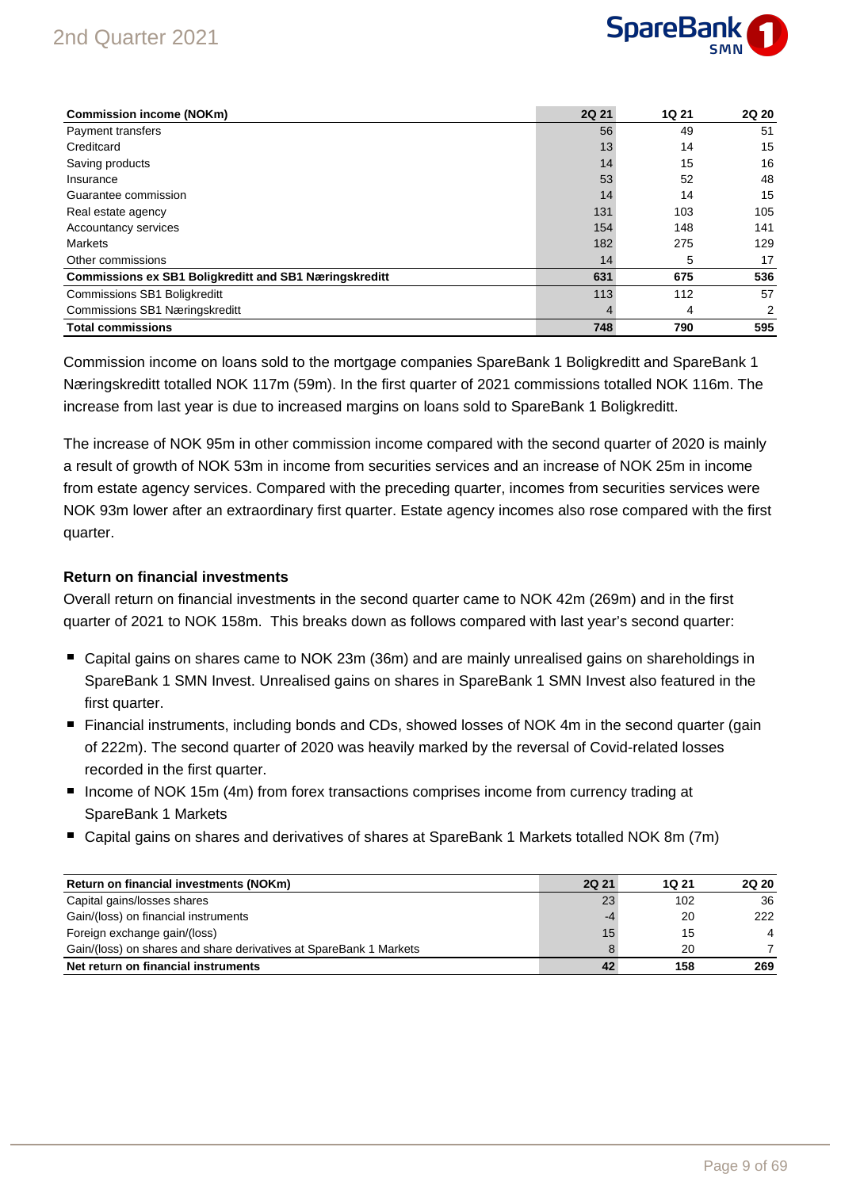| Commission income (NOKm) | 2Q 21 | 1Q 21 | 2Q 20 |
|---|---|---|---|
| Payment transfers | 56 | 49 | 51 |
| Creditcard | 13 | 14 | 15 |
| Saving products | 14 | 15 | 16 |
| Insurance | 53 | 52 | 48 |
| Guarantee commission | 14 | 14 | 15 |
| Real estate agency | 131 | 103 | 105 |
| Accountancy services | 154 | 148 | 141 |
| Markets | 182 | 275 | 129 |
| Other commissions | 14 | 5 | 17 |
| **Commissions ex SB1 Boligkreditt and SB1 Næringskreditt** | **631** | **675** | **536** |
| Commissions SB1 Boligkreditt | 113 | 112 | 57 |
| Commissions SB1 Næringskreditt | 4 | 4 | 2 |
| **Total commissions** | **748** | **790** | **595** |

Commission income on loans sold to the mortgage companies SpareBank 1 Boligkreditt and SpareBank 1 Næringskreditt totalled NOK 117m (59m). In the first quarter of 2021 commissions totalled NOK 116m. The increase from last year is due to increased margins on loans sold to SpareBank 1 Boligkreditt.

The increase of NOK 95m in other commission income compared with the second quarter of 2020 is mainly a result of growth of NOK 53m in income from securities services and an increase of NOK 25m in income from estate agency services. Compared with the preceding quarter, incomes from securities services were NOK 93m lower after an extraordinary first quarter. Estate agency incomes also rose compared with the first quarter.

### Return on financial investments

Overall return on financial investments in the second quarter came to NOK 42m (269m) and in the first quarter of 2021 to NOK 158m. This breaks down as follows compared with last year's second quarter:

- Capital gains on shares came to NOK 23m (36m) and are mainly unrealised gains on shareholdings in SpareBank 1 SMN Invest. Unrealised gains on shares in SpareBank 1 SMN Invest also featured in the first quarter.
- Financial instruments, including bonds and CDs, showed losses of NOK 4m in the second quarter (gain of 222m). The second quarter of 2020 was heavily marked by the reversal of Covid-related losses recorded in the first quarter.
- Income of NOK 15m (4m) from forex transactions comprises income from currency trading at SpareBank 1 Markets
- Capital gains on shares and derivatives of shares at SpareBank 1 Markets totalled NOK 8m (7m)

| Return on financial investments (NOKm) | 2Q 21 | 1Q 21 | 2Q 20 |
|---|---|---|---|
| Capital gains/losses shares | 23 | 102 | 36 |
| Gain/(loss) on financial instruments | -4 | 20 | 222 |
| Foreign exchange gain/(loss) | 15 | 15 | 4 |
| Gain/(loss) on shares and share derivatives at SpareBank 1 Markets | 8 | 20 | 7 |
| **Net return on financial instruments** | **42** | **158** | **269** |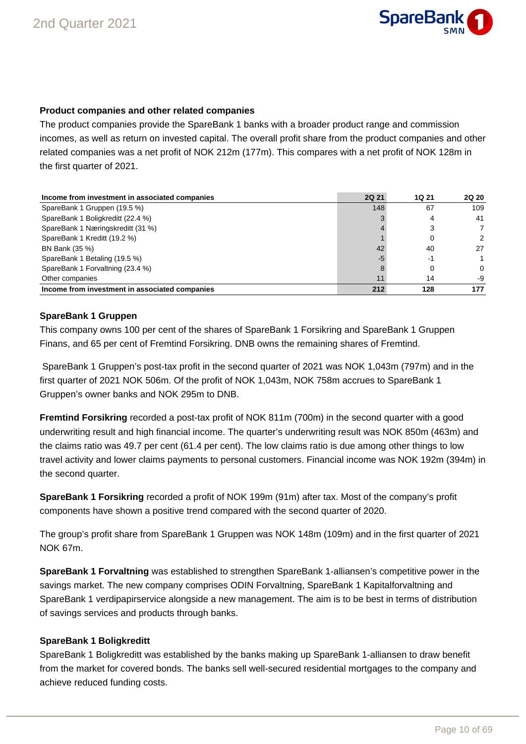### Product companies and other related companies

The product companies provide the SpareBank 1 banks with a broader product range and commission incomes, as well as return on invested capital. The overall profit share from the product companies and other related companies was a net profit of NOK 212m (177m). This compares with a net profit of NOK 128m in the first quarter of 2021.

| Income from investment in associated companies | 2Q 21 | 1Q 21 | 2Q 20 |
|---|---|---|---|
| SpareBank 1 Gruppen (19.5 %) | 148 | 67 | 109 |
| SpareBank 1 Boligkreditt (22.4 %) | 3 | 4 | 41 |
| SpareBank 1 Næringskreditt (31 %) | 4 | 3 | 7 |
| SpareBank 1 Kreditt (19.2 %) | 1 | 0 | 2 |
| BN Bank (35 %) | 42 | 40 | 27 |
| SpareBank 1 Betaling (19.5 %) | -5 | -1 | 1 |
| SpareBank 1 Forvaltning (23.4 %) | 8 | 0 | 0 |
| Other companies | 11 | 14 | -9 |
| **Income from investment in associated companies** | **212** | **128** | **177** |

### SpareBank 1 Gruppen

This company owns 100 per cent of the shares of SpareBank 1 Forsikring and SpareBank 1 Gruppen Finans, and 65 per cent of Fremtind Forsikring. DNB owns the remaining shares of Fremtind.

SpareBank 1 Gruppen's post-tax profit in the second quarter of 2021 was NOK 1,043m (797m) and in the first quarter of 2021 NOK 506m. Of the profit of NOK 1,043m, NOK 758m accrues to SpareBank 1 Gruppen's owner banks and NOK 295m to DNB.

**Fremtind Forsikring** recorded a post-tax profit of NOK 811m (700m) in the second quarter with a good underwriting result and high financial income. The quarter's underwriting result was NOK 850m (463m) and the claims ratio was 49.7 per cent (61.4 per cent). The low claims ratio is due among other things to low travel activity and lower claims payments to personal customers. Financial income was NOK 192m (394m) in the second quarter.

**SpareBank 1 Forsikring** recorded a profit of NOK 199m (91m) after tax. Most of the company's profit components have shown a positive trend compared with the second quarter of 2020.

The group's profit share from SpareBank 1 Gruppen was NOK 148m (109m) and in the first quarter of 2021 NOK 67m.

**SpareBank 1 Forvaltning** was established to strengthen SpareBank 1-alliansen's competitive power in the savings market. The new company comprises ODIN Forvaltning, SpareBank 1 Kapitalforvaltning and SpareBank 1 verdipapirservice alongside a new management. The aim is to be best in terms of distribution of savings services and products through banks.

### SpareBank 1 Boligkreditt

SpareBank 1 Boligkreditt was established by the banks making up SpareBank 1-alliansen to draw benefit from the market for covered bonds. The banks sell well-secured residential mortgages to the company and achieve reduced funding costs.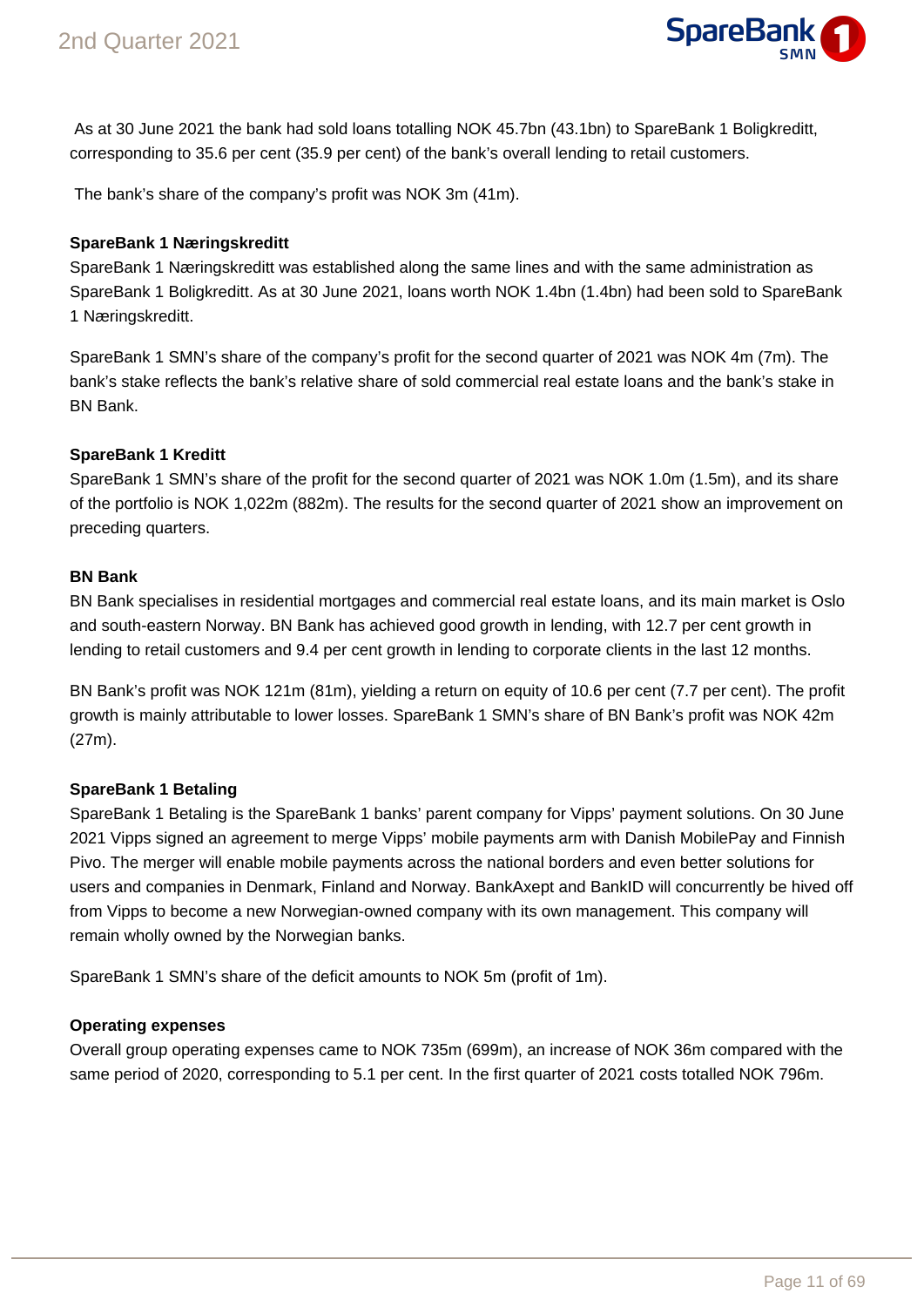As at 30 June 2021 the bank had sold loans totalling NOK 45.7bn (43.1bn) to SpareBank 1 Boligkreditt, corresponding to 35.6 per cent (35.9 per cent) of the bank's overall lending to retail customers.

The bank's share of the company's profit was NOK 3m (41m).

**SpareBank 1 Næringskreditt**

SpareBank 1 Næringskreditt was established along the same lines and with the same administration as SpareBank 1 Boligkreditt. As at 30 June 2021, loans worth NOK 1.4bn (1.4bn) had been sold to SpareBank 1 Næringskreditt.

SpareBank 1 SMN's share of the company's profit for the second quarter of 2021 was NOK 4m (7m). The bank's stake reflects the bank's relative share of sold commercial real estate loans and the bank's stake in BN Bank.

**SpareBank 1 Kreditt**

SpareBank 1 SMN's share of the profit for the second quarter of 2021 was NOK 1.0m (1.5m), and its share of the portfolio is NOK 1,022m (882m). The results for the second quarter of 2021 show an improvement on preceding quarters.

**BN Bank**

BN Bank specialises in residential mortgages and commercial real estate loans, and its main market is Oslo and south-eastern Norway. BN Bank has achieved good growth in lending, with 12.7 per cent growth in lending to retail customers and 9.4 per cent growth in lending to corporate clients in the last 12 months.

BN Bank's profit was NOK 121m (81m), yielding a return on equity of 10.6 per cent (7.7 per cent). The profit growth is mainly attributable to lower losses. SpareBank 1 SMN's share of BN Bank's profit was NOK 42m (27m).

**SpareBank 1 Betaling**

SpareBank 1 Betaling is the SpareBank 1 banks' parent company for Vipps' payment solutions. On 30 June 2021 Vipps signed an agreement to merge Vipps' mobile payments arm with Danish MobilePay and Finnish Pivo. The merger will enable mobile payments across the national borders and even better solutions for users and companies in Denmark, Finland and Norway. BankAxept and BankID will concurrently be hived off from Vipps to become a new Norwegian-owned company with its own management. This company will remain wholly owned by the Norwegian banks.

SpareBank 1 SMN's share of the deficit amounts to NOK 5m (profit of 1m).

**Operating expenses**

Overall group operating expenses came to NOK 735m (699m), an increase of NOK 36m compared with the same period of 2020, corresponding to 5.1 per cent. In the first quarter of 2021 costs totalled NOK 796m.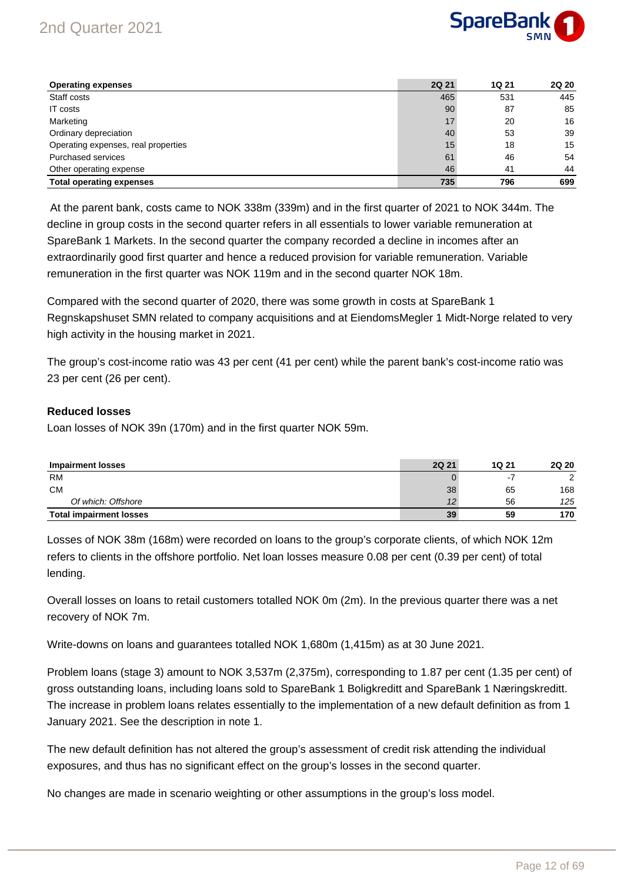| Operating expenses | 2Q 21 | 1Q 21 | 2Q 20 |
|---|---|---|---|
| Staff costs | 465 | 531 | 445 |
| IT costs | 90 | 87 | 85 |
| Marketing | 17 | 20 | 16 |
| Ordinary depreciation | 40 | 53 | 39 |
| Operating expenses, real properties | 15 | 18 | 15 |
| Purchased services | 61 | 46 | 54 |
| Other operating expense | 46 | 41 | 44 |
| **Total operating expenses** | **735** | **796** | **699** |

At the parent bank, costs came to NOK 338m (339m) and in the first quarter of 2021 to NOK 344m. The decline in group costs in the second quarter refers in all essentials to lower variable remuneration at SpareBank 1 Markets. In the second quarter the company recorded a decline in incomes after an extraordinarily good first quarter and hence a reduced provision for variable remuneration. Variable remuneration in the first quarter was NOK 119m and in the second quarter NOK 18m.

Compared with the second quarter of 2020, there was some growth in costs at SpareBank 1 Regnskapshuset SMN related to company acquisitions and at EiendomsMegler 1 Midt-Norge related to very high activity in the housing market in 2021.

The group's cost-income ratio was 43 per cent (41 per cent) while the parent bank's cost-income ratio was 23 per cent (26 per cent).

### Reduced losses

Loan losses of NOK 39n (170m) and in the first quarter NOK 59m.

| Impairment losses | 2Q 21 | 1Q 21 | 2Q 20 |
|---|---|---|---|
| RM | 0 | -7 | 2 |
| CM | 38 | 65 | 168 |
| *Of which: Offshore* | *12* | 56 | *125* |
| **Total impairment losses** | **39** | **59** | **170** |

Losses of NOK 38m (168m) were recorded on loans to the group's corporate clients, of which NOK 12m refers to clients in the offshore portfolio. Net loan losses measure 0.08 per cent (0.39 per cent) of total lending.

Overall losses on loans to retail customers totalled NOK 0m (2m). In the previous quarter there was a net recovery of NOK 7m.

Write-downs on loans and guarantees totalled NOK 1,680m (1,415m) as at 30 June 2021.

Problem loans (stage 3) amount to NOK 3,537m (2,375m), corresponding to 1.87 per cent (1.35 per cent) of gross outstanding loans, including loans sold to SpareBank 1 Boligkreditt and SpareBank 1 Næringskreditt. The increase in problem loans relates essentially to the implementation of a new default definition as from 1 January 2021. See the description in note 1.

The new default definition has not altered the group's assessment of credit risk attending the individual exposures, and thus has no significant effect on the group's losses in the second quarter.

No changes are made in scenario weighting or other assumptions in the group's loss model.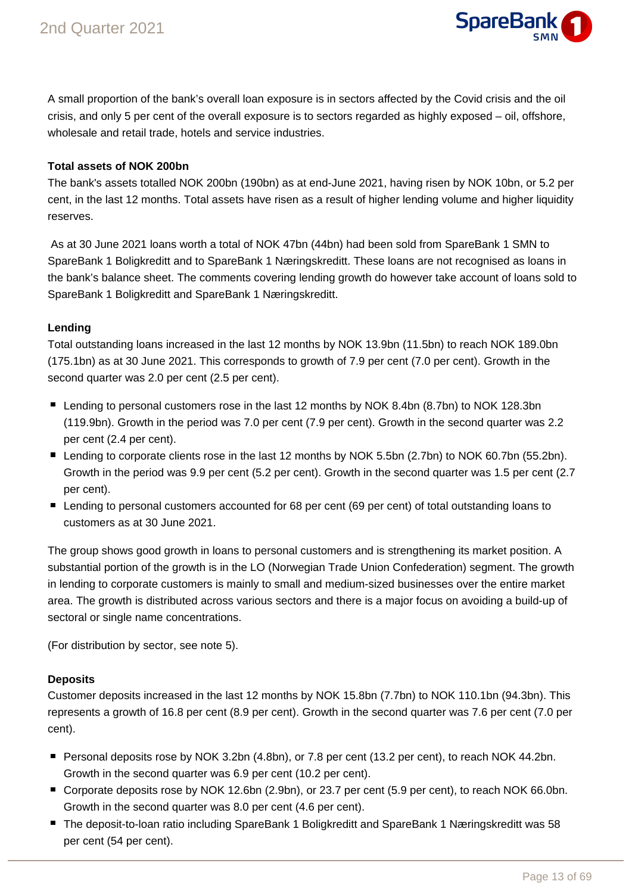A small proportion of the bank's overall loan exposure is in sectors affected by the Covid crisis and the oil crisis, and only 5 per cent of the overall exposure is to sectors regarded as highly exposed – oil, offshore, wholesale and retail trade, hotels and service industries.

**Total assets of NOK 200bn**

The bank's assets totalled NOK 200bn (190bn) as at end-June 2021, having risen by NOK 10bn, or 5.2 per cent, in the last 12 months. Total assets have risen as a result of higher lending volume and higher liquidity reserves.

As at 30 June 2021 loans worth a total of NOK 47bn (44bn) had been sold from SpareBank 1 SMN to SpareBank 1 Boligkreditt and to SpareBank 1 Næringskreditt. These loans are not recognised as loans in the bank's balance sheet. The comments covering lending growth do however take account of loans sold to SpareBank 1 Boligkreditt and SpareBank 1 Næringskreditt.

**Lending**

Total outstanding loans increased in the last 12 months by NOK 13.9bn (11.5bn) to reach NOK 189.0bn (175.1bn) as at 30 June 2021. This corresponds to growth of 7.9 per cent (7.0 per cent). Growth in the second quarter was 2.0 per cent (2.5 per cent).

- Lending to personal customers rose in the last 12 months by NOK 8.4bn (8.7bn) to NOK 128.3bn (119.9bn). Growth in the period was 7.0 per cent (7.9 per cent). Growth in the second quarter was 2.2 per cent (2.4 per cent).
- Lending to corporate clients rose in the last 12 months by NOK 5.5bn (2.7bn) to NOK 60.7bn (55.2bn). Growth in the period was 9.9 per cent (5.2 per cent). Growth in the second quarter was 1.5 per cent (2.7 per cent).
- Lending to personal customers accounted for 68 per cent (69 per cent) of total outstanding loans to customers as at 30 June 2021.

The group shows good growth in loans to personal customers and is strengthening its market position. A substantial portion of the growth is in the LO (Norwegian Trade Union Confederation) segment. The growth in lending to corporate customers is mainly to small and medium-sized businesses over the entire market area. The growth is distributed across various sectors and there is a major focus on avoiding a build-up of sectoral or single name concentrations.

(For distribution by sector, see note 5).

**Deposits**

Customer deposits increased in the last 12 months by NOK 15.8bn (7.7bn) to NOK 110.1bn (94.3bn). This represents a growth of 16.8 per cent (8.9 per cent). Growth in the second quarter was 7.6 per cent (7.0 per cent).

- Personal deposits rose by NOK 3.2bn (4.8bn), or 7.8 per cent (13.2 per cent), to reach NOK 44.2bn. Growth in the second quarter was 6.9 per cent (10.2 per cent).
- Corporate deposits rose by NOK 12.6bn (2.9bn), or 23.7 per cent (5.9 per cent), to reach NOK 66.0bn. Growth in the second quarter was 8.0 per cent (4.6 per cent).
- The deposit-to-loan ratio including SpareBank 1 Boligkreditt and SpareBank 1 Næringskreditt was 58 per cent (54 per cent).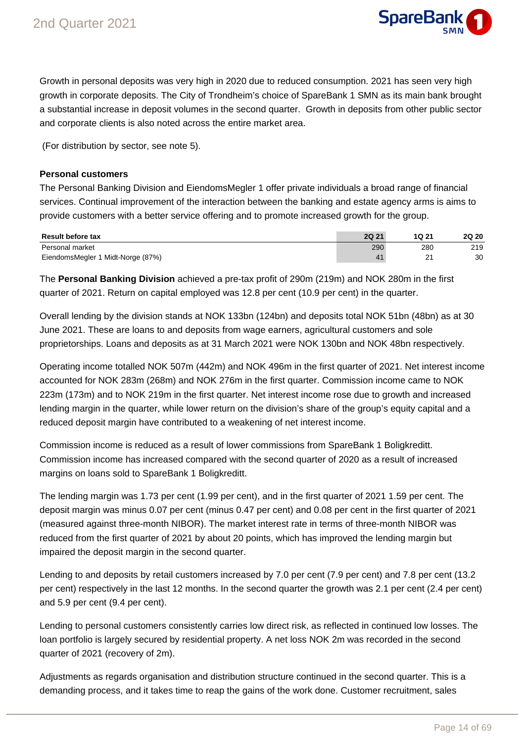Growth in personal deposits was very high in 2020 due to reduced consumption. 2021 has seen very high growth in corporate deposits. The City of Trondheim's choice of SpareBank 1 SMN as its main bank brought a substantial increase in deposit volumes in the second quarter. Growth in deposits from other public sector and corporate clients is also noted across the entire market area.

(For distribution by sector, see note 5).

**Personal customers**

The Personal Banking Division and EiendomsMegler 1 offer private individuals a broad range of financial services. Continual improvement of the interaction between the banking and estate agency arms is aims to provide customers with a better service offering and to promote increased growth for the group.

| Result before tax | 2Q 21 | 1Q 21 | 2Q 20 |
|---|---|---|---|
| Personal market | 290 | 280 | 219 |
| EiendomsMegler 1 Midt-Norge (87%) | 41 | 21 | 30 |

The **Personal Banking Division** achieved a pre-tax profit of 290m (219m) and NOK 280m in the first quarter of 2021. Return on capital employed was 12.8 per cent (10.9 per cent) in the quarter.

Overall lending by the division stands at NOK 133bn (124bn) and deposits total NOK 51bn (48bn) as at 30 June 2021. These are loans to and deposits from wage earners, agricultural customers and sole proprietorships. Loans and deposits as at 31 March 2021 were NOK 130bn and NOK 48bn respectively.

Operating income totalled NOK 507m (442m) and NOK 496m in the first quarter of 2021. Net interest income accounted for NOK 283m (268m) and NOK 276m in the first quarter. Commission income came to NOK 223m (173m) and to NOK 219m in the first quarter. Net interest income rose due to growth and increased lending margin in the quarter, while lower return on the division's share of the group's equity capital and a reduced deposit margin have contributed to a weakening of net interest income.

Commission income is reduced as a result of lower commissions from SpareBank 1 Boligkreditt. Commission income has increased compared with the second quarter of 2020 as a result of increased margins on loans sold to SpareBank 1 Boligkreditt.

The lending margin was 1.73 per cent (1.99 per cent), and in the first quarter of 2021 1.59 per cent. The deposit margin was minus 0.07 per cent (minus 0.47 per cent) and 0.08 per cent in the first quarter of 2021 (measured against three-month NIBOR). The market interest rate in terms of three-month NIBOR was reduced from the first quarter of 2021 by about 20 points, which has improved the lending margin but impaired the deposit margin in the second quarter.

Lending to and deposits by retail customers increased by 7.0 per cent (7.9 per cent) and 7.8 per cent (13.2 per cent) respectively in the last 12 months. In the second quarter the growth was 2.1 per cent (2.4 per cent) and 5.9 per cent (9.4 per cent).

Lending to personal customers consistently carries low direct risk, as reflected in continued low losses. The loan portfolio is largely secured by residential property. A net loss NOK 2m was recorded in the second quarter of 2021 (recovery of 2m).

Adjustments as regards organisation and distribution structure continued in the second quarter. This is a demanding process, and it takes time to reap the gains of the work done. Customer recruitment, sales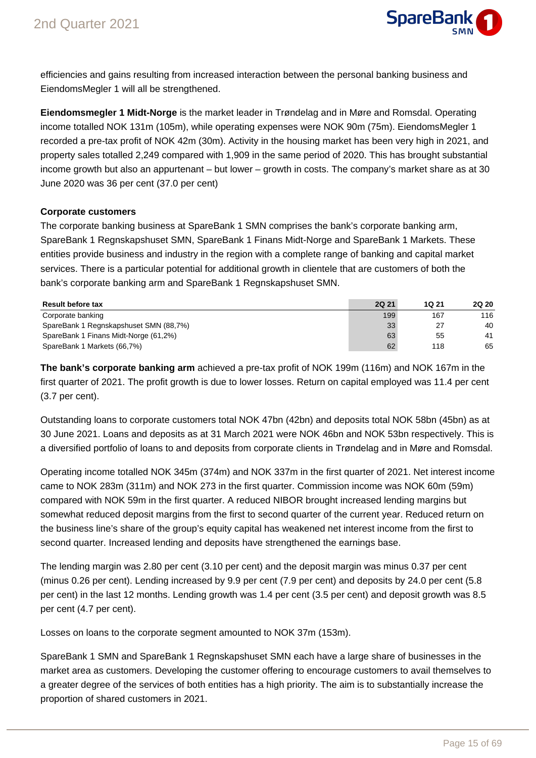efficiencies and gains resulting from increased interaction between the personal banking business and EiendomsMegler 1 will all be strengthened.

**Eiendomsmegler 1 Midt-Norge** is the market leader in Trøndelag and in Møre and Romsdal. Operating income totalled NOK 131m (105m), while operating expenses were NOK 90m (75m). EiendomsMegler 1 recorded a pre-tax profit of NOK 42m (30m). Activity in the housing market has been very high in 2021, and property sales totalled 2,249 compared with 1,909 in the same period of 2020. This has brought substantial income growth but also an appurtenant – but lower – growth in costs. The company's market share as at 30 June 2020 was 36 per cent (37.0 per cent)

**Corporate customers**

The corporate banking business at SpareBank 1 SMN comprises the bank's corporate banking arm, SpareBank 1 Regnskapshuset SMN, SpareBank 1 Finans Midt-Norge and SpareBank 1 Markets. These entities provide business and industry in the region with a complete range of banking and capital market services. There is a particular potential for additional growth in clientele that are customers of both the bank's corporate banking arm and SpareBank 1 Regnskapshuset SMN.

| Result before tax | 2Q 21 | 1Q 21 | 2Q 20 |
|---|---|---|---|
| Corporate banking | 199 | 167 | 116 |
| SpareBank 1 Regnskapshuset SMN (88,7%) | 33 | 27 | 40 |
| SpareBank 1 Finans Midt-Norge (61,2%) | 63 | 55 | 41 |
| SpareBank 1 Markets (66,7%) | 62 | 118 | 65 |

**The bank's corporate banking arm** achieved a pre-tax profit of NOK 199m (116m) and NOK 167m in the first quarter of 2021. The profit growth is due to lower losses. Return on capital employed was 11.4 per cent (3.7 per cent).

Outstanding loans to corporate customers total NOK 47bn (42bn) and deposits total NOK 58bn (45bn) as at 30 June 2021. Loans and deposits as at 31 March 2021 were NOK 46bn and NOK 53bn respectively. This is a diversified portfolio of loans to and deposits from corporate clients in Trøndelag and in Møre and Romsdal.

Operating income totalled NOK 345m (374m) and NOK 337m in the first quarter of 2021. Net interest income came to NOK 283m (311m) and NOK 273 in the first quarter. Commission income was NOK 60m (59m) compared with NOK 59m in the first quarter. A reduced NIBOR brought increased lending margins but somewhat reduced deposit margins from the first to second quarter of the current year. Reduced return on the business line's share of the group's equity capital has weakened net interest income from the first to second quarter. Increased lending and deposits have strengthened the earnings base.

The lending margin was 2.80 per cent (3.10 per cent) and the deposit margin was minus 0.37 per cent (minus 0.26 per cent). Lending increased by 9.9 per cent (7.9 per cent) and deposits by 24.0 per cent (5.8 per cent) in the last 12 months. Lending growth was 1.4 per cent (3.5 per cent) and deposit growth was 8.5 per cent (4.7 per cent).

Losses on loans to the corporate segment amounted to NOK 37m (153m).

SpareBank 1 SMN and SpareBank 1 Regnskapshuset SMN each have a large share of businesses in the market area as customers. Developing the customer offering to encourage customers to avail themselves to a greater degree of the services of both entities has a high priority. The aim is to substantially increase the proportion of shared customers in 2021.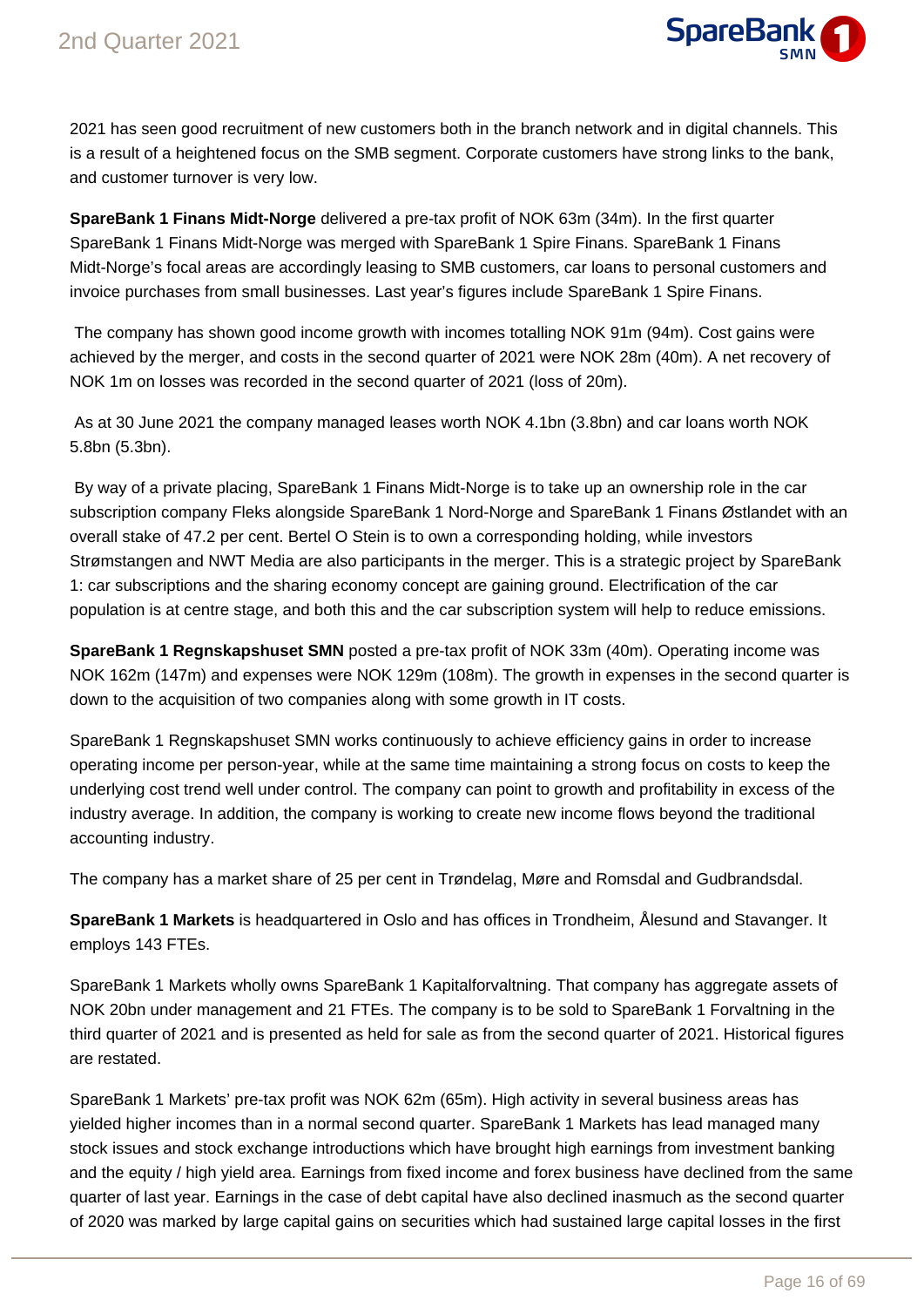2021 has seen good recruitment of new customers both in the branch network and in digital channels. This is a result of a heightened focus on the SMB segment. Corporate customers have strong links to the bank, and customer turnover is very low.

**SpareBank 1 Finans Midt-Norge** delivered a pre-tax profit of NOK 63m (34m). In the first quarter SpareBank 1 Finans Midt-Norge was merged with SpareBank 1 Spire Finans. SpareBank 1 Finans Midt-Norge's focal areas are accordingly leasing to SMB customers, car loans to personal customers and invoice purchases from small businesses. Last year's figures include SpareBank 1 Spire Finans.

The company has shown good income growth with incomes totalling NOK 91m (94m). Cost gains were achieved by the merger, and costs in the second quarter of 2021 were NOK 28m (40m). A net recovery of NOK 1m on losses was recorded in the second quarter of 2021 (loss of 20m).

As at 30 June 2021 the company managed leases worth NOK 4.1bn (3.8bn) and car loans worth NOK 5.8bn (5.3bn).

By way of a private placing, SpareBank 1 Finans Midt-Norge is to take up an ownership role in the car subscription company Fleks alongside SpareBank 1 Nord-Norge and SpareBank 1 Finans Østlandet with an overall stake of 47.2 per cent. Bertel O Stein is to own a corresponding holding, while investors Strømstangen and NWT Media are also participants in the merger. This is a strategic project by SpareBank 1: car subscriptions and the sharing economy concept are gaining ground. Electrification of the car population is at centre stage, and both this and the car subscription system will help to reduce emissions.

**SpareBank 1 Regnskapshuset SMN** posted a pre-tax profit of NOK 33m (40m). Operating income was NOK 162m (147m) and expenses were NOK 129m (108m). The growth in expenses in the second quarter is down to the acquisition of two companies along with some growth in IT costs.

SpareBank 1 Regnskapshuset SMN works continuously to achieve efficiency gains in order to increase operating income per person-year, while at the same time maintaining a strong focus on costs to keep the underlying cost trend well under control. The company can point to growth and profitability in excess of the industry average. In addition, the company is working to create new income flows beyond the traditional accounting industry.

The company has a market share of 25 per cent in Trøndelag, Møre and Romsdal and Gudbrandsdal.

**SpareBank 1 Markets** is headquartered in Oslo and has offices in Trondheim, Ålesund and Stavanger. It employs 143 FTEs.

SpareBank 1 Markets wholly owns SpareBank 1 Kapitalforvaltning. That company has aggregate assets of NOK 20bn under management and 21 FTEs. The company is to be sold to SpareBank 1 Forvaltning in the third quarter of 2021 and is presented as held for sale as from the second quarter of 2021. Historical figures are restated.

SpareBank 1 Markets' pre-tax profit was NOK 62m (65m). High activity in several business areas has yielded higher incomes than in a normal second quarter. SpareBank 1 Markets has lead managed many stock issues and stock exchange introductions which have brought high earnings from investment banking and the equity / high yield area. Earnings from fixed income and forex business have declined from the same quarter of last year. Earnings in the case of debt capital have also declined inasmuch as the second quarter of 2020 was marked by large capital gains on securities which had sustained large capital losses in the first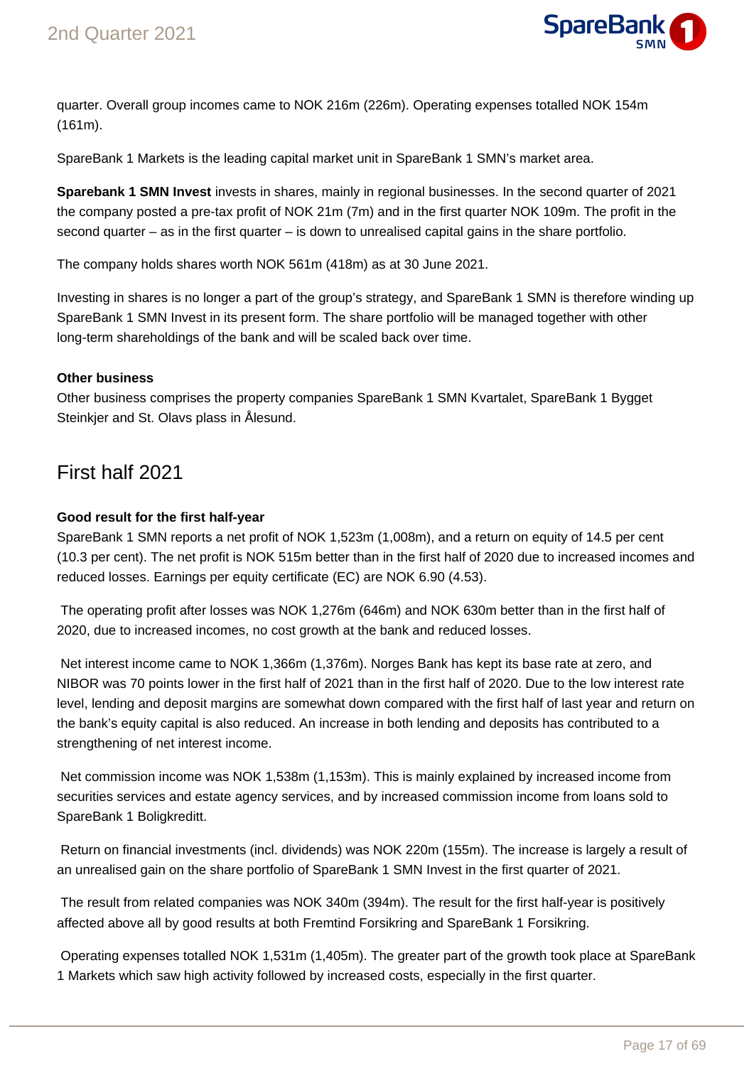quarter. Overall group incomes came to NOK 216m (226m). Operating expenses totalled NOK 154m (161m).

SpareBank 1 Markets is the leading capital market unit in SpareBank 1 SMN's market area.

**Sparebank 1 SMN Invest** invests in shares, mainly in regional businesses. In the second quarter of 2021 the company posted a pre-tax profit of NOK 21m (7m) and in the first quarter NOK 109m. The profit in the second quarter – as in the first quarter – is down to unrealised capital gains in the share portfolio.

The company holds shares worth NOK 561m (418m) as at 30 June 2021.

Investing in shares is no longer a part of the group's strategy, and SpareBank 1 SMN is therefore winding up SpareBank 1 SMN Invest in its present form. The share portfolio will be managed together with other long-term shareholdings of the bank and will be scaled back over time.

**Other business**

Other business comprises the property companies SpareBank 1 SMN Kvartalet, SpareBank 1 Bygget Steinkjer and St. Olavs plass in Ålesund.

## First half 2021

**Good result for the first half-year**

SpareBank 1 SMN reports a net profit of NOK 1,523m (1,008m), and a return on equity of 14.5 per cent (10.3 per cent). The net profit is NOK 515m better than in the first half of 2020 due to increased incomes and reduced losses. Earnings per equity certificate (EC) are NOK 6.90 (4.53).

The operating profit after losses was NOK 1,276m (646m) and NOK 630m better than in the first half of 2020, due to increased incomes, no cost growth at the bank and reduced losses.

Net interest income came to NOK 1,366m (1,376m). Norges Bank has kept its base rate at zero, and NIBOR was 70 points lower in the first half of 2021 than in the first half of 2020. Due to the low interest rate level, lending and deposit margins are somewhat down compared with the first half of last year and return on the bank's equity capital is also reduced. An increase in both lending and deposits has contributed to a strengthening of net interest income.

Net commission income was NOK 1,538m (1,153m). This is mainly explained by increased income from securities services and estate agency services, and by increased commission income from loans sold to SpareBank 1 Boligkreditt.

Return on financial investments (incl. dividends) was NOK 220m (155m). The increase is largely a result of an unrealised gain on the share portfolio of SpareBank 1 SMN Invest in the first quarter of 2021.

The result from related companies was NOK 340m (394m). The result for the first half-year is positively affected above all by good results at both Fremtind Forsikring and SpareBank 1 Forsikring.

Operating expenses totalled NOK 1,531m (1,405m). The greater part of the growth took place at SpareBank 1 Markets which saw high activity followed by increased costs, especially in the first quarter.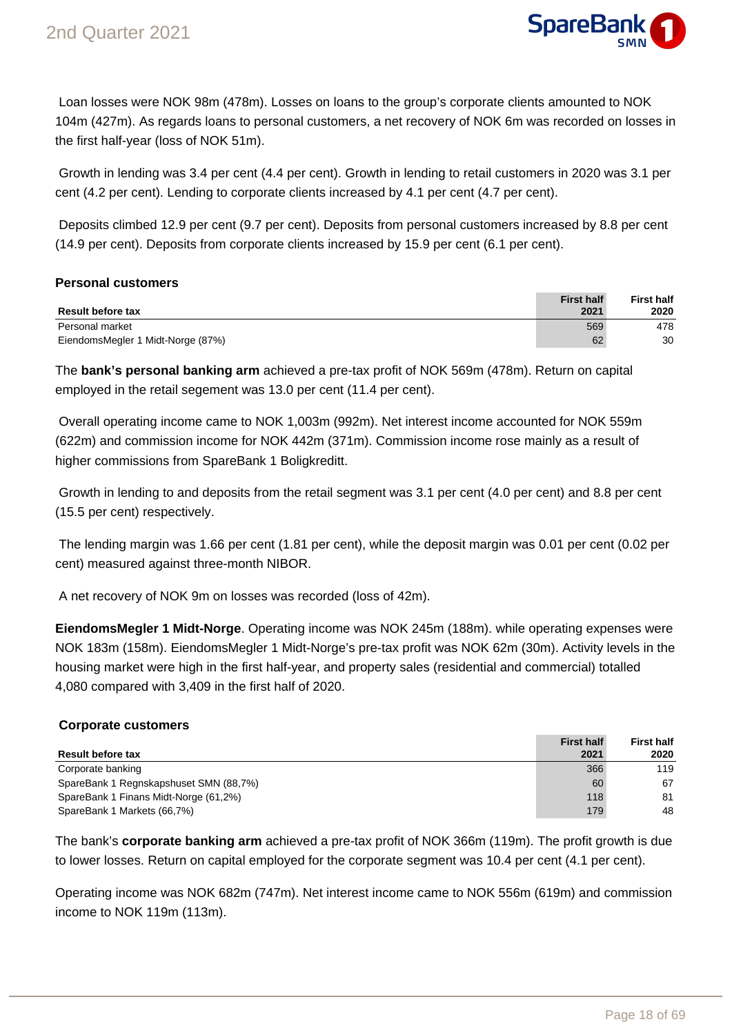Loan losses were NOK 98m (478m). Losses on loans to the group's corporate clients amounted to NOK 104m (427m). As regards loans to personal customers, a net recovery of NOK 6m was recorded on losses in the first half-year (loss of NOK 51m).

Growth in lending was 3.4 per cent (4.4 per cent). Growth in lending to retail customers in 2020 was 3.1 per cent (4.2 per cent). Lending to corporate clients increased by 4.1 per cent (4.7 per cent).

Deposits climbed 12.9 per cent (9.7 per cent). Deposits from personal customers increased by 8.8 per cent (14.9 per cent). Deposits from corporate clients increased by 15.9 per cent (6.1 per cent).

### Personal customers

| Result before tax | First half 2021 | First half 2020 |
|---|---|---|
| Personal market | 569 | 478 |
| EiendomsMegler 1 Midt-Norge (87%) | 62 | 30 |

The **bank's personal banking arm** achieved a pre-tax profit of NOK 569m (478m). Return on capital employed in the retail segement was 13.0 per cent (11.4 per cent).

Overall operating income came to NOK 1,003m (992m). Net interest income accounted for NOK 559m (622m) and commission income for NOK 442m (371m). Commission income rose mainly as a result of higher commissions from SpareBank 1 Boligkreditt.

Growth in lending to and deposits from the retail segment was 3.1 per cent (4.0 per cent) and 8.8 per cent (15.5 per cent) respectively.

The lending margin was 1.66 per cent (1.81 per cent), while the deposit margin was 0.01 per cent (0.02 per cent) measured against three-month NIBOR.

A net recovery of NOK 9m on losses was recorded (loss of 42m).

**EiendomsMegler 1 Midt-Norge**. Operating income was NOK 245m (188m). while operating expenses were NOK 183m (158m). EiendomsMegler 1 Midt-Norge's pre-tax profit was NOK 62m (30m). Activity levels in the housing market were high in the first half-year, and property sales (residential and commercial) totalled 4,080 compared with 3,409 in the first half of 2020.

### Corporate customers

| Result before tax | First half 2021 | First half 2020 |
|---|---|---|
| Corporate banking | 366 | 119 |
| SpareBank 1 Regnskapshuset SMN (88,7%) | 60 | 67 |
| SpareBank 1 Finans Midt-Norge (61,2%) | 118 | 81 |
| SpareBank 1 Markets (66,7%) | 179 | 48 |

The bank's **corporate banking arm** achieved a pre-tax profit of NOK 366m (119m). The profit growth is due to lower losses. Return on capital employed for the corporate segment was 10.4 per cent (4.1 per cent).

Operating income was NOK 682m (747m). Net interest income came to NOK 556m (619m) and commission income to NOK 119m (113m).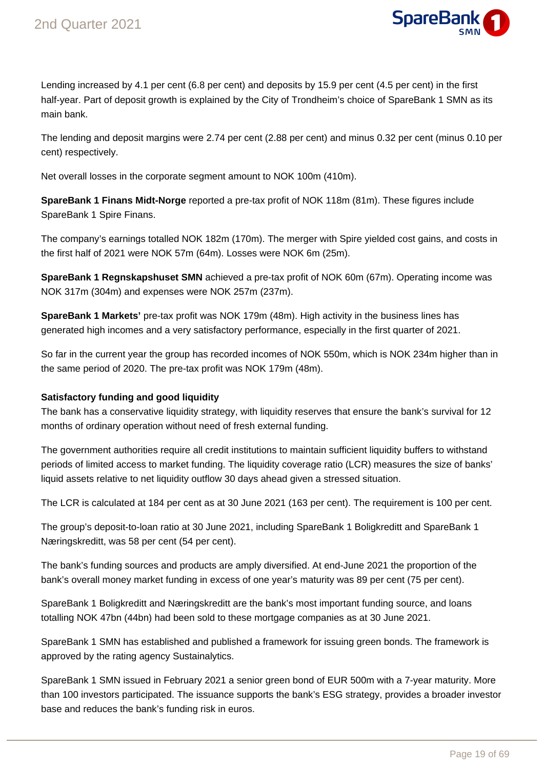Lending increased by 4.1 per cent (6.8 per cent) and deposits by 15.9 per cent (4.5 per cent) in the first half-year. Part of deposit growth is explained by the City of Trondheim's choice of SpareBank 1 SMN as its main bank.

The lending and deposit margins were 2.74 per cent (2.88 per cent) and minus 0.32 per cent (minus 0.10 per cent) respectively.

Net overall losses in the corporate segment amount to NOK 100m (410m).

**SpareBank 1 Finans Midt-Norge** reported a pre-tax profit of NOK 118m (81m). These figures include SpareBank 1 Spire Finans.

The company's earnings totalled NOK 182m (170m). The merger with Spire yielded cost gains, and costs in the first half of 2021 were NOK 57m (64m). Losses were NOK 6m (25m).

**SpareBank 1 Regnskapshuset SMN** achieved a pre-tax profit of NOK 60m (67m). Operating income was NOK 317m (304m) and expenses were NOK 257m (237m).

**SpareBank 1 Markets'** pre-tax profit was NOK 179m (48m). High activity in the business lines has generated high incomes and a very satisfactory performance, especially in the first quarter of 2021.

So far in the current year the group has recorded incomes of NOK 550m, which is NOK 234m higher than in the same period of 2020. The pre-tax profit was NOK 179m (48m).

**Satisfactory funding and good liquidity**

The bank has a conservative liquidity strategy, with liquidity reserves that ensure the bank's survival for 12 months of ordinary operation without need of fresh external funding.

The government authorities require all credit institutions to maintain sufficient liquidity buffers to withstand periods of limited access to market funding. The liquidity coverage ratio (LCR) measures the size of banks' liquid assets relative to net liquidity outflow 30 days ahead given a stressed situation.

The LCR is calculated at 184 per cent as at 30 June 2021 (163 per cent). The requirement is 100 per cent.

The group's deposit-to-loan ratio at 30 June 2021, including SpareBank 1 Boligkreditt and SpareBank 1 Næringskreditt, was 58 per cent (54 per cent).

The bank's funding sources and products are amply diversified. At end-June 2021 the proportion of the bank's overall money market funding in excess of one year's maturity was 89 per cent (75 per cent).

SpareBank 1 Boligkreditt and Næringskreditt are the bank's most important funding source, and loans totalling NOK 47bn (44bn) had been sold to these mortgage companies as at 30 June 2021.

SpareBank 1 SMN has established and published a framework for issuing green bonds. The framework is approved by the rating agency Sustainalytics.

SpareBank 1 SMN issued in February 2021 a senior green bond of EUR 500m with a 7-year maturity. More than 100 investors participated. The issuance supports the bank's ESG strategy, provides a broader investor base and reduces the bank's funding risk in euros.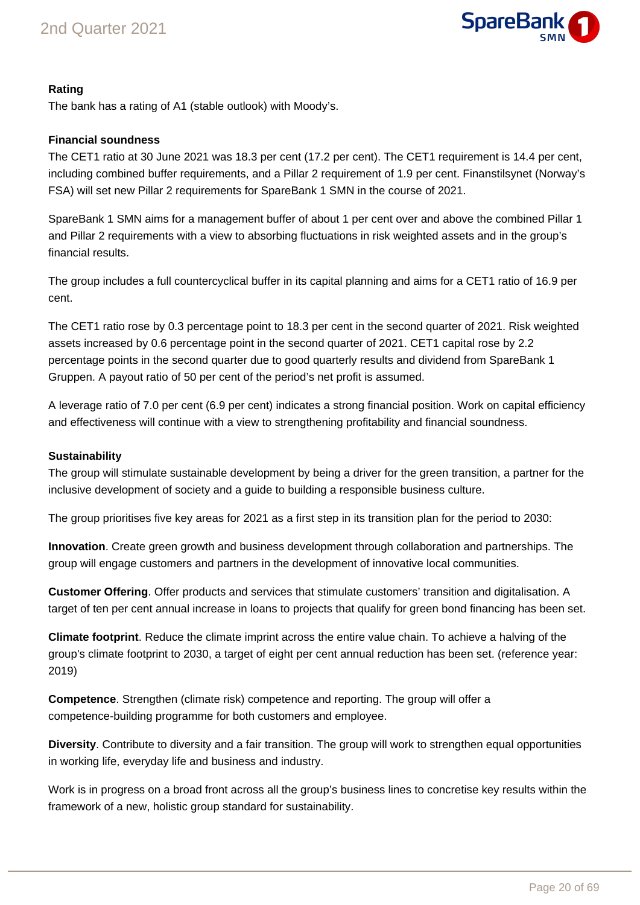## Rating

The bank has a rating of A1 (stable outlook) with Moody's.

## Financial soundness

The CET1 ratio at 30 June 2021 was 18.3 per cent (17.2 per cent). The CET1 requirement is 14.4 per cent, including combined buffer requirements, and a Pillar 2 requirement of 1.9 per cent. Finanstilsynet (Norway's FSA) will set new Pillar 2 requirements for SpareBank 1 SMN in the course of 2021.

SpareBank 1 SMN aims for a management buffer of about 1 per cent over and above the combined Pillar 1 and Pillar 2 requirements with a view to absorbing fluctuations in risk weighted assets and in the group's financial results.

The group includes a full countercyclical buffer in its capital planning and aims for a CET1 ratio of 16.9 per cent.

The CET1 ratio rose by 0.3 percentage point to 18.3 per cent in the second quarter of 2021. Risk weighted assets increased by 0.6 percentage point in the second quarter of 2021. CET1 capital rose by 2.2 percentage points in the second quarter due to good quarterly results and dividend from SpareBank 1 Gruppen. A payout ratio of 50 per cent of the period's net profit is assumed.

A leverage ratio of 7.0 per cent (6.9 per cent) indicates a strong financial position. Work on capital efficiency and effectiveness will continue with a view to strengthening profitability and financial soundness.

## Sustainability

The group will stimulate sustainable development by being a driver for the green transition, a partner for the inclusive development of society and a guide to building a responsible business culture.

The group prioritises five key areas for 2021 as a first step in its transition plan for the period to 2030:

**Innovation**. Create green growth and business development through collaboration and partnerships. The group will engage customers and partners in the development of innovative local communities.

**Customer Offering**. Offer products and services that stimulate customers' transition and digitalisation. A target of ten per cent annual increase in loans to projects that qualify for green bond financing has been set.

**Climate footprint**. Reduce the climate imprint across the entire value chain. To achieve a halving of the group's climate footprint to 2030, a target of eight per cent annual reduction has been set. (reference year: 2019)

**Competence**. Strengthen (climate risk) competence and reporting. The group will offer a competence-building programme for both customers and employee.

**Diversity**. Contribute to diversity and a fair transition. The group will work to strengthen equal opportunities in working life, everyday life and business and industry.

Work is in progress on a broad front across all the group's business lines to concretise key results within the framework of a new, holistic group standard for sustainability.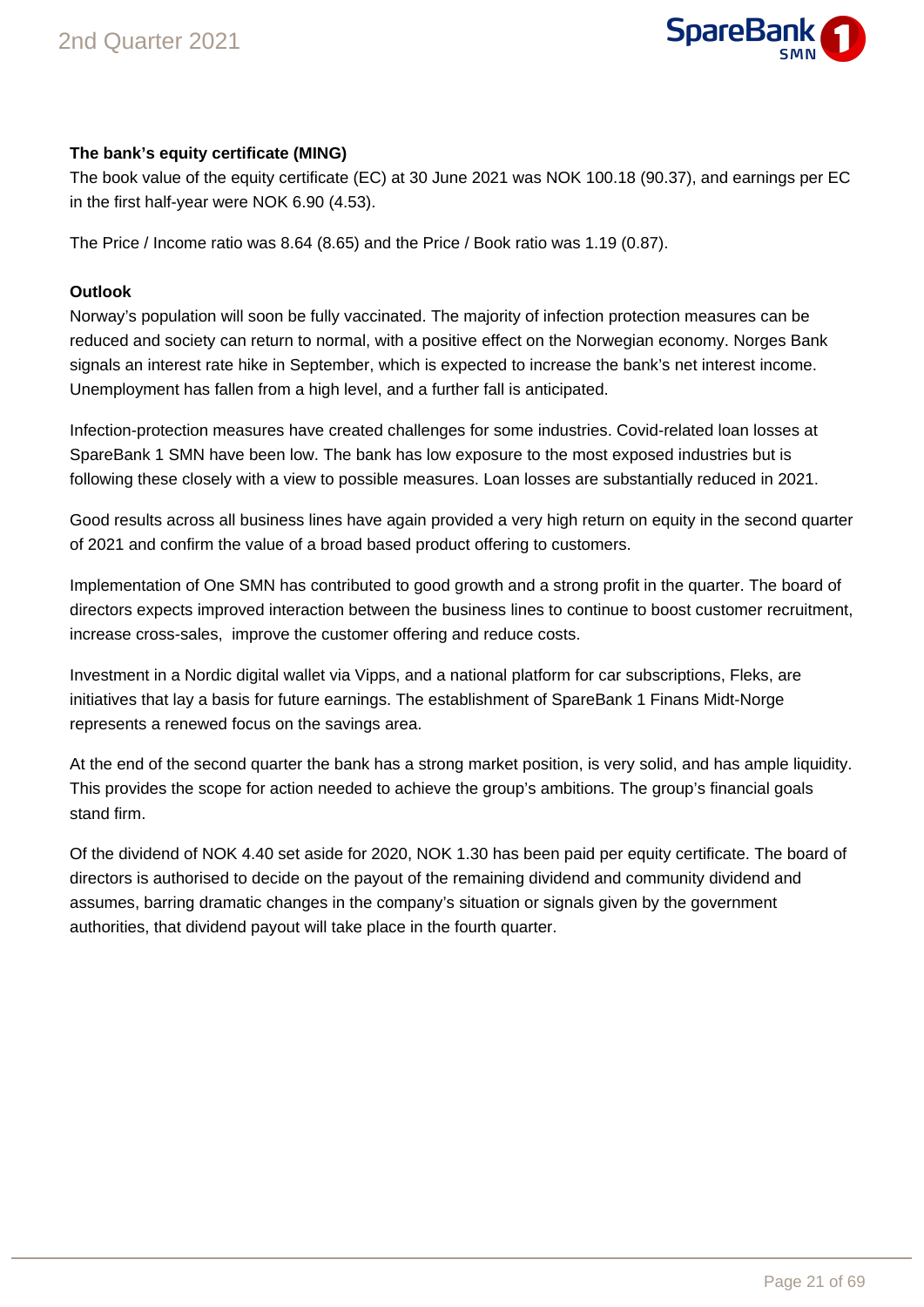**The bank's equity certificate (MING)**

The book value of the equity certificate (EC) at 30 June 2021 was NOK 100.18 (90.37), and earnings per EC in the first half-year were NOK 6.90 (4.53).

The Price / Income ratio was 8.64 (8.65) and the Price / Book ratio was 1.19 (0.87).

**Outlook**

Norway's population will soon be fully vaccinated. The majority of infection protection measures can be reduced and society can return to normal, with a positive effect on the Norwegian economy. Norges Bank signals an interest rate hike in September, which is expected to increase the bank's net interest income. Unemployment has fallen from a high level, and a further fall is anticipated.

Infection-protection measures have created challenges for some industries. Covid-related loan losses at SpareBank 1 SMN have been low. The bank has low exposure to the most exposed industries but is following these closely with a view to possible measures. Loan losses are substantially reduced in 2021.

Good results across all business lines have again provided a very high return on equity in the second quarter of 2021 and confirm the value of a broad based product offering to customers.

Implementation of One SMN has contributed to good growth and a strong profit in the quarter. The board of directors expects improved interaction between the business lines to continue to boost customer recruitment, increase cross-sales, improve the customer offering and reduce costs.

Investment in a Nordic digital wallet via Vipps, and a national platform for car subscriptions, Fleks, are initiatives that lay a basis for future earnings. The establishment of SpareBank 1 Finans Midt-Norge represents a renewed focus on the savings area.

At the end of the second quarter the bank has a strong market position, is very solid, and has ample liquidity. This provides the scope for action needed to achieve the group's ambitions. The group's financial goals stand firm.

Of the dividend of NOK 4.40 set aside for 2020, NOK 1.30 has been paid per equity certificate. The board of directors is authorised to decide on the payout of the remaining dividend and community dividend and assumes, barring dramatic changes in the company's situation or signals given by the government authorities, that dividend payout will take place in the fourth quarter.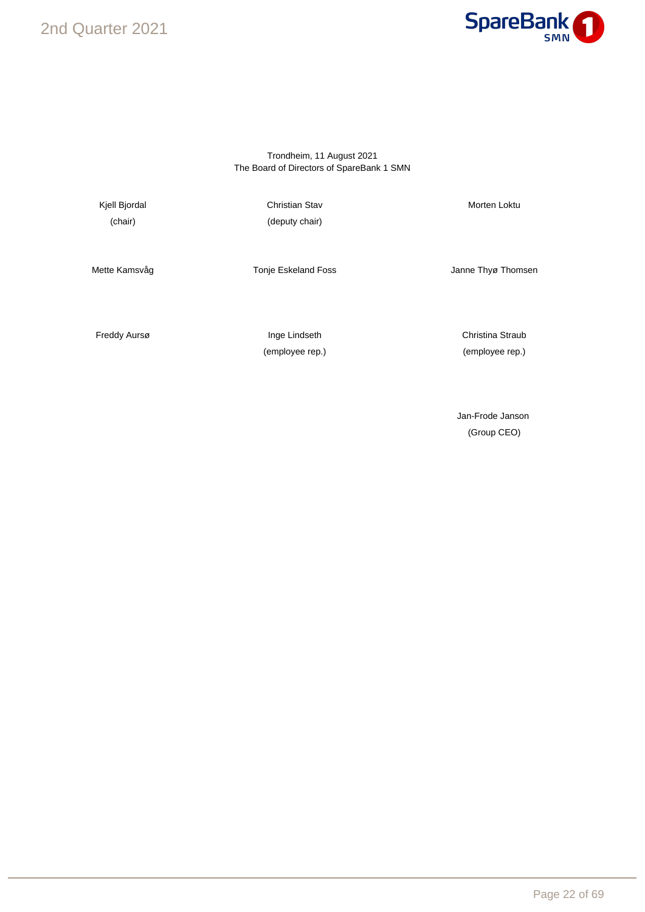Trondheim, 11 August 2021
The Board of Directors of SpareBank 1 SMN

| | | |
|---|---|---|
| Kjell Bjordal (chair) | Christian Stav (deputy chair) | Morten Loktu |
| Mette Kamsvåg | Tonje Eskeland Foss | Janne Thyø Thomsen |
| Freddy Aursø | Inge Lindseth (employee rep.) | Christina Straub (employee rep.) |
| | | Jan-Frode Janson (Group CEO) |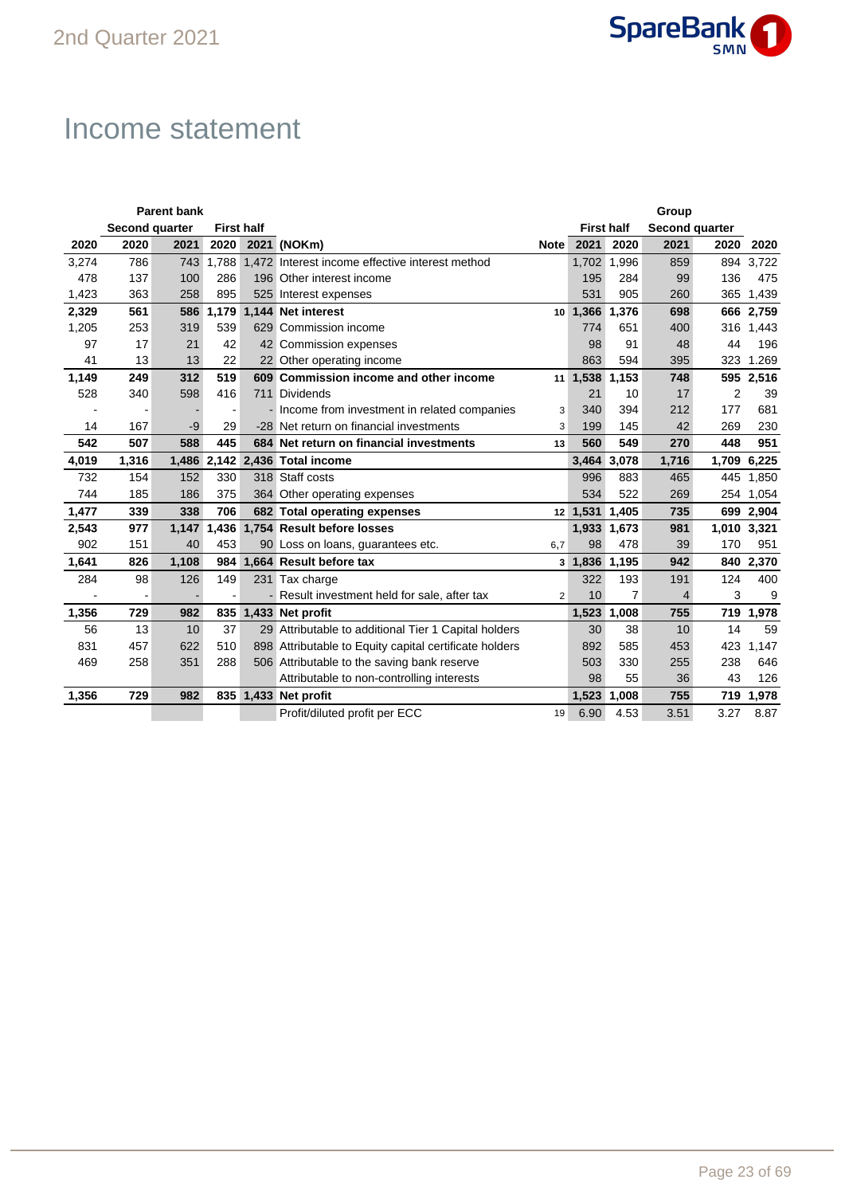# Income statement

| Parent bank | | | | | | | Group | | | | |
|---|---|---|---|---|---|---|---|---|---|---|---|
| | Second quarter | | First half | | | | First half | | Second quarter | | |
| 2020 | 2020 | 2021 | 2020 | 2021 | (NOKm) | Note | 2021 | 2020 | 2021 | 2020 | 2020 |
| 3,274 | 786 | 743 | 1,788 | 1,472 | Interest income effective interest method | | 1,702 | 1,996 | 859 | 894 | 3,722 |
| 478 | 137 | 100 | 286 | 196 | Other interest income | | 195 | 284 | 99 | 136 | 475 |
| 1,423 | 363 | 258 | 895 | 525 | Interest expenses | | 531 | 905 | 260 | 365 | 1,439 |
| **2,329** | **561** | **586** | **1,179** | **1,144** | **Net interest** | 10 | **1,366** | **1,376** | **698** | **666** | **2,759** |
| 1,205 | 253 | 319 | 539 | 629 | Commission income | | 774 | 651 | 400 | 316 | 1,443 |
| 97 | 17 | 21 | 42 | 42 | Commission expenses | | 98 | 91 | 48 | 44 | 196 |
| 41 | 13 | 13 | 22 | 22 | Other operating income | | 863 | 594 | 395 | 323 | 1.269 |
| **1,149** | **249** | **312** | **519** | **609** | **Commission income and other income** | 11 | **1,538** | **1,153** | **748** | **595** | **2,516** |
| 528 | 340 | 598 | 416 | 711 | Dividends | | 21 | 10 | 17 | 2 | 39 |
| - | - | - | - | - | Income from investment in related companies | 3 | 340 | 394 | 212 | 177 | 681 |
| 14 | 167 | -9 | 29 | -28 | Net return on financial investments | 3 | 199 | 145 | 42 | 269 | 230 |
| **542** | **507** | **588** | **445** | **684** | **Net return on financial investments** | 13 | **560** | **549** | **270** | **448** | **951** |
| **4,019** | **1,316** | **1,486** | **2,142** | **2,436** | **Total income** | | **3,464** | **3,078** | **1,716** | **1,709** | **6,225** |
| 732 | 154 | 152 | 330 | 318 | Staff costs | | 996 | 883 | 465 | 445 | 1,850 |
| 744 | 185 | 186 | 375 | 364 | Other operating expenses | | 534 | 522 | 269 | 254 | 1,054 |
| **1,477** | **339** | **338** | **706** | **682** | **Total operating expenses** | 12 | **1,531** | **1,405** | **735** | **699** | **2,904** |
| **2,543** | **977** | **1,147** | **1,436** | **1,754** | **Result before losses** | | **1,933** | **1,673** | **981** | **1,010** | **3,321** |
| 902 | 151 | 40 | 453 | 90 | Loss on loans, guarantees etc. | 6,7 | 98 | 478 | 39 | 170 | 951 |
| **1,641** | **826** | **1,108** | **984** | **1,664** | **Result before tax** | 3 | **1,836** | **1,195** | **942** | **840** | **2,370** |
| 284 | 98 | 126 | 149 | 231 | Tax charge | | 322 | 193 | 191 | 124 | 400 |
| - | - | - | - | - | Result investment held for sale, after tax | 2 | 10 | 7 | 4 | 3 | 9 |
| **1,356** | **729** | **982** | **835** | **1,433** | **Net profit** | | **1,523** | **1,008** | **755** | **719** | **1,978** |
| 56 | 13 | 10 | 37 | 29 | Attributable to additional Tier 1 Capital holders | | 30 | 38 | 10 | 14 | 59 |
| 831 | 457 | 622 | 510 | 898 | Attributable to Equity capital certificate holders | | 892 | 585 | 453 | 423 | 1,147 |
| 469 | 258 | 351 | 288 | 506 | Attributable to the saving bank reserve | | 503 | 330 | 255 | 238 | 646 |
| | | | | | Attributable to non-controlling interests | | 98 | 55 | 36 | 43 | 126 |
| **1,356** | **729** | **982** | **835** | **1,433** | **Net profit** | | **1,523** | **1,008** | **755** | **719** | **1,978** |
| | | | | | Profit/diluted profit per ECC | 19 | 6.90 | 4.53 | 3.51 | 3.27 | 8.87 |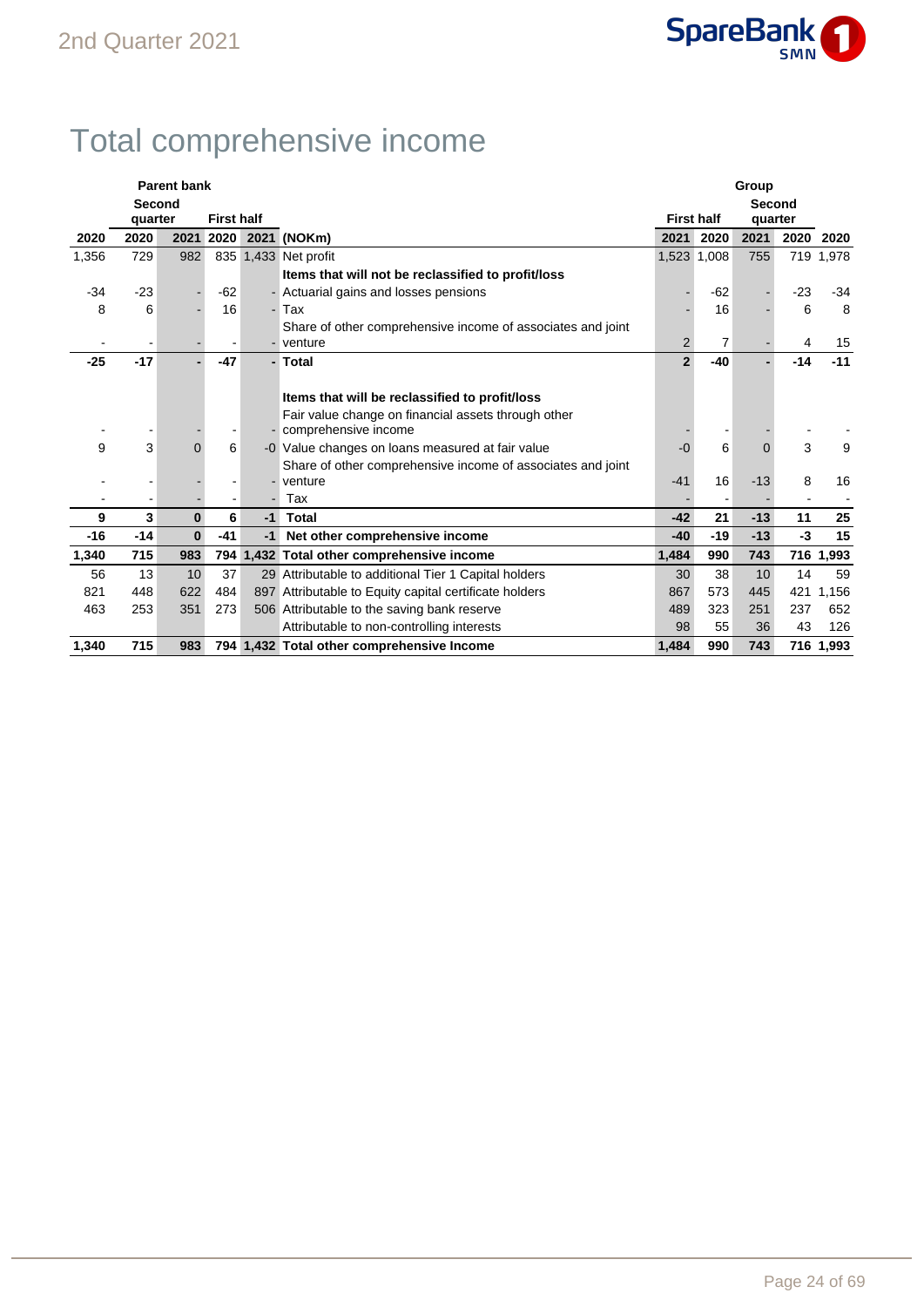# Total comprehensive income

| Parent bank | | | | | | Group | | | | |
|---|---|---|---|---|---|---|---|---|---|---|
| | Second quarter | | First half | | | First half | | Second quarter | | |
| 2020 | 2020 | 2021 | 2020 | 2021 | (NOKm) | 2021 | 2020 | 2021 | 2020 | 2020 |
| 1,356 | 729 | 982 | 835 | 1,433 | Net profit | 1,523 | 1,008 | 755 | 719 | 1,978 |
| | | | | | **Items that will not be reclassified to profit/loss** | | | | | |
| -34 | -23 | - | -62 | - | Actuarial gains and losses pensions | - | -62 | - | -23 | -34 |
| 8 | 6 | - | 16 | - | Tax | - | 16 | - | 6 | 8 |
| - | - | - | - | - | Share of other comprehensive income of associates and joint venture | 2 | 7 | - | 4 | 15 |
| **-25** | **-17** | **-** | **-47** | **-** | **Total** | **2** | **-40** | **-** | **-14** | **-11** |
| | | | | | **Items that will be reclassified to profit/loss** | | | | | |
| - | - | - | - | - | Fair value change on financial assets through other comprehensive income | - | - | - | - | - |
| 9 | 3 | 0 | 6 | -0 | Value changes on loans measured at fair value | -0 | 6 | 0 | 3 | 9 |
| - | - | - | - | - | Share of other comprehensive income of associates and joint venture | -41 | 16 | -13 | 8 | 16 |
| - | - | - | - | - | Tax | - | - | - | - | - |
| **9** | **3** | **0** | **6** | **-1** | **Total** | **-42** | **21** | **-13** | **11** | **25** |
| **-16** | **-14** | **0** | **-41** | **-1** | **Net other comprehensive income** | **-40** | **-19** | **-13** | **-3** | **15** |
| **1,340** | **715** | **983** | **794** | **1,432** | **Total other comprehensive income** | **1,484** | **990** | **743** | **716** | **1,993** |
| 56 | 13 | 10 | 37 | 29 | Attributable to additional Tier 1 Capital holders | 30 | 38 | 10 | 14 | 59 |
| 821 | 448 | 622 | 484 | 897 | Attributable to Equity capital certificate holders | 867 | 573 | 445 | 421 | 1,156 |
| 463 | 253 | 351 | 273 | 506 | Attributable to the saving bank reserve | 489 | 323 | 251 | 237 | 652 |
| | | | | | Attributable to non-controlling interests | 98 | 55 | 36 | 43 | 126 |
| **1,340** | **715** | **983** | **794** | **1,432** | **Total other comprehensive Income** | **1,484** | **990** | **743** | **716** | **1,993** |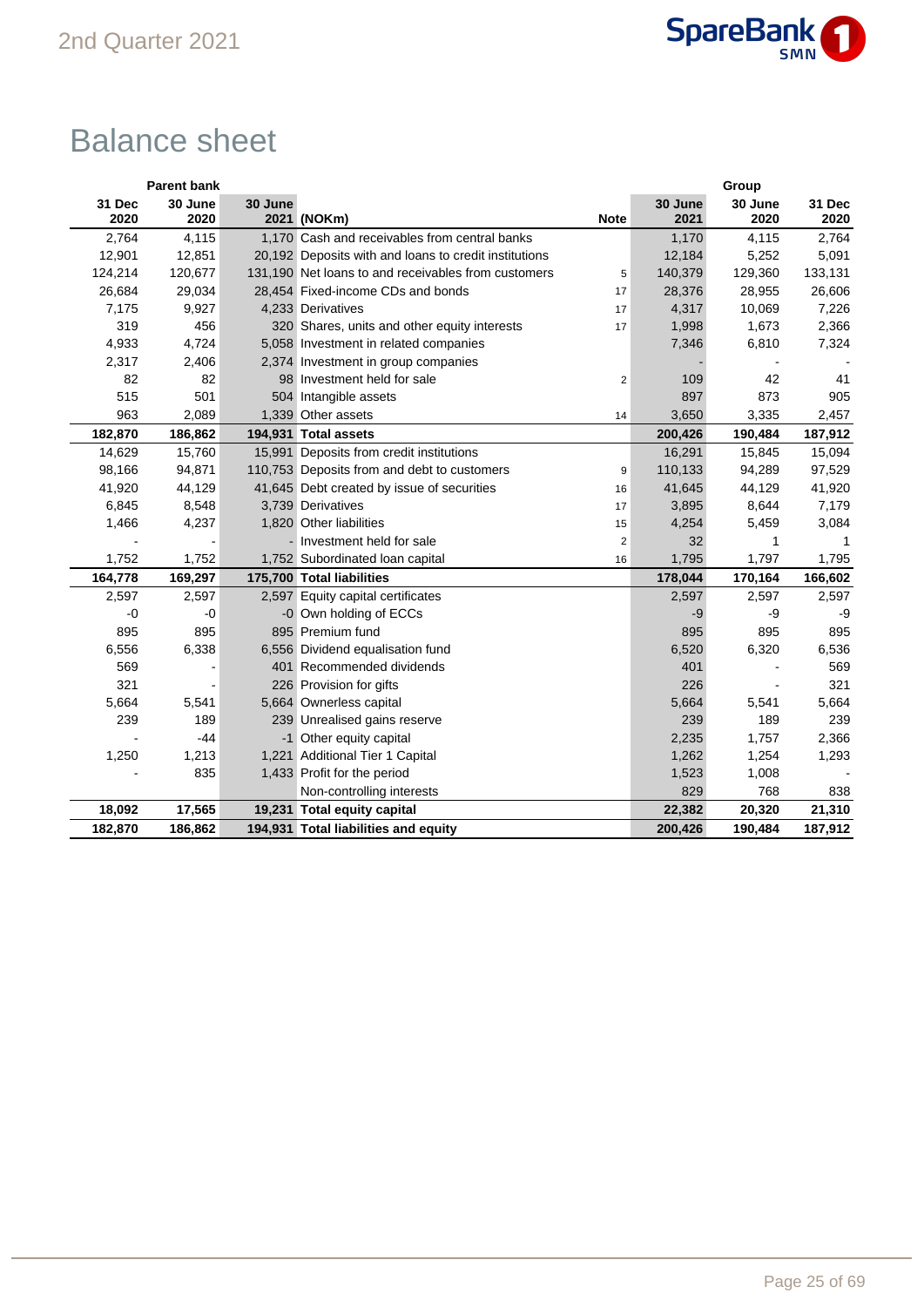# Balance sheet

| Parent bank | | | | | Group | | |
|---|---|---|---|---|---|---|---|
| 31 Dec 2020 | 30 June 2020 | 30 June 2021 | (NOKm) | Note | 30 June 2021 | 30 June 2020 | 31 Dec 2020 |
| 2,764 | 4,115 | 1,170 | Cash and receivables from central banks | | 1,170 | 4,115 | 2,764 |
| 12,901 | 12,851 | 20,192 | Deposits with and loans to credit institutions | | 12,184 | 5,252 | 5,091 |
| 124,214 | 120,677 | 131,190 | Net loans to and receivables from customers | 5 | 140,379 | 129,360 | 133,131 |
| 26,684 | 29,034 | 28,454 | Fixed-income CDs and bonds | 17 | 28,376 | 28,955 | 26,606 |
| 7,175 | 9,927 | 4,233 | Derivatives | 17 | 4,317 | 10,069 | 7,226 |
| 319 | 456 | 320 | Shares, units and other equity interests | 17 | 1,998 | 1,673 | 2,366 |
| 4,933 | 4,724 | 5,058 | Investment in related companies | | 7,346 | 6,810 | 7,324 |
| 2,317 | 2,406 | 2,374 | Investment in group companies | | - | - | - |
| 82 | 82 | 98 | Investment held for sale | 2 | 109 | 42 | 41 |
| 515 | 501 | 504 | Intangible assets | | 897 | 873 | 905 |
| 963 | 2,089 | 1,339 | Other assets | 14 | 3,650 | 3,335 | 2,457 |
| **182,870** | **186,862** | **194,931** | **Total assets** | | **200,426** | **190,484** | **187,912** |
| 14,629 | 15,760 | 15,991 | Deposits from credit institutions | | 16,291 | 15,845 | 15,094 |
| 98,166 | 94,871 | 110,753 | Deposits from and debt to customers | 9 | 110,133 | 94,289 | 97,529 |
| 41,920 | 44,129 | 41,645 | Debt created by issue of securities | 16 | 41,645 | 44,129 | 41,920 |
| 6,845 | 8,548 | 3,739 | Derivatives | 17 | 3,895 | 8,644 | 7,179 |
| 1,466 | 4,237 | 1,820 | Other liabilities | 15 | 4,254 | 5,459 | 3,084 |
| - | - | - | Investment held for sale | 2 | 32 | 1 | 1 |
| 1,752 | 1,752 | 1,752 | Subordinated loan capital | 16 | 1,795 | 1,797 | 1,795 |
| **164,778** | **169,297** | **175,700** | **Total liabilities** | | **178,044** | **170,164** | **166,602** |
| 2,597 | 2,597 | 2,597 | Equity capital certificates | | 2,597 | 2,597 | 2,597 |
| -0 | -0 | -0 | Own holding of ECCs | | -9 | -9 | -9 |
| 895 | 895 | 895 | Premium fund | | 895 | 895 | 895 |
| 6,556 | 6,338 | 6,556 | Dividend equalisation fund | | 6,520 | 6,320 | 6,536 |
| 569 | - | 401 | Recommended dividends | | 401 | - | 569 |
| 321 | - | 226 | Provision for gifts | | 226 | - | 321 |
| 5,664 | 5,541 | 5,664 | Ownerless capital | | 5,664 | 5,541 | 5,664 |
| 239 | 189 | 239 | Unrealised gains reserve | | 239 | 189 | 239 |
| - | -44 | -1 | Other equity capital | | 2,235 | 1,757 | 2,366 |
| 1,250 | 1,213 | 1,221 | Additional Tier 1 Capital | | 1,262 | 1,254 | 1,293 |
| - | 835 | 1,433 | Profit for the period | | 1,523 | 1,008 | - |
| | | | Non-controlling interests | | 829 | 768 | 838 |
| **18,092** | **17,565** | **19,231** | **Total equity capital** | | **22,382** | **20,320** | **21,310** |
| **182,870** | **186,862** | **194,931** | **Total liabilities and equity** | | **200,426** | **190,484** | **187,912** |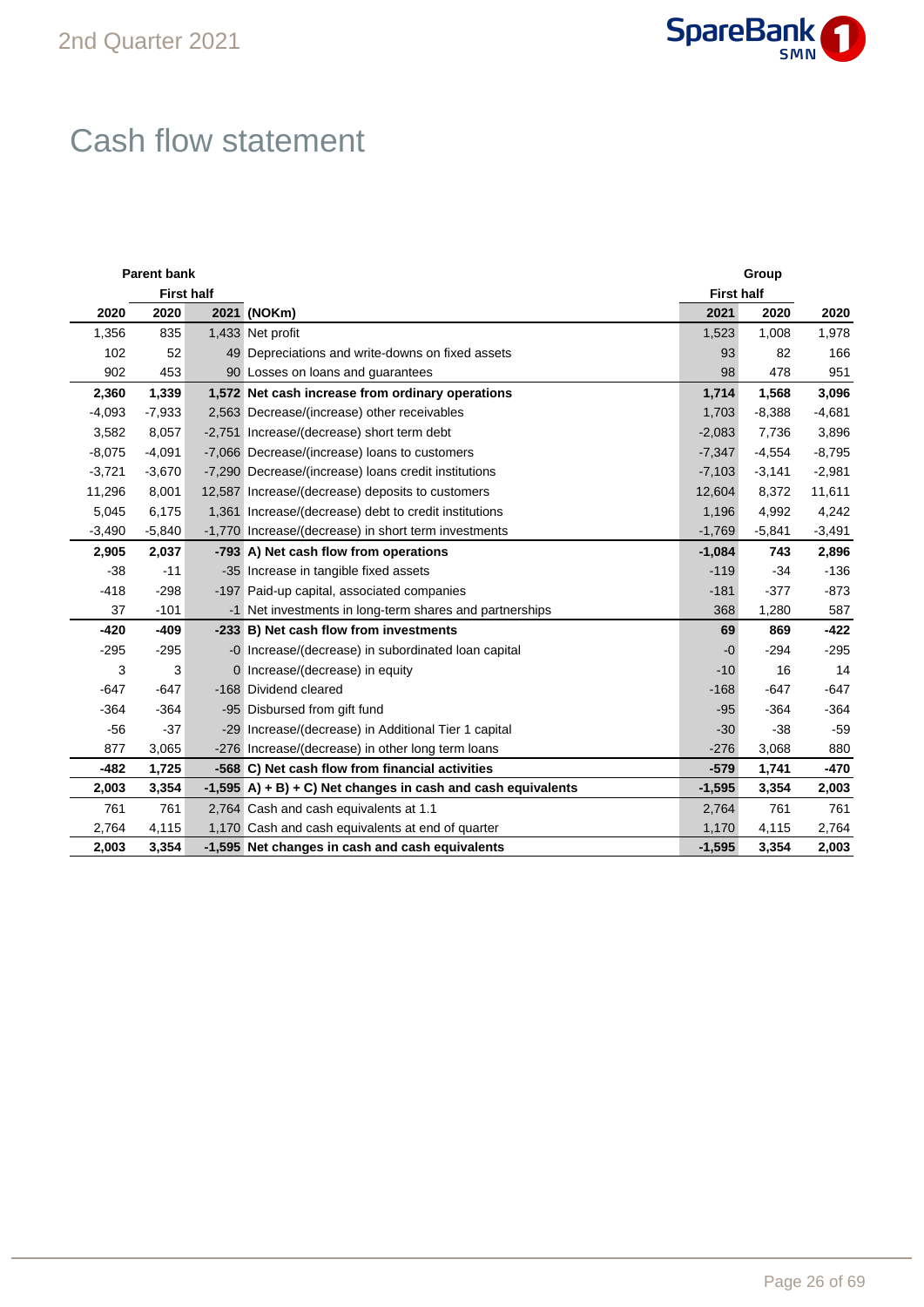# Cash flow statement

| Parent bank | | | | Group | | |
|---|---|---|---|---|---|---|
| | First half | | | First half | | |
| 2020 | 2020 | 2021 | (NOKm) | 2021 | 2020 | 2020 |
| 1,356 | 835 | 1,433 | Net profit | 1,523 | 1,008 | 1,978 |
| 102 | 52 | 49 | Depreciations and write-downs on fixed assets | 93 | 82 | 166 |
| 902 | 453 | 90 | Losses on loans and guarantees | 98 | 478 | 951 |
| **2,360** | **1,339** | **1,572** | **Net cash increase from ordinary operations** | **1,714** | **1,568** | **3,096** |
| -4,093 | -7,933 | 2,563 | Decrease/(increase) other receivables | 1,703 | -8,388 | -4,681 |
| 3,582 | 8,057 | -2,751 | Increase/(decrease) short term debt | -2,083 | 7,736 | 3,896 |
| -8,075 | -4,091 | -7,066 | Decrease/(increase) loans to customers | -7,347 | -4,554 | -8,795 |
| -3,721 | -3,670 | -7,290 | Decrease/(increase) loans credit institutions | -7,103 | -3,141 | -2,981 |
| 11,296 | 8,001 | 12,587 | Increase/(decrease) deposits to customers | 12,604 | 8,372 | 11,611 |
| 5,045 | 6,175 | 1,361 | Increase/(decrease) debt to credit institutions | 1,196 | 4,992 | 4,242 |
| -3,490 | -5,840 | -1,770 | Increase/(decrease) in short term investments | -1,769 | -5,841 | -3,491 |
| **2,905** | **2,037** | **-793** | **A) Net cash flow from operations** | **-1,084** | **743** | **2,896** |
| -38 | -11 | -35 | Increase in tangible fixed assets | -119 | -34 | -136 |
| -418 | -298 | -197 | Paid-up capital, associated companies | -181 | -377 | -873 |
| 37 | -101 | -1 | Net investments in long-term shares and partnerships | 368 | 1,280 | 587 |
| **-420** | **-409** | **-233** | **B) Net cash flow from investments** | **69** | **869** | **-422** |
| -295 | -295 | -0 | Increase/(decrease) in subordinated loan capital | -0 | -294 | -295 |
| 3 | 3 | 0 | Increase/(decrease) in equity | -10 | 16 | 14 |
| -647 | -647 | -168 | Dividend cleared | -168 | -647 | -647 |
| -364 | -364 | -95 | Disbursed from gift fund | -95 | -364 | -364 |
| -56 | -37 | -29 | Increase/(decrease) in Additional Tier 1 capital | -30 | -38 | -59 |
| 877 | 3,065 | -276 | Increase/(decrease) in other long term loans | -276 | 3,068 | 880 |
| **-482** | **1,725** | **-568** | **C) Net cash flow from financial activities** | **-579** | **1,741** | **-470** |
| **2,003** | **3,354** | **-1,595** | **A) + B) + C) Net changes in cash and cash equivalents** | **-1,595** | **3,354** | **2,003** |
| 761 | 761 | 2,764 | Cash and cash equivalents at 1.1 | 2,764 | 761 | 761 |
| 2,764 | 4,115 | 1,170 | Cash and cash equivalents at end of quarter | 1,170 | 4,115 | 2,764 |
| **2,003** | **3,354** | **-1,595** | **Net changes in cash and cash equivalents** | **-1,595** | **3,354** | **2,003** |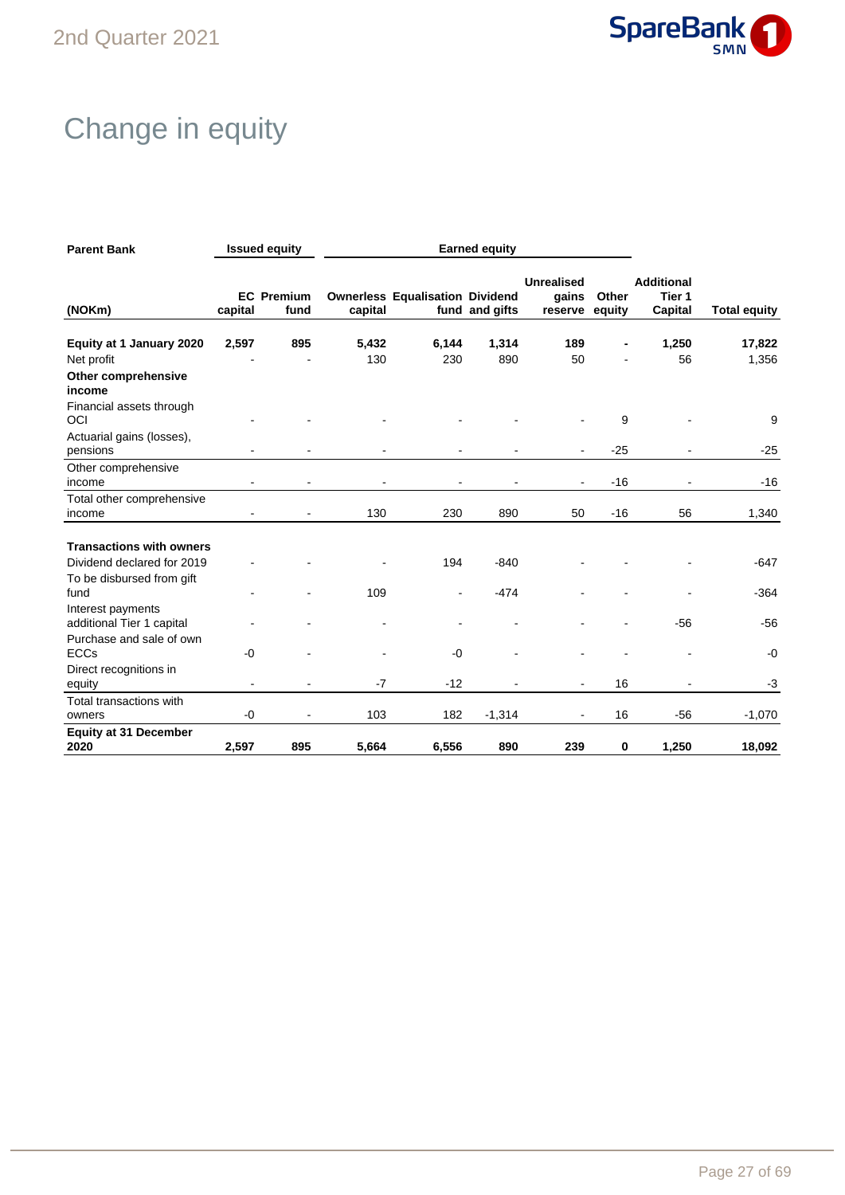# Change in equity

| Parent Bank | Issued equity | | Earned equity | | | | | | |
|---|---|---|---|---|---|---|---|---|---|
| (NOKm) | EC capital | Premium fund | Ownerless capital | Equalisation fund | Dividend and gifts | Unrealised gains reserve | Other equity | Additional Tier 1 Capital | Total equity |
| **Equity at 1 January 2020** | **2,597** | **895** | **5,432** | **6,144** | **1,314** | **189** | **-** | **1,250** | **17,822** |
| Net profit | - | - | 130 | 230 | 890 | 50 | - | 56 | 1,356 |
| **Other comprehensive income** | | | | | | | | | |
| Financial assets through OCI | - | - | - | - | - | - | 9 | - | 9 |
| Actuarial gains (losses), pensions | - | - | - | - | - | - | -25 | - | -25 |
| Other comprehensive income | - | - | - | - | - | - | -16 | - | -16 |
| Total other comprehensive income | - | - | 130 | 230 | 890 | 50 | -16 | 56 | 1,340 |
| **Transactions with owners** | | | | | | | | | |
| Dividend declared for 2019 | - | - | - | 194 | -840 | - | - | - | -647 |
| To be disbursed from gift fund | - | - | 109 | - | -474 | - | - | - | -364 |
| Interest payments additional Tier 1 capital | - | - | - | - | - | - | - | -56 | -56 |
| Purchase and sale of own ECCs | -0 | - | - | -0 | - | - | - | - | -0 |
| Direct recognitions in equity | - | - | -7 | -12 | - | - | 16 | - | -3 |
| Total transactions with owners | -0 | - | 103 | 182 | -1,314 | - | 16 | -56 | -1,070 |
| **Equity at 31 December 2020** | **2,597** | **895** | **5,664** | **6,556** | **890** | **239** | **0** | **1,250** | **18,092** |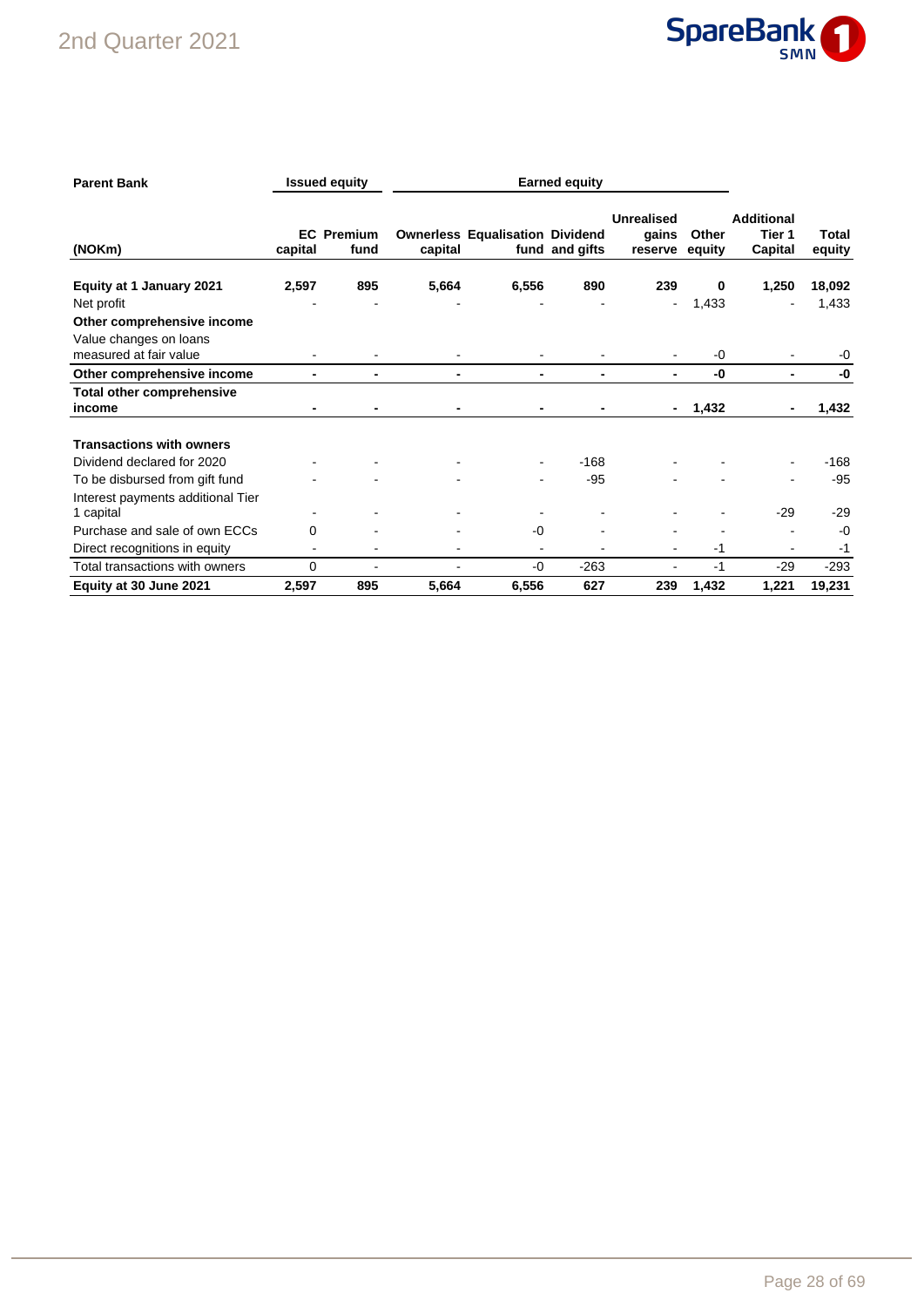| Parent Bank | Issued equity | | Earned equity | | | | | | |
|---|---|---|---|---|---|---|---|---|---|
| (NOKm) | EC capital | Premium fund | Ownerless capital | Equalisation fund | Dividend and gifts | Unrealised gains reserve | Other equity | Additional Tier 1 Capital | Total equity |
| **Equity at 1 January 2021** | **2,597** | **895** | **5,664** | **6,556** | **890** | **239** | **0** | **1,250** | **18,092** |
| Net profit | - | - | - | - | - | - | 1,433 | - | 1,433 |
| **Other comprehensive income** | | | | | | | | | |
| Value changes on loans measured at fair value | - | - | - | - | - | - | -0 | - | -0 |
| **Other comprehensive income** | **-** | **-** | **-** | **-** | **-** | **-** | **-0** | **-** | **-0** |
| **Total other comprehensive income** | **-** | **-** | **-** | **-** | **-** | **-** | **1,432** | **-** | **1,432** |
| | | | | | | | | | |
| **Transactions with owners** | | | | | | | | | |
| Dividend declared for 2020 | - | - | - | - | -168 | - | - | - | -168 |
| To be disbursed from gift fund | - | - | - | - | -95 | - | - | - | -95 |
| Interest payments additional Tier 1 capital | - | - | - | - | - | - | - | -29 | -29 |
| Purchase and sale of own ECCs | 0 | - | - | -0 | - | - | - | - | -0 |
| Direct recognitions in equity | - | - | - | - | - | - | -1 | - | -1 |
| Total transactions with owners | 0 | - | - | -0 | -263 | - | -1 | -29 | -293 |
| **Equity at 30 June 2021** | **2,597** | **895** | **5,664** | **6,556** | **627** | **239** | **1,432** | **1,221** | **19,231** |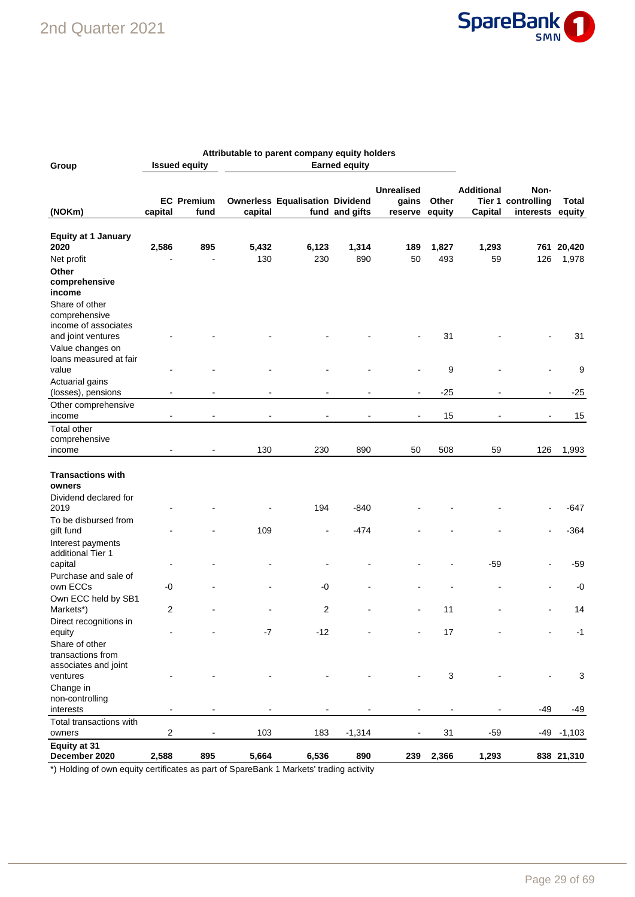| Group | Attributable to parent company equity holders | | | | | | | | | |
|---|---|---|---|---|---|---|---|---|---|---|
| | Issued equity | | Earned equity | | | | | | | |
| (NOKm) | EC capital | Premium fund | Ownerless capital | Equalisation fund | Dividend and gifts | Unrealised gains reserve | Other equity | Additional Tier 1 Capital | Non-controlling interests | Total equity |
| **Equity at 1 January 2020** | **2,586** | **895** | **5,432** | **6,123** | **1,314** | **189** | **1,827** | **1,293** | **761** | **20,420** |
| Net profit | - | - | 130 | 230 | 890 | 50 | 493 | 59 | 126 | 1,978 |
| **Other comprehensive income** | | | | | | | | | | |
| Share of other comprehensive income of associates and joint ventures | - | - | - | - | - | - | 31 | - | - | 31 |
| Value changes on loans measured at fair value | - | - | - | - | - | - | 9 | - | - | 9 |
| Actuarial gains (losses), pensions | - | - | - | - | - | - | -25 | - | - | -25 |
| Other comprehensive income | - | - | - | - | - | - | 15 | - | - | 15 |
| Total other comprehensive income | - | - | 130 | 230 | 890 | 50 | 508 | 59 | 126 | 1,993 |
| **Transactions with owners** | | | | | | | | | | |
| Dividend declared for 2019 | - | - | - | 194 | -840 | - | - | - | - | -647 |
| To be disbursed from gift fund | - | - | 109 | - | -474 | - | - | - | - | -364 |
| Interest payments additional Tier 1 capital | - | - | - | - | - | - | - | -59 | - | -59 |
| Purchase and sale of own ECCs | -0 | - | - | -0 | - | - | - | - | - | -0 |
| Own ECC held by SB1 Markets*) | 2 | - | - | 2 | - | - | 11 | - | - | 14 |
| Direct recognitions in equity | - | - | -7 | -12 | - | - | 17 | - | - | -1 |
| Share of other transactions from associates and joint ventures | - | - | - | - | - | - | 3 | - | - | 3 |
| Change in non-controlling interests | - | - | - | - | - | - | - | - | -49 | -49 |
| Total transactions with owners | 2 | - | 103 | 183 | -1,314 | - | 31 | -59 | -49 | -1,103 |
| **Equity at 31 December 2020** | **2,588** | **895** | **5,664** | **6,536** | **890** | **239** | **2,366** | **1,293** | **838** | **21,310** |

*) Holding of own equity certificates as part of SpareBank 1 Markets' trading activity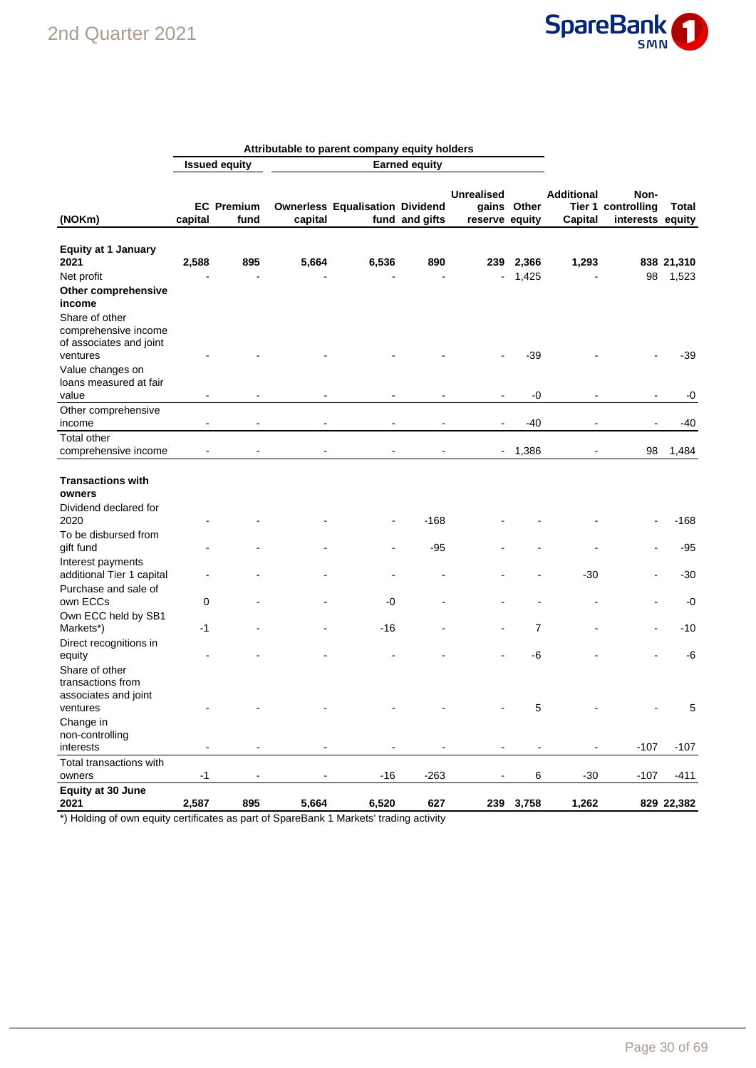| (NOKm) | Attributable to parent company equity holders | | | | | | | | | |
|---|---|---|---|---|---|---|---|---|---|---|
| | Issued equity | | Earned equity | | | | | | | |
| | EC capital | Premium fund | Ownerless capital | Equalisation fund | Dividend and gifts | Unrealised gains reserve | Other equity | Additional Tier 1 Capital | Non-controlling interests | Total equity |
| **Equity at 1 January 2021** | **2,588** | **895** | **5,664** | **6,536** | **890** | **239** | **2,366** | **1,293** | **838** | **21,310** |
| Net profit | - | - | - | - | - | - | 1,425 | - | 98 | 1,523 |
| **Other comprehensive income** | | | | | | | | | | |
| Share of other comprehensive income of associates and joint ventures | - | - | - | - | - | - | -39 | - | - | -39 |
| Value changes on loans measured at fair value | - | - | - | - | - | - | -0 | - | - | -0 |
| Other comprehensive income | - | - | - | - | - | - | -40 | - | - | -40 |
| Total other comprehensive income | - | - | - | - | - | - | 1,386 | - | 98 | 1,484 |
| **Transactions with owners** | | | | | | | | | | |
| Dividend declared for 2020 | - | - | - | - | -168 | - | - | - | - | -168 |
| To be disbursed from gift fund | - | - | - | - | -95 | - | - | - | - | -95 |
| Interest payments additional Tier 1 capital | - | - | - | - | - | - | - | -30 | - | -30 |
| Purchase and sale of own ECCs | 0 | - | - | -0 | - | - | - | - | - | -0 |
| Own ECC held by SB1 Markets*) | -1 | - | - | -16 | - | - | 7 | - | - | -10 |
| Direct recognitions in equity | - | - | - | - | - | - | -6 | - | - | -6 |
| Share of other transactions from associates and joint ventures | - | - | - | - | - | - | 5 | - | - | 5 |
| Change in non-controlling interests | - | - | - | - | - | - | - | - | -107 | -107 |
| Total transactions with owners | -1 | - | - | -16 | -263 | - | 6 | -30 | -107 | -411 |
| **Equity at 30 June 2021** | **2,587** | **895** | **5,664** | **6,520** | **627** | **239** | **3,758** | **1,262** | **829** | **22,382** |

*) Holding of own equity certificates as part of SpareBank 1 Markets' trading activity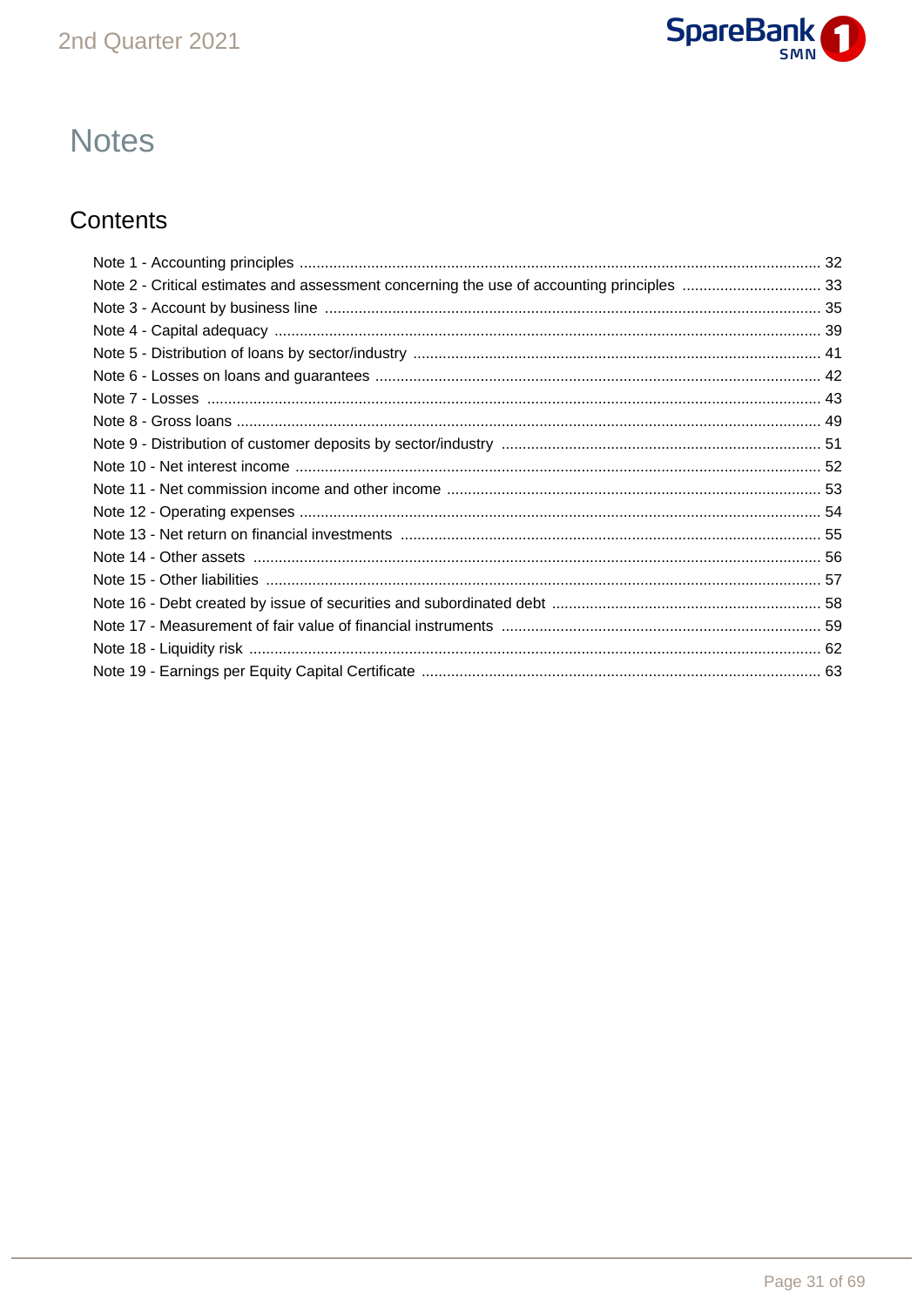# Notes

## Contents

- Note 1 - Accounting principles ..... 32
- Note 2 - Critical estimates and assessment concerning the use of accounting principles ..... 33
- Note 3 - Account by business line ..... 35
- Note 4 - Capital adequacy ..... 39
- Note 5 - Distribution of loans by sector/industry ..... 41
- Note 6 - Losses on loans and guarantees ..... 42
- Note 7 - Losses ..... 43
- Note 8 - Gross loans ..... 49
- Note 9 - Distribution of customer deposits by sector/industry ..... 51
- Note 10 - Net interest income ..... 52
- Note 11 - Net commission income and other income ..... 53
- Note 12 - Operating expenses ..... 54
- Note 13 - Net return on financial investments ..... 55
- Note 14 - Other assets ..... 56
- Note 15 - Other liabilities ..... 57
- Note 16 - Debt created by issue of securities and subordinated debt ..... 58
- Note 17 - Measurement of fair value of financial instruments ..... 59
- Note 18 - Liquidity risk ..... 62
- Note 19 - Earnings per Equity Capital Certificate ..... 63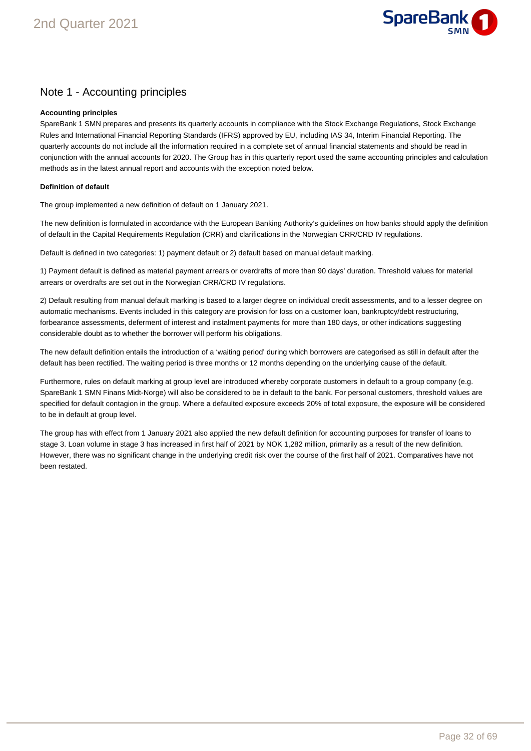## Note 1 - Accounting principles

**Accounting principles**

SpareBank 1 SMN prepares and presents its quarterly accounts in compliance with the Stock Exchange Regulations, Stock Exchange Rules and International Financial Reporting Standards (IFRS) approved by EU, including IAS 34, Interim Financial Reporting. The quarterly accounts do not include all the information required in a complete set of annual financial statements and should be read in conjunction with the annual accounts for 2020. The Group has in this quarterly report used the same accounting principles and calculation methods as in the latest annual report and accounts with the exception noted below.

**Definition of default**

The group implemented a new definition of default on 1 January 2021.

The new definition is formulated in accordance with the European Banking Authority's guidelines on how banks should apply the definition of default in the Capital Requirements Regulation (CRR) and clarifications in the Norwegian CRR/CRD IV regulations.

Default is defined in two categories: 1) payment default or 2) default based on manual default marking.

1) Payment default is defined as material payment arrears or overdrafts of more than 90 days' duration. Threshold values for material arrears or overdrafts are set out in the Norwegian CRR/CRD IV regulations.

2) Default resulting from manual default marking is based to a larger degree on individual credit assessments, and to a lesser degree on automatic mechanisms. Events included in this category are provision for loss on a customer loan, bankruptcy/debt restructuring, forbearance assessments, deferment of interest and instalment payments for more than 180 days, or other indications suggesting considerable doubt as to whether the borrower will perform his obligations.

The new default definition entails the introduction of a 'waiting period' during which borrowers are categorised as still in default after the default has been rectified. The waiting period is three months or 12 months depending on the underlying cause of the default.

Furthermore, rules on default marking at group level are introduced whereby corporate customers in default to a group company (e.g. SpareBank 1 SMN Finans Midt-Norge) will also be considered to be in default to the bank. For personal customers, threshold values are specified for default contagion in the group. Where a defaulted exposure exceeds 20% of total exposure, the exposure will be considered to be in default at group level.

The group has with effect from 1 January 2021 also applied the new default definition for accounting purposes for transfer of loans to stage 3. Loan volume in stage 3 has increased in first half of 2021 by NOK 1,282 million, primarily as a result of the new definition. However, there was no significant change in the underlying credit risk over the course of the first half of 2021. Comparatives have not been restated.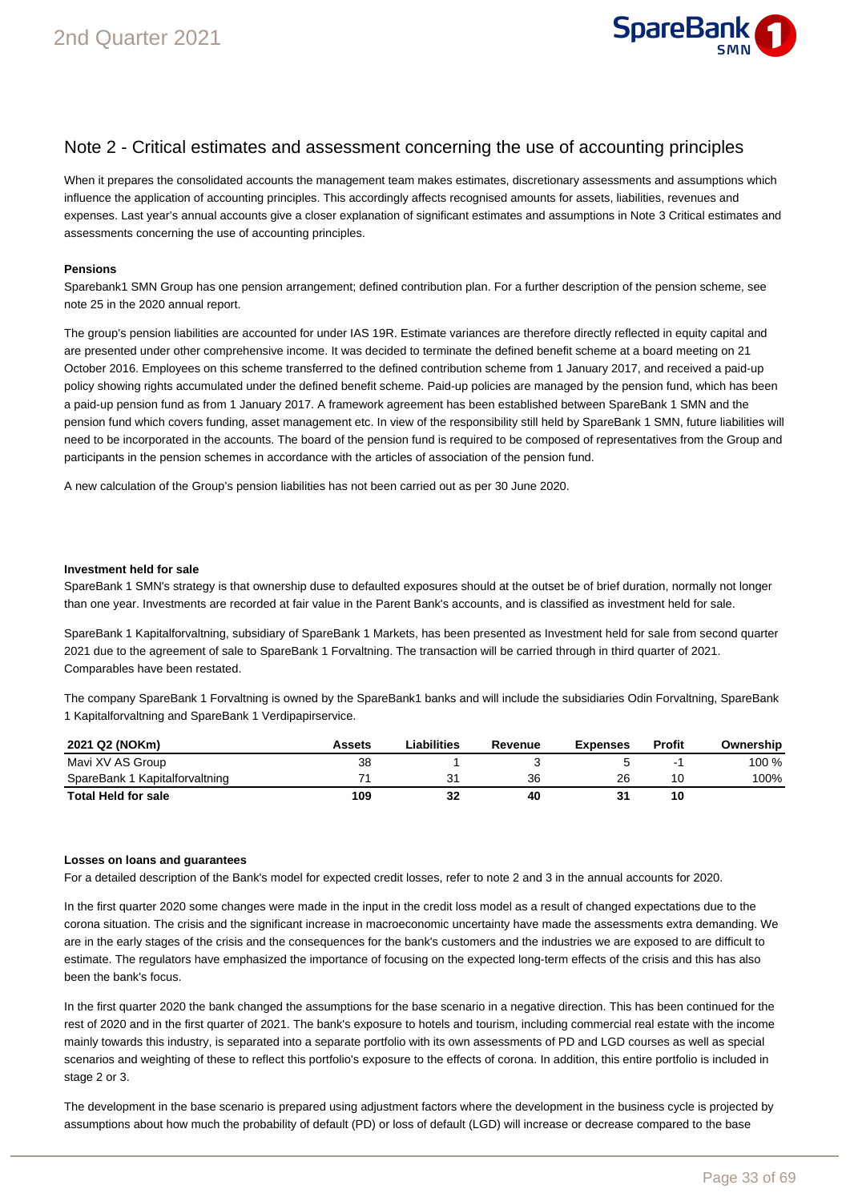## Note 2 - Critical estimates and assessment concerning the use of accounting principles

When it prepares the consolidated accounts the management team makes estimates, discretionary assessments and assumptions which influence the application of accounting principles. This accordingly affects recognised amounts for assets, liabilities, revenues and expenses. Last year's annual accounts give a closer explanation of significant estimates and assumptions in Note 3 Critical estimates and assessments concerning the use of accounting principles.

**Pensions**

Sparebank1 SMN Group has one pension arrangement; defined contribution plan. For a further description of the pension scheme, see note 25 in the 2020 annual report.

The group's pension liabilities are accounted for under IAS 19R. Estimate variances are therefore directly reflected in equity capital and are presented under other comprehensive income. It was decided to terminate the defined benefit scheme at a board meeting on 21 October 2016. Employees on this scheme transferred to the defined contribution scheme from 1 January 2017, and received a paid-up policy showing rights accumulated under the defined benefit scheme. Paid-up policies are managed by the pension fund, which has been a paid-up pension fund as from 1 January 2017. A framework agreement has been established between SpareBank 1 SMN and the pension fund which covers funding, asset management etc. In view of the responsibility still held by SpareBank 1 SMN, future liabilities will need to be incorporated in the accounts. The board of the pension fund is required to be composed of representatives from the Group and participants in the pension schemes in accordance with the articles of association of the pension fund.

A new calculation of the Group's pension liabilities has not been carried out as per 30 June 2020.

**Investment held for sale**

SpareBank 1 SMN's strategy is that ownership duse to defaulted exposures should at the outset be of brief duration, normally not longer than one year. Investments are recorded at fair value in the Parent Bank's accounts, and is classified as investment held for sale.

SpareBank 1 Kapitalforvaltning, subsidiary of SpareBank 1 Markets, has been presented as Investment held for sale from second quarter 2021 due to the agreement of sale to SpareBank 1 Forvaltning. The transaction will be carried through in third quarter of 2021. Comparables have been restated.

The company SpareBank 1 Forvaltning is owned by the SpareBank1 banks and will include the subsidiaries Odin Forvaltning, SpareBank 1 Kapitalforvaltning and SpareBank 1 Verdipapirservice.

| 2021 Q2 (NOKm) | Assets | Liabilities | Revenue | Expenses | Profit | Ownership |
|---|---|---|---|---|---|---|
| Mavi XV AS Group | 38 | 1 | 3 | 5 | -1 | 100 % |
| SpareBank 1 Kapitalforvaltning | 71 | 31 | 36 | 26 | 10 | 100% |
| **Total Held for sale** | **109** | **32** | **40** | **31** | **10** | |

**Losses on loans and guarantees**

For a detailed description of the Bank's model for expected credit losses, refer to note 2 and 3 in the annual accounts for 2020.

In the first quarter 2020 some changes were made in the input in the credit loss model as a result of changed expectations due to the corona situation. The crisis and the significant increase in macroeconomic uncertainty have made the assessments extra demanding. We are in the early stages of the crisis and the consequences for the bank's customers and the industries we are exposed to are difficult to estimate. The regulators have emphasized the importance of focusing on the expected long-term effects of the crisis and this has also been the bank's focus.

In the first quarter 2020 the bank changed the assumptions for the base scenario in a negative direction. This has been continued for the rest of 2020 and in the first quarter of 2021. The bank's exposure to hotels and tourism, including commercial real estate with the income mainly towards this industry, is separated into a separate portfolio with its own assessments of PD and LGD courses as well as special scenarios and weighting of these to reflect this portfolio's exposure to the effects of corona. In addition, this entire portfolio is included in stage 2 or 3.

The development in the base scenario is prepared using adjustment factors where the development in the business cycle is projected by assumptions about how much the probability of default (PD) or loss of default (LGD) will increase or decrease compared to the base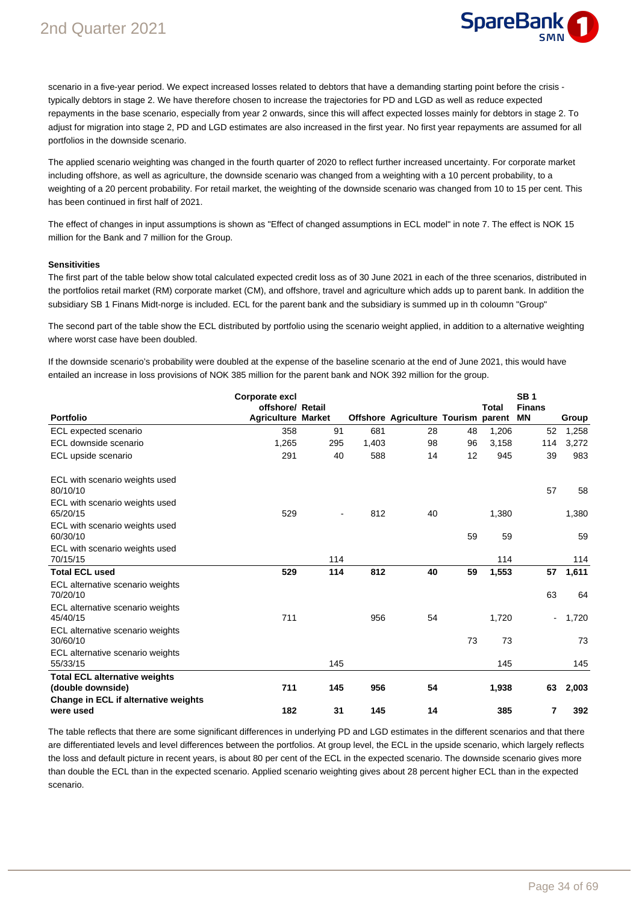scenario in a five-year period. We expect increased losses related to debtors that have a demanding starting point before the crisis - typically debtors in stage 2. We have therefore chosen to increase the trajectories for PD and LGD as well as reduce expected repayments in the base scenario, especially from year 2 onwards, since this will affect expected losses mainly for debtors in stage 2. To adjust for migration into stage 2, PD and LGD estimates are also increased in the first year. No first year repayments are assumed for all portfolios in the downside scenario.

The applied scenario weighting was changed in the fourth quarter of 2020 to reflect further increased uncertainty. For corporate market including offshore, as well as agriculture, the downside scenario was changed from a weighting with a 10 percent probability, to a weighting of a 20 percent probability. For retail market, the weighting of the downside scenario was changed from 10 to 15 per cent. This has been continued in first half of 2021.

The effect of changes in input assumptions is shown as "Effect of changed assumptions in ECL model" in note 7. The effect is NOK 15 million for the Bank and 7 million for the Group.

**Sensitivities**

The first part of the table below show total calculated expected credit loss as of 30 June 2021 in each of the three scenarios, distributed in the portfolios retail market (RM) corporate market (CM), and offshore, travel and agriculture which adds up to parent bank. In addition the subsidiary SB 1 Finans Midt-norge is included. ECL for the parent bank and the subsidiary is summed up in th coloumn "Group"

The second part of the table show the ECL distributed by portfolio using the scenario weight applied, in addition to a alternative weighting where worst case have been doubled.

If the downside scenario's probability were doubled at the expense of the baseline scenario at the end of June 2021, this would have entailed an increase in loss provisions of NOK 385 million for the parent bank and NOK 392 million for the group.

| Portfolio | Corporate excl offshore/ Agriculture | Retail Market | Offshore | Agriculture | Tourism | Total parent | SB 1 Finans MN | Group |
|---|---|---|---|---|---|---|---|---|
| ECL expected scenario | 358 | 91 | 681 | 28 | 48 | 1,206 | 52 | 1,258 |
| ECL downside scenario | 1,265 | 295 | 1,403 | 98 | 96 | 3,158 | 114 | 3,272 |
| ECL upside scenario | 291 | 40 | 588 | 14 | 12 | 945 | 39 | 983 |
| | | | | | | | | |
| ECL with scenario weights used 80/10/10 | | | | | | | 57 | 58 |
| ECL with scenario weights used 65/20/15 | 529 | - | 812 | 40 | | 1,380 | | 1,380 |
| ECL with scenario weights used 60/30/10 | | | | | 59 | 59 | | 59 |
| ECL with scenario weights used 70/15/15 | | 114 | | | | 114 | | 114 |
| **Total ECL used** | **529** | **114** | **812** | **40** | **59** | **1,553** | **57** | **1,611** |
| ECL alternative scenario weights 70/20/10 | | | | | | | 63 | 64 |
| ECL alternative scenario weights 45/40/15 | 711 | | 956 | 54 | | 1,720 | - | 1,720 |
| ECL alternative scenario weights 30/60/10 | | | | | 73 | 73 | | 73 |
| ECL alternative scenario weights 55/33/15 | | 145 | | | | 145 | | 145 |
| **Total ECL alternative weights (double downside)** | **711** | **145** | **956** | **54** | | **1,938** | **63** | **2,003** |
| **Change in ECL if alternative weights were used** | **182** | **31** | **145** | **14** | | **385** | **7** | **392** |

The table reflects that there are some significant differences in underlying PD and LGD estimates in the different scenarios and that there are differentiated levels and level differences between the portfolios. At group level, the ECL in the upside scenario, which largely reflects the loss and default picture in recent years, is about 80 per cent of the ECL in the expected scenario. The downside scenario gives more than double the ECL than in the expected scenario. Applied scenario weighting gives about 28 percent higher ECL than in the expected scenario.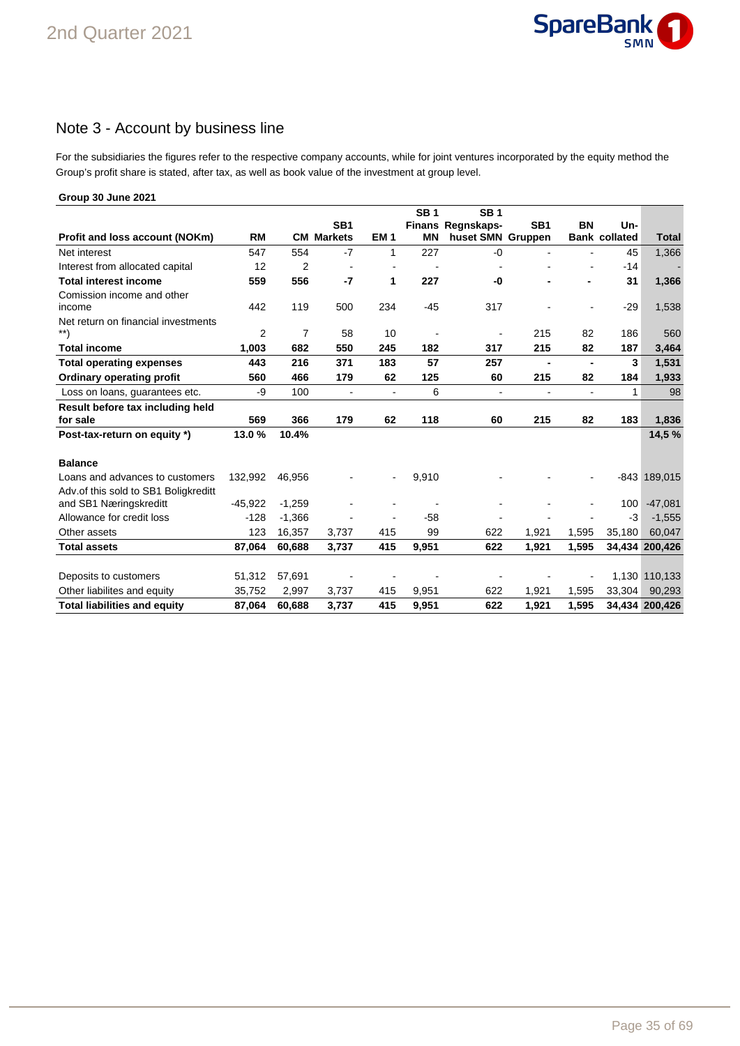## Note 3 - Account by business line

For the subsidiaries the figures refer to the respective company accounts, while for joint ventures incorporated by the equity method the Group's profit share is stated, after tax, as well as book value of the investment at group level.

**Group 30 June 2021**

| Profit and loss account (NOKm) | RM | CM | SB1 Markets | EM 1 | SB 1 Finans MN | SB 1 Regnskaps-huset SMN | SB1 Gruppen | BN Bank | Un-collated | Total |
|---|---|---|---|---|---|---|---|---|---|---|
| Net interest | 547 | 554 | -7 | 1 | 227 | -0 | - | - | 45 | 1,366 |
| Interest from allocated capital | 12 | 2 | - | - | - | - | - | - | -14 | - |
| **Total interest income** | **559** | **556** | **-7** | **1** | **227** | **-0** | **-** | **-** | **31** | **1,366** |
| Comission income and other income | 442 | 119 | 500 | 234 | -45 | 317 | - | - | -29 | 1,538 |
| Net return on financial investments **) | 2 | 7 | 58 | 10 | - | - | 215 | 82 | 186 | 560 |
| **Total income** | **1,003** | **682** | **550** | **245** | **182** | **317** | **215** | **82** | **187** | **3,464** |
| **Total operating expenses** | **443** | **216** | **371** | **183** | **57** | **257** | **-** | **-** | **3** | **1,531** |
| **Ordinary operating profit** | **560** | **466** | **179** | **62** | **125** | **60** | **215** | **82** | **184** | **1,933** |
| Loss on loans, guarantees etc. | -9 | 100 | - | - | 6 | - | - | - | 1 | 98 |
| **Result before tax including held for sale** | **569** | **366** | **179** | **62** | **118** | **60** | **215** | **82** | **183** | **1,836** |
| **Post-tax-return on equity *)** | **13.0 %** | **10.4%** | | | | | | | | **14,5 %** |
| | | | | | | | | | | |
| **Balance** | | | | | | | | | | |
| Loans and advances to customers | 132,992 | 46,956 | - | - | 9,910 | - | - | - | -843 | 189,015 |
| Adv.of this sold to SB1 Boligkreditt and SB1 Næringskreditt | -45,922 | -1,259 | - | - | - | - | - | - | 100 | -47,081 |
| Allowance for credit loss | -128 | -1,366 | - | - | -58 | - | - | - | -3 | -1,555 |
| Other assets | 123 | 16,357 | 3,737 | 415 | 99 | 622 | 1,921 | 1,595 | 35,180 | 60,047 |
| **Total assets** | **87,064** | **60,688** | **3,737** | **415** | **9,951** | **622** | **1,921** | **1,595** | **34,434** | **200,426** |
| | | | | | | | | | | |
| Deposits to customers | 51,312 | 57,691 | - | - | - | - | - | - | 1,130 | 110,133 |
| Other liabilites and equity | 35,752 | 2,997 | 3,737 | 415 | 9,951 | 622 | 1,921 | 1,595 | 33,304 | 90,293 |
| **Total liabilities and equity** | **87,064** | **60,688** | **3,737** | **415** | **9,951** | **622** | **1,921** | **1,595** | **34,434** | **200,426** |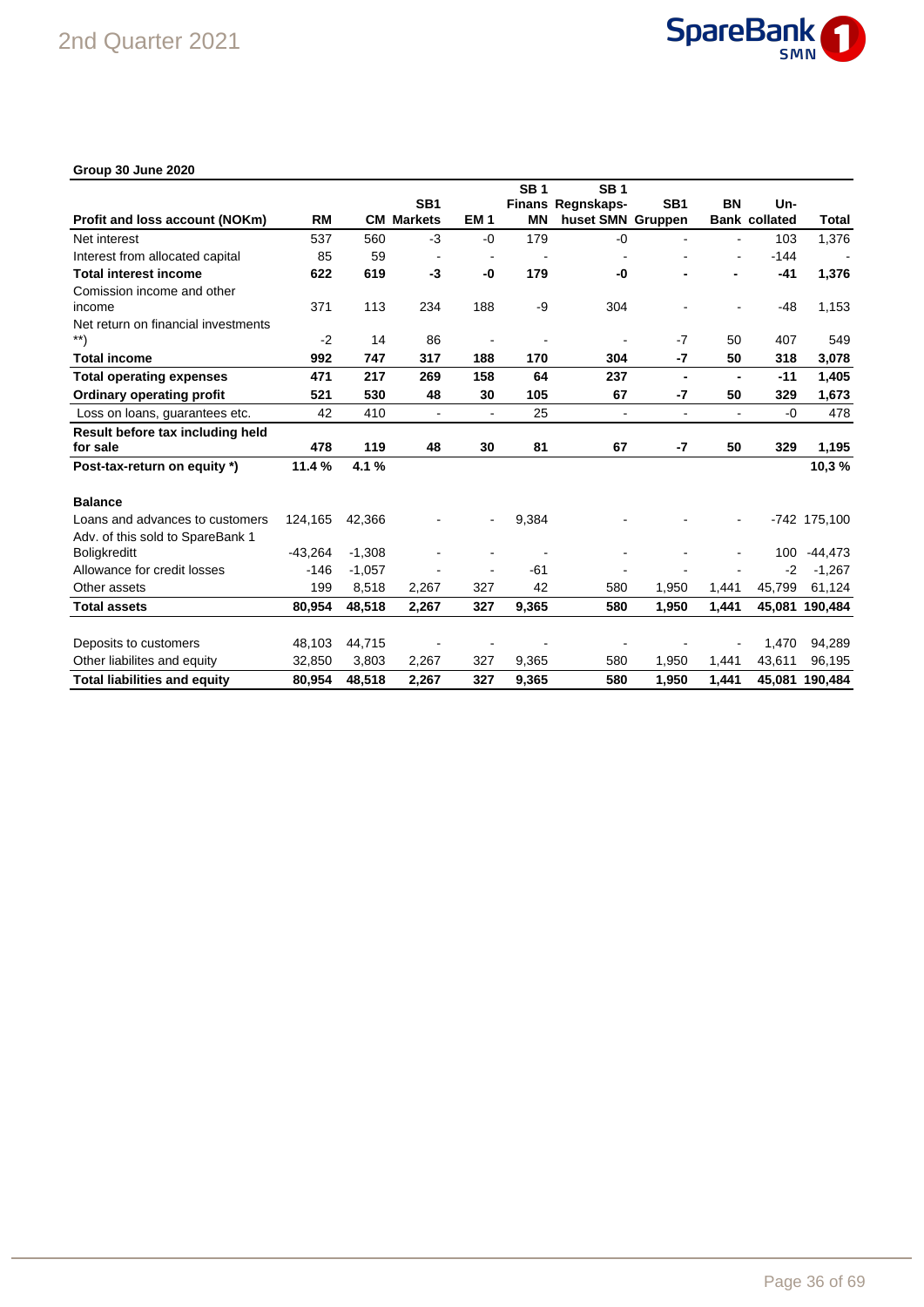**Group 30 June 2020**

| Profit and loss account (NOKm) | RM | CM | SB1 Markets | EM 1 | SB 1 Finans MN | SB 1 Regnskaps-huset SMN | SB1 Gruppen | BN Bank | Un-collated | Total |
|---|---|---|---|---|---|---|---|---|---|---|
| Net interest | 537 | 560 | -3 | -0 | 179 | -0 | - | - | 103 | 1,376 |
| Interest from allocated capital | 85 | 59 | - | - | - | - | - | - | -144 | - |
| **Total interest income** | **622** | **619** | **-3** | **-0** | **179** | **-0** | **-** | **-** | **-41** | **1,376** |
| Comission income and other income | 371 | 113 | 234 | 188 | -9 | 304 | - | - | -48 | 1,153 |
| Net return on financial investments **) | -2 | 14 | 86 | - | - | - | -7 | 50 | 407 | 549 |
| **Total income** | **992** | **747** | **317** | **188** | **170** | **304** | **-7** | **50** | **318** | **3,078** |
| **Total operating expenses** | **471** | **217** | **269** | **158** | **64** | **237** | **-** | **-** | **-11** | **1,405** |
| **Ordinary operating profit** | **521** | **530** | **48** | **30** | **105** | **67** | **-7** | **50** | **329** | **1,673** |
| Loss on loans, guarantees etc. | 42 | 410 | - | - | 25 | - | - | - | -0 | 478 |
| **Result before tax including held for sale** | **478** | **119** | **48** | **30** | **81** | **67** | **-7** | **50** | **329** | **1,195** |
| **Post-tax-return on equity *)** | **11.4 %** | **4.1 %** | | | | | | | | **10,3 %** |
| | | | | | | | | | | |
| **Balance** | | | | | | | | | | |
| Loans and advances to customers | 124,165 | 42,366 | - | - | 9,384 | - | - | - | -742 | 175,100 |
| Adv. of this sold to SpareBank 1 Boligkreditt | -43,264 | -1,308 | - | - | - | - | - | - | 100 | -44,473 |
| Allowance for credit losses | -146 | -1,057 | - | - | -61 | - | - | - | -2 | -1,267 |
| Other assets | 199 | 8,518 | 2,267 | 327 | 42 | 580 | 1,950 | 1,441 | 45,799 | 61,124 |
| **Total assets** | **80,954** | **48,518** | **2,267** | **327** | **9,365** | **580** | **1,950** | **1,441** | **45,081** | **190,484** |
| | | | | | | | | | | |
| Deposits to customers | 48,103 | 44,715 | - | - | - | - | - | - | 1,470 | 94,289 |
| Other liabilites and equity | 32,850 | 3,803 | 2,267 | 327 | 9,365 | 580 | 1,950 | 1,441 | 43,611 | 96,195 |
| **Total liabilities and equity** | **80,954** | **48,518** | **2,267** | **327** | **9,365** | **580** | **1,950** | **1,441** | **45,081** | **190,484** |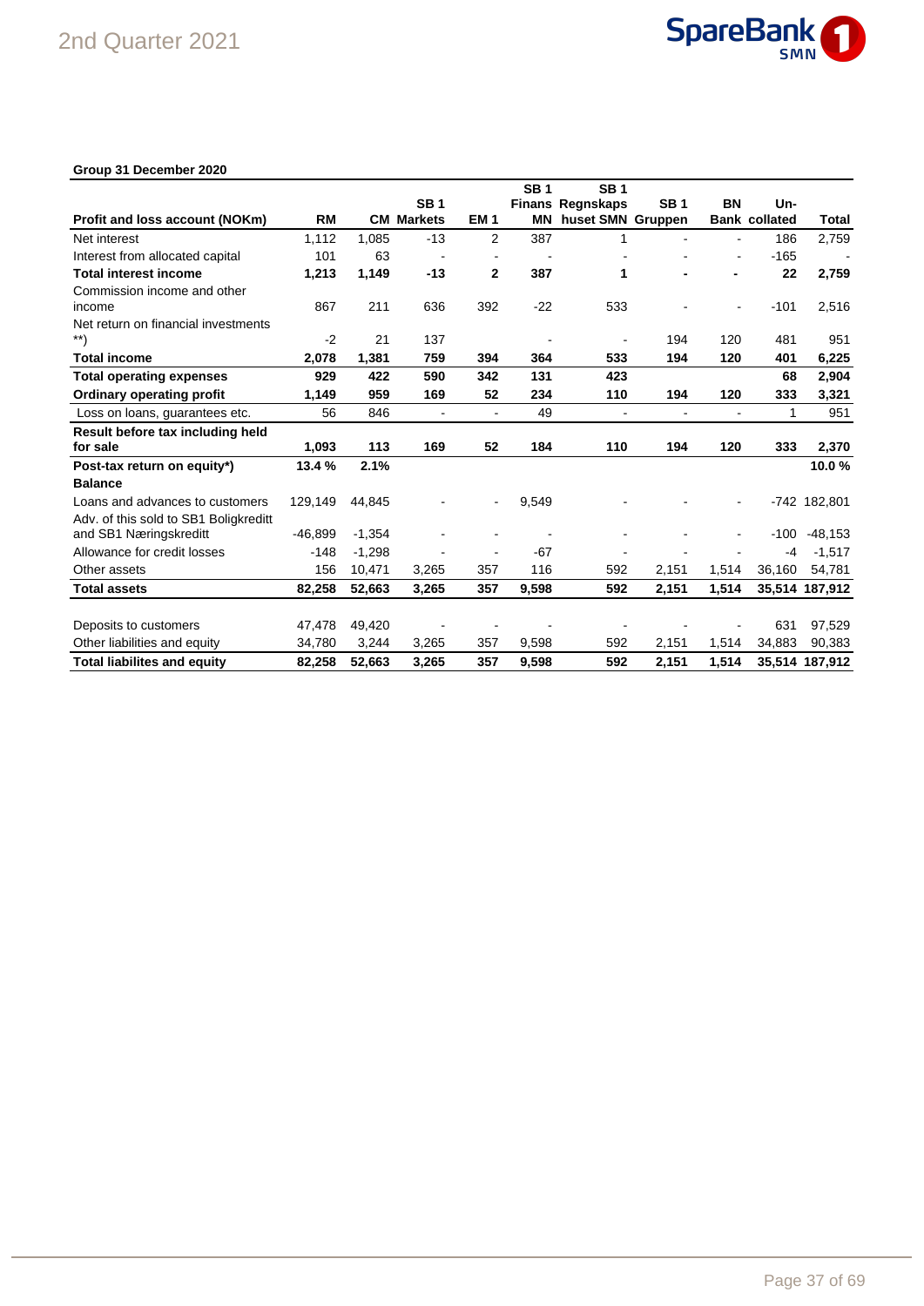**Group 31 December 2020**

| Profit and loss account (NOKm) | RM | CM | SB 1 Markets | EM 1 | SB 1 Finans MN | SB 1 Regnskaps huset SMN | SB 1 Gruppen | BN Bank | Un-collated | Total |
|---|---|---|---|---|---|---|---|---|---|---|
| Net interest | 1,112 | 1,085 | -13 | 2 | 387 | 1 | - | - | 186 | 2,759 |
| Interest from allocated capital | 101 | 63 | - | - | - | - | - | - | -165 | - |
| **Total interest income** | **1,213** | **1,149** | **-13** | **2** | **387** | **1** | **-** | **-** | **22** | **2,759** |
| Commission income and other income | 867 | 211 | 636 | 392 | -22 | 533 | | - | -101 | 2,516 |
| Net return on financial investments **) | -2 | 21 | 137 | | - | - | 194 | 120 | 481 | 951 |
| **Total income** | **2,078** | **1,381** | **759** | **394** | **364** | **533** | **194** | **120** | **401** | **6,225** |
| **Total operating expenses** | **929** | **422** | **590** | **342** | **131** | **423** | | | **68** | **2,904** |
| **Ordinary operating profit** | **1,149** | **959** | **169** | **52** | **234** | **110** | **194** | **120** | **333** | **3,321** |
| Loss on loans, guarantees etc. | 56 | 846 | - | - | 49 | - | - | - | 1 | 951 |
| **Result before tax including held for sale** | **1,093** | **113** | **169** | **52** | **184** | **110** | **194** | **120** | **333** | **2,370** |
| **Post-tax return on equity*)** | **13.4 %** | **2.1%** | | | | | | | | **10.0 %** |
| **Balance** | | | | | | | | | | |
| Loans and advances to customers | 129,149 | 44,845 | - | - | 9,549 | - | - | - | -742 | 182,801 |
| Adv. of this sold to SB1 Boligkreditt and SB1 Næringskreditt | -46,899 | -1,354 | - | - | - | - | - | - | -100 | -48,153 |
| Allowance for credit losses | -148 | -1,298 | - | - | -67 | - | - | - | -4 | -1,517 |
| Other assets | 156 | 10,471 | 3,265 | 357 | 116 | 592 | 2,151 | 1,514 | 36,160 | 54,781 |
| **Total assets** | **82,258** | **52,663** | **3,265** | **357** | **9,598** | **592** | **2,151** | **1,514** | **35,514** | **187,912** |
| | | | | | | | | | | |
| Deposits to customers | 47,478 | 49,420 | - | - | - | - | - | - | 631 | 97,529 |
| Other liabilities and equity | 34,780 | 3,244 | 3,265 | 357 | 9,598 | 592 | 2,151 | 1,514 | 34,883 | 90,383 |
| **Total liabilites and equity** | **82,258** | **52,663** | **3,265** | **357** | **9,598** | **592** | **2,151** | **1,514** | **35,514** | **187,912** |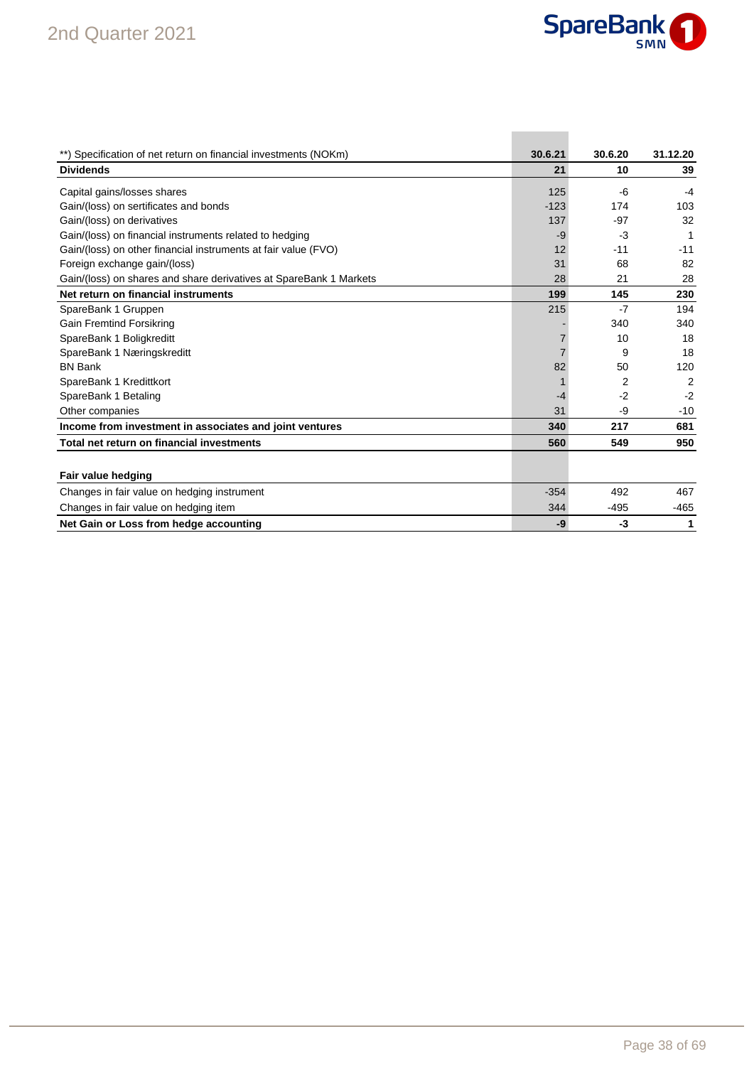| **) Specification of net return on financial investments (NOKm) | 30.6.21 | 30.6.20 | 31.12.20 |
|---|---|---|---|
| **Dividends** | **21** | **10** | **39** |
| Capital gains/losses shares | 125 | -6 | -4 |
| Gain/(loss) on sertificates and bonds | -123 | 174 | 103 |
| Gain/(loss) on derivatives | 137 | -97 | 32 |
| Gain/(loss) on financial instruments related to hedging | -9 | -3 | 1 |
| Gain/(loss) on other financial instruments at fair value (FVO) | 12 | -11 | -11 |
| Foreign exchange gain/(loss) | 31 | 68 | 82 |
| Gain/(loss) on shares and share derivatives at SpareBank 1 Markets | 28 | 21 | 28 |
| **Net return on financial instruments** | **199** | **145** | **230** |
| SpareBank 1 Gruppen | 215 | -7 | 194 |
| Gain Fremtind Forsikring | - | 340 | 340 |
| SpareBank 1 Boligkreditt | 7 | 10 | 18 |
| SpareBank 1 Næringskreditt | 7 | 9 | 18 |
| BN Bank | 82 | 50 | 120 |
| SpareBank 1 Kredittkort | 1 | 2 | 2 |
| SpareBank 1 Betaling | -4 | -2 | -2 |
| Other companies | 31 | -9 | -10 |
| **Income from investment in associates and joint ventures** | **340** | **217** | **681** |
| **Total net return on financial investments** | **560** | **549** | **950** |

| **Fair value hedging** | | | |
|---|---|---|---|
| Changes in fair value on hedging instrument | -354 | 492 | 467 |
| Changes in fair value on hedging item | 344 | -495 | -465 |
| **Net Gain or Loss from hedge accounting** | **-9** | **-3** | **1** |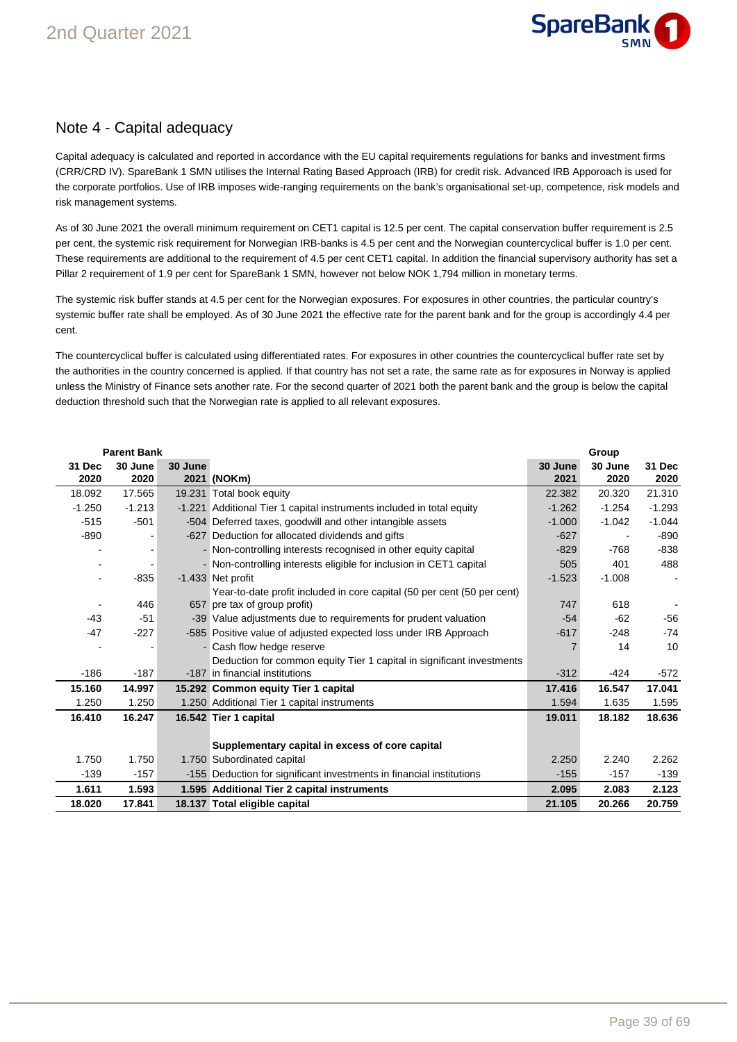## Note 4 - Capital adequacy

Capital adequacy is calculated and reported in accordance with the EU capital requirements regulations for banks and investment firms (CRR/CRD IV). SpareBank 1 SMN utilises the Internal Rating Based Approach (IRB) for credit risk. Advanced IRB Apporoach is used for the corporate portfolios. Use of IRB imposes wide-ranging requirements on the bank's organisational set-up, competence, risk models and risk management systems.

As of 30 June 2021 the overall minimum requirement on CET1 capital is 12.5 per cent. The capital conservation buffer requirement is 2.5 per cent, the systemic risk requirement for Norwegian IRB-banks is 4.5 per cent and the Norwegian countercyclical buffer is 1.0 per cent. These requirements are additional to the requirement of 4.5 per cent CET1 capital. In addition the financial supervisory authority has set a Pillar 2 requirement of 1.9 per cent for SpareBank 1 SMN, however not below NOK 1,794 million in monetary terms.

The systemic risk buffer stands at 4.5 per cent for the Norwegian exposures. For exposures in other countries, the particular country's systemic buffer rate shall be employed. As of 30 June 2021 the effective rate for the parent bank and for the group is accordingly 4.4 per cent.

The countercyclical buffer is calculated using differentiated rates. For exposures in other countries the countercyclical buffer rate set by the authorities in the country concerned is applied. If that country has not set a rate, the same rate as for exposures in Norway is applied unless the Ministry of Finance sets another rate. For the second quarter of 2021 both the parent bank and the group is below the capital deduction threshold such that the Norwegian rate is applied to all relevant exposures.

| Parent Bank | | | | Group | | |
|---|---|---|---|---|---|---|
| 31 Dec 2020 | 30 June 2020 | 30 June 2021 | (NOKm) | 30 June 2021 | 30 June 2020 | 31 Dec 2020 |
| 18.092 | 17.565 | 19.231 | Total book equity | 22.382 | 20.320 | 21.310 |
| -1.250 | -1.213 | -1.221 | Additional Tier 1 capital instruments included in total equity | -1.262 | -1.254 | -1.293 |
| -515 | -501 | -504 | Deferred taxes, goodwill and other intangible assets | -1.000 | -1.042 | -1.044 |
| -890 | - | -627 | Deduction for allocated dividends and gifts | -627 | - | -890 |
| - | - | - | Non-controlling interests recognised in other equity capital | -829 | -768 | -838 |
| - | - | - | Non-controlling interests eligible for inclusion in CET1 capital | 505 | 401 | 488 |
| - | -835 | -1.433 | Net profit | -1.523 | -1.008 | - |
| - | 446 | 657 | Year-to-date profit included in core capital (50 per cent (50 per cent) pre tax of group profit) | 747 | 618 | - |
| -43 | -51 | -39 | Value adjustments due to requirements for prudent valuation | -54 | -62 | -56 |
| -47 | -227 | -585 | Positive value of adjusted expected loss under IRB Approach | -617 | -248 | -74 |
| - | - | - | Cash flow hedge reserve | 7 | 14 | 10 |
| -186 | -187 | -187 | Deduction for common equity Tier 1 capital in significant investments in financial institutions | -312 | -424 | -572 |
| **15.160** | **14.997** | **15.292** | **Common equity Tier 1 capital** | **17.416** | **16.547** | **17.041** |
| 1.250 | 1.250 | 1.250 | Additional Tier 1 capital instruments | 1.594 | 1.635 | 1.595 |
| **16.410** | **16.247** | **16.542** | **Tier 1 capital** | **19.011** | **18.182** | **18.636** |
| | | | **Supplementary capital in excess of core capital** | | | |
| 1.750 | 1.750 | 1.750 | Subordinated capital | 2.250 | 2.240 | 2.262 |
| -139 | -157 | -155 | Deduction for significant investments in financial institutions | -155 | -157 | -139 |
| **1.611** | **1.593** | **1.595** | **Additional Tier 2 capital instruments** | **2.095** | **2.083** | **2.123** |
| **18.020** | **17.841** | **18.137** | **Total eligible capital** | **21.105** | **20.266** | **20.759** |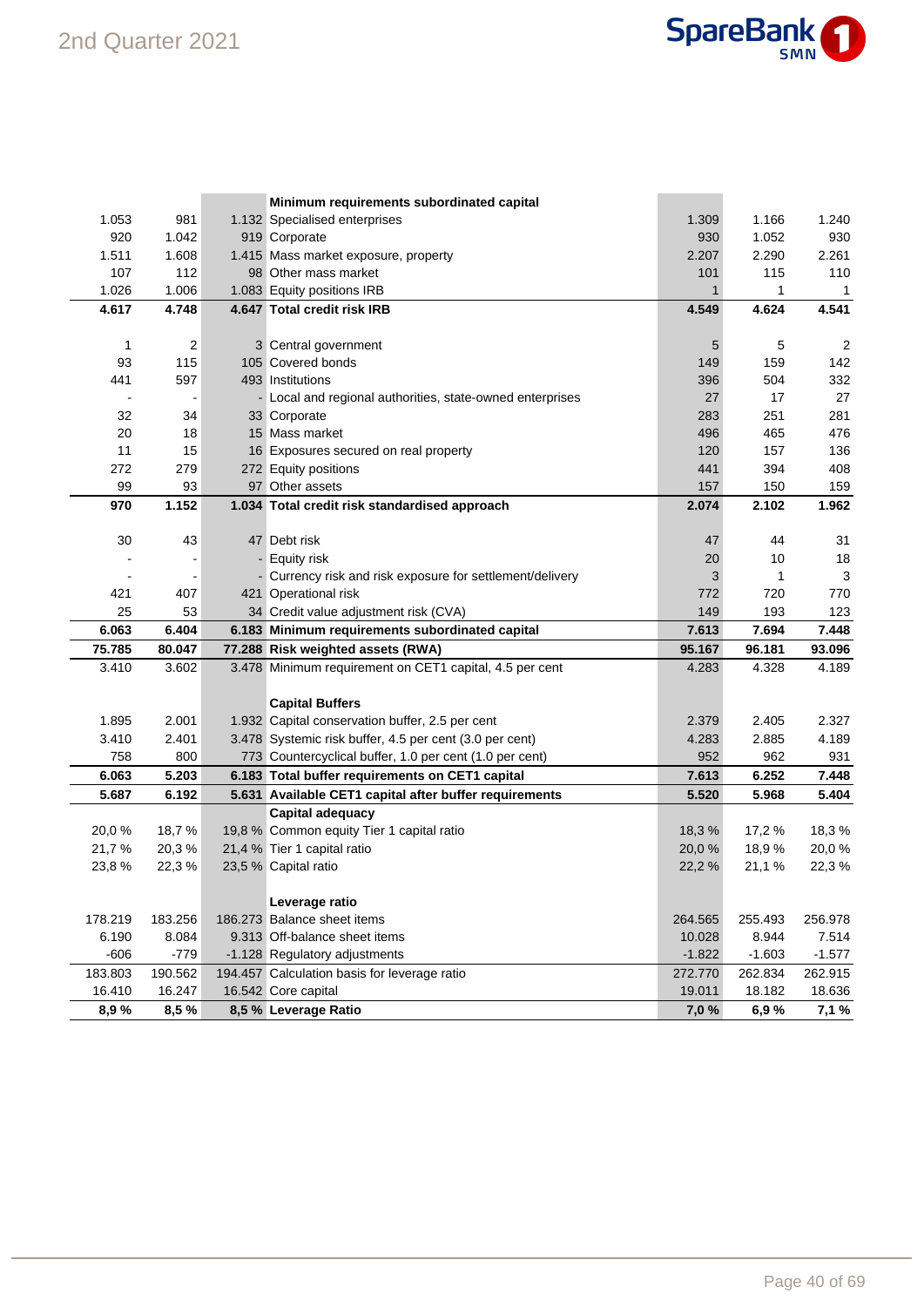| | | | Minimum requirements subordinated capital | | | |
|---|---|---|---|---|---|---|
| 1.053 | 981 | 1.132 | Specialised enterprises | 1.309 | 1.166 | 1.240 |
| 920 | 1.042 | 919 | Corporate | 930 | 1.052 | 930 |
| 1.511 | 1.608 | 1.415 | Mass market exposure, property | 2.207 | 2.290 | 2.261 |
| 107 | 112 | 98 | Other mass market | 101 | 115 | 110 |
| 1.026 | 1.006 | 1.083 | Equity positions IRB | 1 | 1 | 1 |
| **4.617** | **4.748** | **4.647** | **Total credit risk IRB** | **4.549** | **4.624** | **4.541** |
| | | | | | | |
| 1 | 2 | 3 | Central government | 5 | 5 | 2 |
| 93 | 115 | 105 | Covered bonds | 149 | 159 | 142 |
| 441 | 597 | 493 | Institutions | 396 | 504 | 332 |
| - | - | - | Local and regional authorities, state-owned enterprises | 27 | 17 | 27 |
| 32 | 34 | 33 | Corporate | 283 | 251 | 281 |
| 20 | 18 | 15 | Mass market | 496 | 465 | 476 |
| 11 | 15 | 16 | Exposures secured on real property | 120 | 157 | 136 |
| 272 | 279 | 272 | Equity positions | 441 | 394 | 408 |
| 99 | 93 | 97 | Other assets | 157 | 150 | 159 |
| **970** | **1.152** | **1.034** | **Total credit risk standardised approach** | **2.074** | **2.102** | **1.962** |
| | | | | | | |
| 30 | 43 | 47 | Debt risk | 47 | 44 | 31 |
| - | - | - | Equity risk | 20 | 10 | 18 |
| - | - | - | Currency risk and risk exposure for settlement/delivery | 3 | 1 | 3 |
| 421 | 407 | 421 | Operational risk | 772 | 720 | 770 |
| 25 | 53 | 34 | Credit value adjustment risk (CVA) | 149 | 193 | 123 |
| **6.063** | **6.404** | **6.183** | **Minimum requirements subordinated capital** | **7.613** | **7.694** | **7.448** |
| **75.785** | **80.047** | **77.288** | **Risk weighted assets (RWA)** | **95.167** | **96.181** | **93.096** |
| 3.410 | 3.602 | 3.478 | Minimum requirement on CET1 capital, 4.5 per cent | 4.283 | 4.328 | 4.189 |
| | | | | | | |
| | | | **Capital Buffers** | | | |
| 1.895 | 2.001 | 1.932 | Capital conservation buffer, 2.5 per cent | 2.379 | 2.405 | 2.327 |
| 3.410 | 2.401 | 3.478 | Systemic risk buffer, 4.5 per cent (3.0 per cent) | 4.283 | 2.885 | 4.189 |
| 758 | 800 | 773 | Countercyclical buffer, 1.0 per cent (1.0 per cent) | 952 | 962 | 931 |
| **6.063** | **5.203** | **6.183** | **Total buffer requirements on CET1 capital** | **7.613** | **6.252** | **7.448** |
| **5.687** | **6.192** | **5.631** | **Available CET1 capital after buffer requirements** | **5.520** | **5.968** | **5.404** |
| | | | **Capital adequacy** | | | |
| 20,0 % | 18,7 % | 19,8 % | Common equity Tier 1 capital ratio | 18,3 % | 17,2 % | 18,3 % |
| 21,7 % | 20,3 % | 21,4 % | Tier 1 capital ratio | 20,0 % | 18,9 % | 20,0 % |
| 23,8 % | 22,3 % | 23,5 % | Capital ratio | 22,2 % | 21,1 % | 22,3 % |
| | | | | | | |
| | | | **Leverage ratio** | | | |
| 178.219 | 183.256 | 186.273 | Balance sheet items | 264.565 | 255.493 | 256.978 |
| 6.190 | 8.084 | 9.313 | Off-balance sheet items | 10.028 | 8.944 | 7.514 |
| -606 | -779 | -1.128 | Regulatory adjustments | -1.822 | -1.603 | -1.577 |
| 183.803 | 190.562 | 194.457 | Calculation basis for leverage ratio | 272.770 | 262.834 | 262.915 |
| 16.410 | 16.247 | 16.542 | Core capital | 19.011 | 18.182 | 18.636 |
| **8,9 %** | **8,5 %** | **8,5 %** | **Leverage Ratio** | **7,0 %** | **6,9 %** | **7,1 %** |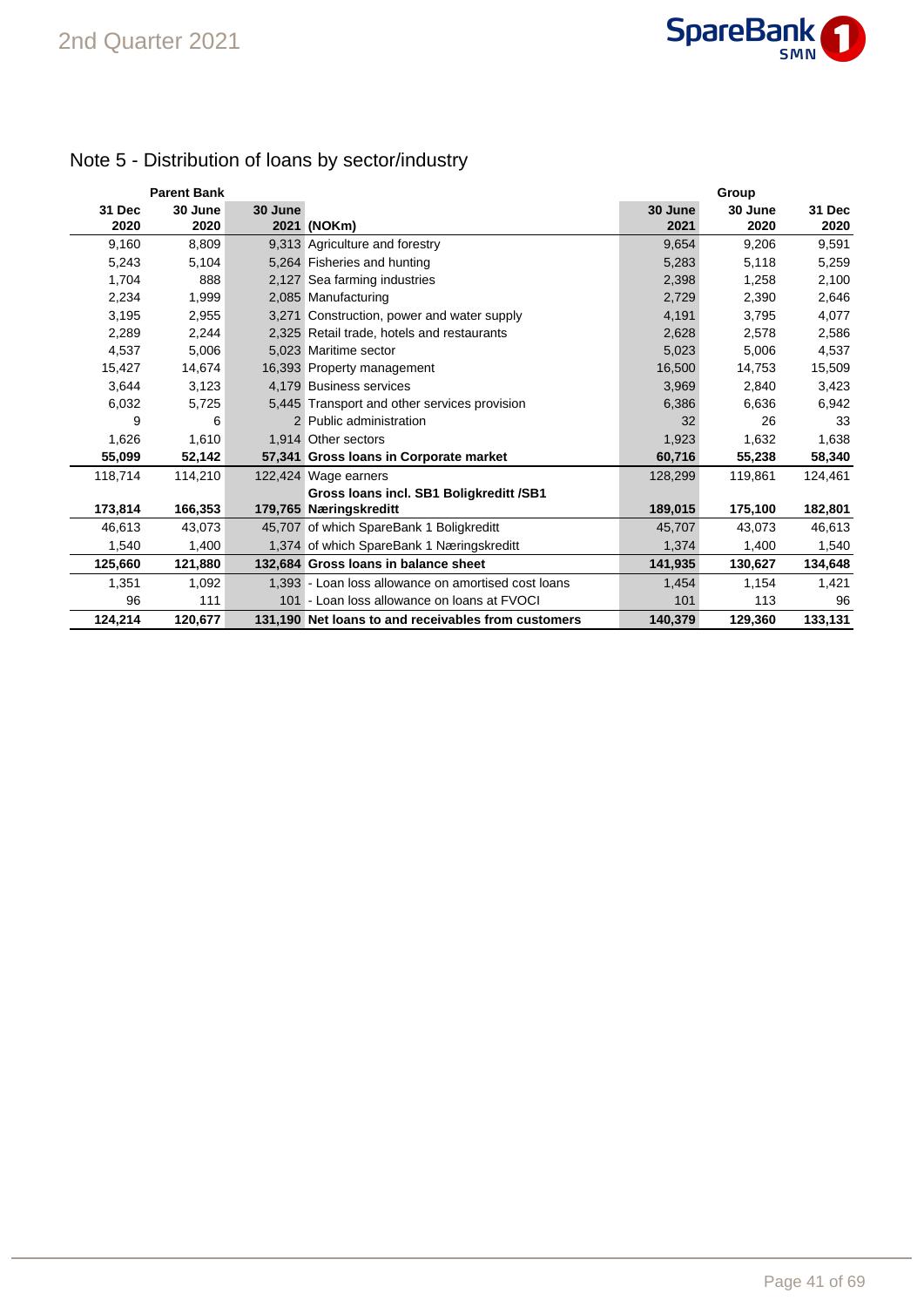## Note 5 - Distribution of loans by sector/industry

| Parent Bank | | | | Group | | |
|---|---|---|---|---|---|---|
| 31 Dec 2020 | 30 June 2020 | 30 June 2021 | (NOKm) | 30 June 2021 | 30 June 2020 | 31 Dec 2020 |
| 9,160 | 8,809 | 9,313 | Agriculture and forestry | 9,654 | 9,206 | 9,591 |
| 5,243 | 5,104 | 5,264 | Fisheries and hunting | 5,283 | 5,118 | 5,259 |
| 1,704 | 888 | 2,127 | Sea farming industries | 2,398 | 1,258 | 2,100 |
| 2,234 | 1,999 | 2,085 | Manufacturing | 2,729 | 2,390 | 2,646 |
| 3,195 | 2,955 | 3,271 | Construction, power and water supply | 4,191 | 3,795 | 4,077 |
| 2,289 | 2,244 | 2,325 | Retail trade, hotels and restaurants | 2,628 | 2,578 | 2,586 |
| 4,537 | 5,006 | 5,023 | Maritime sector | 5,023 | 5,006 | 4,537 |
| 15,427 | 14,674 | 16,393 | Property management | 16,500 | 14,753 | 15,509 |
| 3,644 | 3,123 | 4,179 | Business services | 3,969 | 2,840 | 3,423 |
| 6,032 | 5,725 | 5,445 | Transport and other services provision | 6,386 | 6,636 | 6,942 |
| 9 | 6 | 2 | Public administration | 32 | 26 | 33 |
| 1,626 | 1,610 | 1,914 | Other sectors | 1,923 | 1,632 | 1,638 |
| **55,099** | **52,142** | **57,341** | **Gross loans in Corporate market** | **60,716** | **55,238** | **58,340** |
| 118,714 | 114,210 | 122,424 | Wage earners | 128,299 | 119,861 | 124,461 |
| **173,814** | **166,353** | **179,765** | **Gross loans incl. SB1 Boligkreditt /SB1 Næringskreditt** | **189,015** | **175,100** | **182,801** |
| 46,613 | 43,073 | 45,707 | of which SpareBank 1 Boligkreditt | 45,707 | 43,073 | 46,613 |
| 1,540 | 1,400 | 1,374 | of which SpareBank 1 Næringskreditt | 1,374 | 1,400 | 1,540 |
| **125,660** | **121,880** | **132,684** | **Gross loans in balance sheet** | **141,935** | **130,627** | **134,648** |
| 1,351 | 1,092 | 1,393 | - Loan loss allowance on amortised cost loans | 1,454 | 1,154 | 1,421 |
| 96 | 111 | 101 | - Loan loss allowance on loans at FVOCI | 101 | 113 | 96 |
| **124,214** | **120,677** | **131,190** | **Net loans to and receivables from customers** | **140,379** | **129,360** | **133,131** |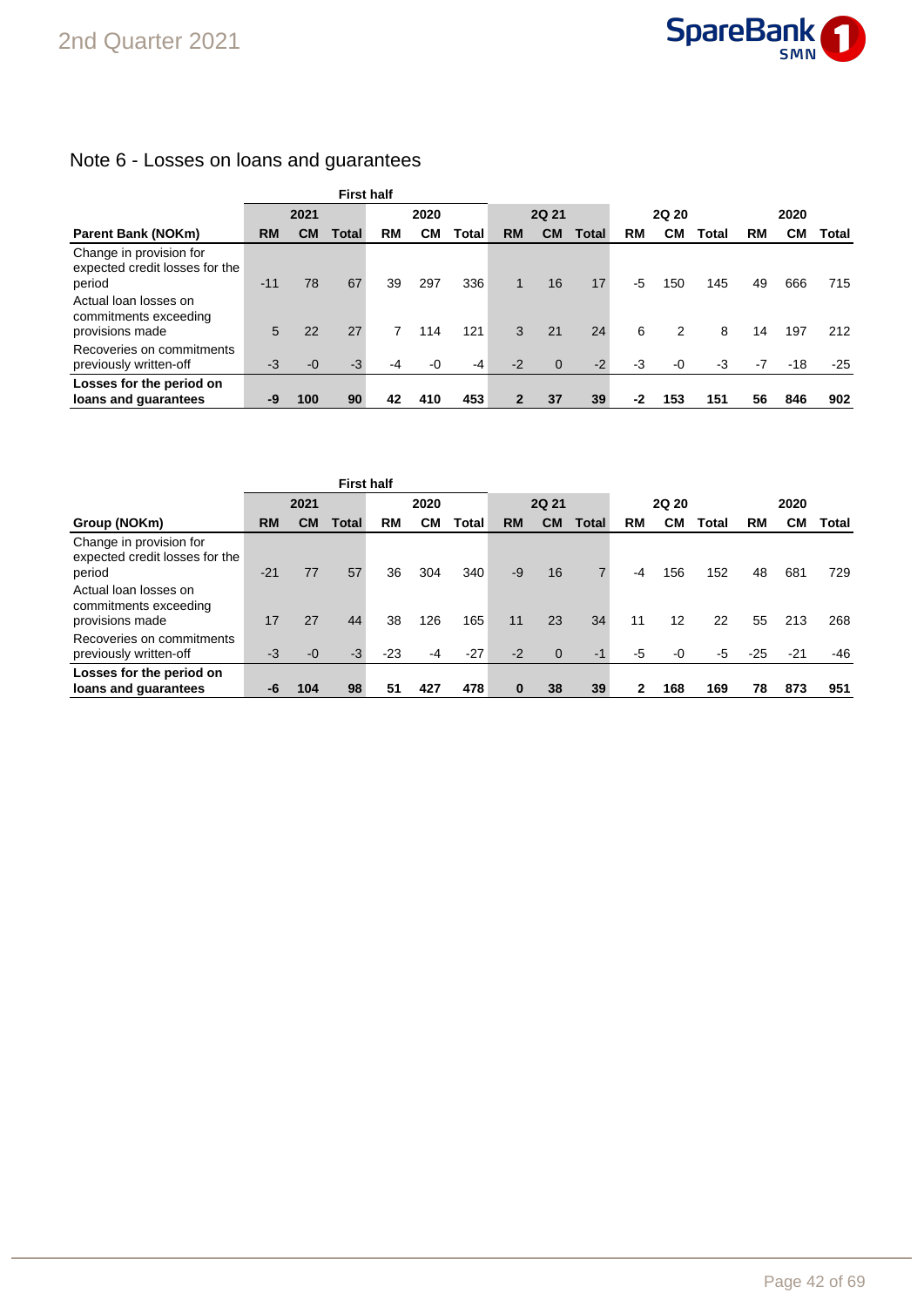# Note 6 - Losses on loans and guarantees

| | First half | | | | | | | | | | | | | | |
|---|---|---|---|---|---|---|---|---|---|---|---|---|---|---|---|
| | 2021 | | | 2020 | | | 2Q 21 | | | 2Q 20 | | | 2020 | | |
| **Parent Bank (NOKm)** | **RM** | **CM** | **Total** | **RM** | **CM** | **Total** | **RM** | **CM** | **Total** | **RM** | **CM** | **Total** | **RM** | **CM** | **Total** |
| Change in provision for expected credit losses for the period | -11 | 78 | 67 | 39 | 297 | 336 | 1 | 16 | 17 | -5 | 150 | 145 | 49 | 666 | 715 |
| Actual loan losses on commitments exceeding provisions made | 5 | 22 | 27 | 7 | 114 | 121 | 3 | 21 | 24 | 6 | 2 | 8 | 14 | 197 | 212 |
| Recoveries on commitments previously written-off | -3 | -0 | -3 | -4 | -0 | -4 | -2 | 0 | -2 | -3 | -0 | -3 | -7 | -18 | -25 |
| **Losses for the period on loans and guarantees** | **-9** | **100** | **90** | **42** | **410** | **453** | **2** | **37** | **39** | **-2** | **153** | **151** | **56** | **846** | **902** |

| | First half | | | | | | | | | | | | | | |
|---|---|---|---|---|---|---|---|---|---|---|---|---|---|---|---|
| | 2021 | | | 2020 | | | 2Q 21 | | | 2Q 20 | | | 2020 | | |
| **Group (NOKm)** | **RM** | **CM** | **Total** | **RM** | **CM** | **Total** | **RM** | **CM** | **Total** | **RM** | **CM** | **Total** | **RM** | **CM** | **Total** |
| Change in provision for expected credit losses for the period | -21 | 77 | 57 | 36 | 304 | 340 | -9 | 16 | 7 | -4 | 156 | 152 | 48 | 681 | 729 |
| Actual loan losses on commitments exceeding provisions made | 17 | 27 | 44 | 38 | 126 | 165 | 11 | 23 | 34 | 11 | 12 | 22 | 55 | 213 | 268 |
| Recoveries on commitments previously written-off | -3 | -0 | -3 | -23 | -4 | -27 | -2 | 0 | -1 | -5 | -0 | -5 | -25 | -21 | -46 |
| **Losses for the period on loans and guarantees** | **-6** | **104** | **98** | **51** | **427** | **478** | **0** | **38** | **39** | **2** | **168** | **169** | **78** | **873** | **951** |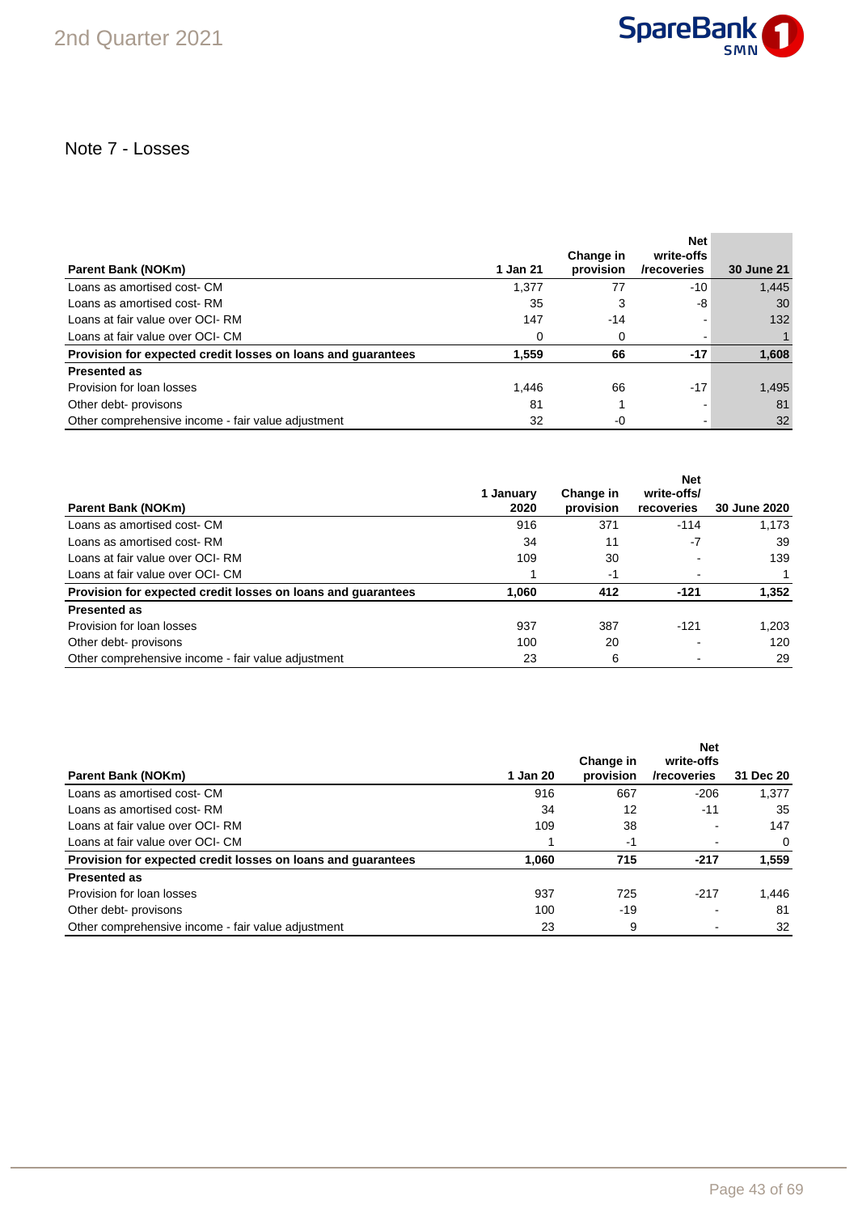# Note 7 - Losses

| Parent Bank (NOKm) | 1 Jan 21 | Change in provision | Net write-offs /recoveries | 30 June 21 |
|---|---|---|---|---|
| Loans as amortised cost- CM | 1,377 | 77 | -10 | 1,445 |
| Loans as amortised cost- RM | 35 | 3 | -8 | 30 |
| Loans at fair value over OCI- RM | 147 | -14 | - | 132 |
| Loans at fair value over OCI- CM | 0 | 0 | - | 1 |
| **Provision for expected credit losses on loans and guarantees** | **1,559** | **66** | **-17** | **1,608** |
| **Presented as** | | | | |
| Provision for loan losses | 1,446 | 66 | -17 | 1,495 |
| Other debt- provisons | 81 | 1 | - | 81 |
| Other comprehensive income - fair value adjustment | 32 | -0 | - | 32 |

| Parent Bank (NOKm) | 1 January 2020 | Change in provision | Net write-offs/ recoveries | 30 June 2020 |
|---|---|---|---|---|
| Loans as amortised cost- CM | 916 | 371 | -114 | 1,173 |
| Loans as amortised cost- RM | 34 | 11 | -7 | 39 |
| Loans at fair value over OCI- RM | 109 | 30 | - | 139 |
| Loans at fair value over OCI- CM | 1 | -1 | - | 1 |
| **Provision for expected credit losses on loans and guarantees** | **1,060** | **412** | **-121** | **1,352** |
| **Presented as** | | | | |
| Provision for loan losses | 937 | 387 | -121 | 1,203 |
| Other debt- provisons | 100 | 20 | - | 120 |
| Other comprehensive income - fair value adjustment | 23 | 6 | - | 29 |

| Parent Bank (NOKm) | 1 Jan 20 | Change in provision | Net write-offs /recoveries | 31 Dec 20 |
|---|---|---|---|---|
| Loans as amortised cost- CM | 916 | 667 | -206 | 1,377 |
| Loans as amortised cost- RM | 34 | 12 | -11 | 35 |
| Loans at fair value over OCI- RM | 109 | 38 | - | 147 |
| Loans at fair value over OCI- CM | 1 | -1 | - | 0 |
| **Provision for expected credit losses on loans and guarantees** | **1,060** | **715** | **-217** | **1,559** |
| **Presented as** | | | | |
| Provision for loan losses | 937 | 725 | -217 | 1,446 |
| Other debt- provisons | 100 | -19 | - | 81 |
| Other comprehensive income - fair value adjustment | 23 | 9 | - | 32 |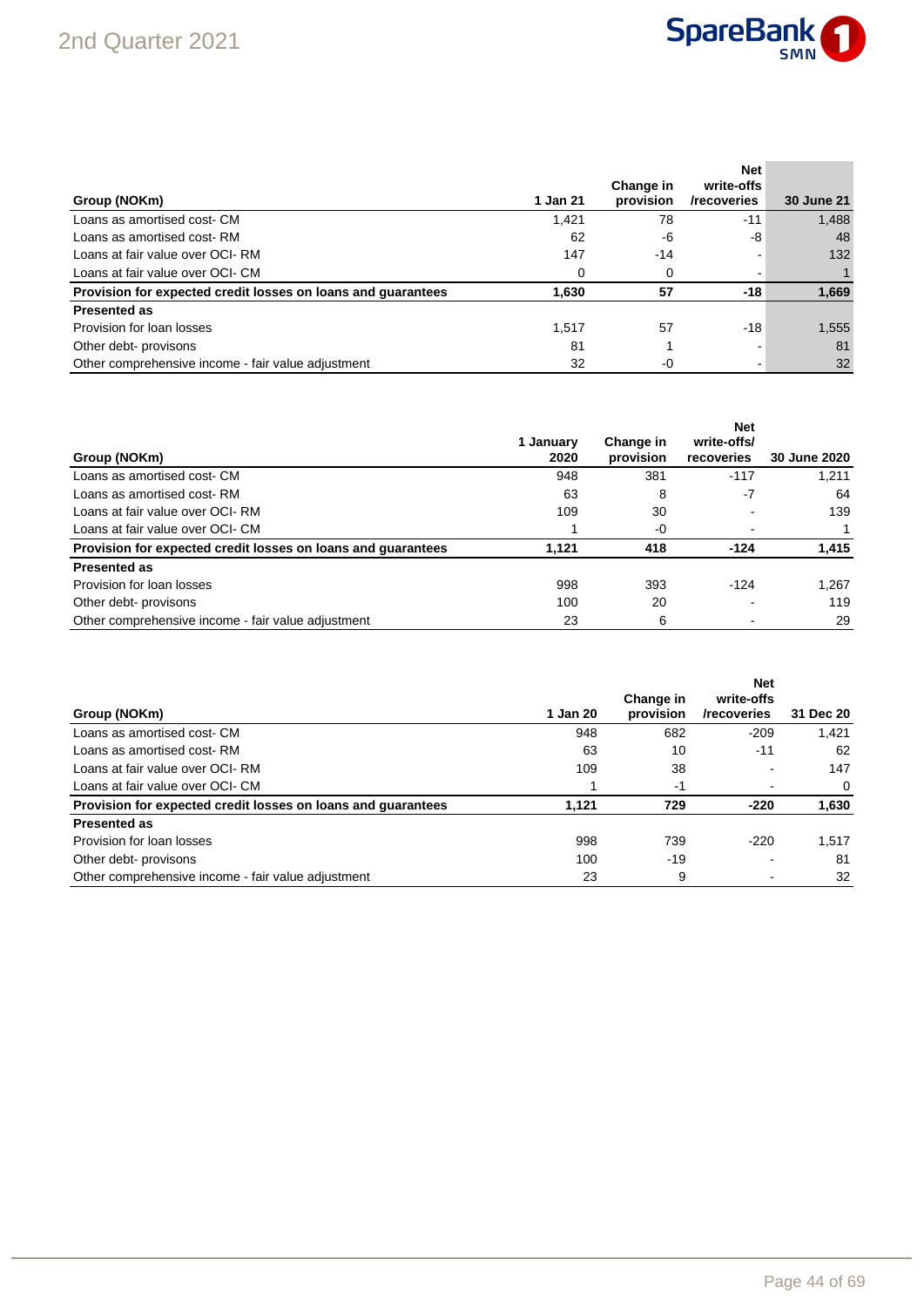| Group (NOKm) | 1 Jan 21 | Change in provision | Net write-offs /recoveries | 30 June 21 |
|---|---|---|---|---|
| Loans as amortised cost- CM | 1,421 | 78 | -11 | 1,488 |
| Loans as amortised cost- RM | 62 | -6 | -8 | 48 |
| Loans at fair value over OCI- RM | 147 | -14 | - | 132 |
| Loans at fair value over OCI- CM | 0 | 0 | - | 1 |
| **Provision for expected credit losses on loans and guarantees** | **1,630** | **57** | **-18** | **1,669** |
| **Presented as** | | | | |
| Provision for loan losses | 1,517 | 57 | -18 | 1,555 |
| Other debt- provisons | 81 | 1 | - | 81 |
| Other comprehensive income - fair value adjustment | 32 | -0 | - | 32 |

| Group (NOKm) | 1 January 2020 | Change in provision | Net write-offs/ recoveries | 30 June 2020 |
|---|---|---|---|---|
| Loans as amortised cost- CM | 948 | 381 | -117 | 1,211 |
| Loans as amortised cost- RM | 63 | 8 | -7 | 64 |
| Loans at fair value over OCI- RM | 109 | 30 | - | 139 |
| Loans at fair value over OCI- CM | 1 | -0 | - | 1 |
| **Provision for expected credit losses on loans and guarantees** | **1,121** | **418** | **-124** | **1,415** |
| **Presented as** | | | | |
| Provision for loan losses | 998 | 393 | -124 | 1,267 |
| Other debt- provisons | 100 | 20 | - | 119 |
| Other comprehensive income - fair value adjustment | 23 | 6 | - | 29 |

| Group (NOKm) | 1 Jan 20 | Change in provision | Net write-offs /recoveries | 31 Dec 20 |
|---|---|---|---|---|
| Loans as amortised cost- CM | 948 | 682 | -209 | 1,421 |
| Loans as amortised cost- RM | 63 | 10 | -11 | 62 |
| Loans at fair value over OCI- RM | 109 | 38 | - | 147 |
| Loans at fair value over OCI- CM | 1 | -1 | - | 0 |
| **Provision for expected credit losses on loans and guarantees** | **1,121** | **729** | **-220** | **1,630** |
| **Presented as** | | | | |
| Provision for loan losses | 998 | 739 | -220 | 1,517 |
| Other debt- provisons | 100 | -19 | - | 81 |
| Other comprehensive income - fair value adjustment | 23 | 9 | - | 32 |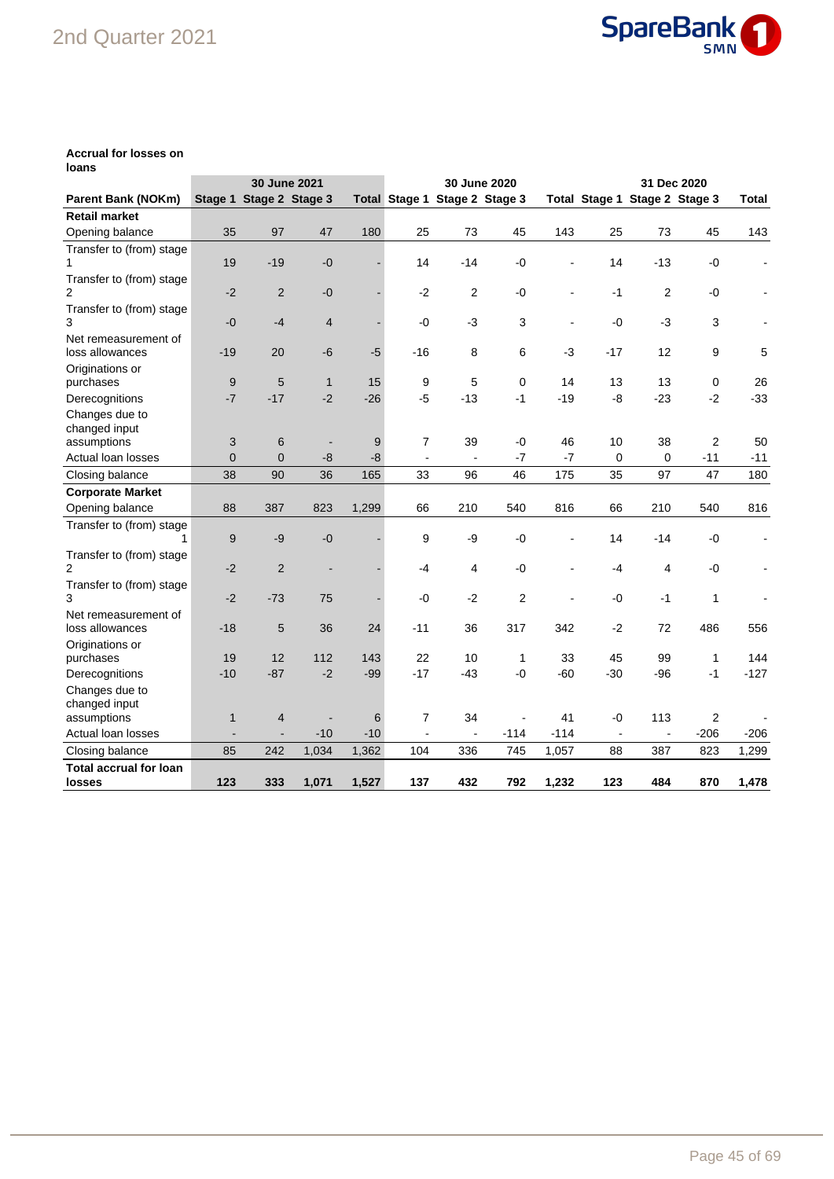**Accrual for losses on loans**

| | 30 June 2021 | | | | 30 June 2020 | | | | 31 Dec 2020 | | | |
|---|---|---|---|---|---|---|---|---|---|---|---|---|
| **Parent Bank (NOKm)** | **Stage 1** | **Stage 2** | **Stage 3** | **Total** | **Stage 1** | **Stage 2** | **Stage 3** | **Total** | **Stage 1** | **Stage 2** | **Stage 3** | **Total** |
| **Retail market** | | | | | | | | | | | | |
| Opening balance | 35 | 97 | 47 | 180 | 25 | 73 | 45 | 143 | 25 | 73 | 45 | 143 |
| Transfer to (from) stage 1 | 19 | -19 | -0 | - | 14 | -14 | -0 | - | 14 | -13 | -0 | - |
| Transfer to (from) stage 2 | -2 | 2 | -0 | - | -2 | 2 | -0 | - | -1 | 2 | -0 | - |
| Transfer to (from) stage 3 | -0 | -4 | 4 | - | -0 | -3 | 3 | - | -0 | -3 | 3 | - |
| Net remeasurement of loss allowances | -19 | 20 | -6 | -5 | -16 | 8 | 6 | -3 | -17 | 12 | 9 | 5 |
| Originations or purchases | 9 | 5 | 1 | 15 | 9 | 5 | 0 | 14 | 13 | 13 | 0 | 26 |
| Derecognitions | -7 | -17 | -2 | -26 | -5 | -13 | -1 | -19 | -8 | -23 | -2 | -33 |
| Changes due to changed input assumptions | 3 | 6 | - | 9 | 7 | 39 | -0 | 46 | 10 | 38 | 2 | 50 |
| Actual loan losses | 0 | 0 | -8 | -8 | - | - | -7 | -7 | 0 | 0 | -11 | -11 |
| Closing balance | 38 | 90 | 36 | 165 | 33 | 96 | 46 | 175 | 35 | 97 | 47 | 180 |
| **Corporate Market** | | | | | | | | | | | | |
| Opening balance | 88 | 387 | 823 | 1,299 | 66 | 210 | 540 | 816 | 66 | 210 | 540 | 816 |
| Transfer to (from) stage 1 | 9 | -9 | -0 | - | 9 | -9 | -0 | - | 14 | -14 | -0 | - |
| Transfer to (from) stage 2 | -2 | 2 | - | - | -4 | 4 | -0 | - | -4 | 4 | -0 | - |
| Transfer to (from) stage 3 | -2 | -73 | 75 | - | -0 | -2 | 2 | - | -0 | -1 | 1 | - |
| Net remeasurement of loss allowances | -18 | 5 | 36 | 24 | -11 | 36 | 317 | 342 | -2 | 72 | 486 | 556 |
| Originations or purchases | 19 | 12 | 112 | 143 | 22 | 10 | 1 | 33 | 45 | 99 | 1 | 144 |
| Derecognitions | -10 | -87 | -2 | -99 | -17 | -43 | -0 | -60 | -30 | -96 | -1 | -127 |
| Changes due to changed input assumptions | 1 | 4 | - | 6 | 7 | 34 | - | 41 | -0 | 113 | 2 | - |
| Actual loan losses | - | - | -10 | -10 | - | - | -114 | -114 | - | - | -206 | -206 |
| Closing balance | 85 | 242 | 1,034 | 1,362 | 104 | 336 | 745 | 1,057 | 88 | 387 | 823 | 1,299 |
| **Total accrual for loan losses** | **123** | **333** | **1,071** | **1,527** | **137** | **432** | **792** | **1,232** | **123** | **484** | **870** | **1,478** |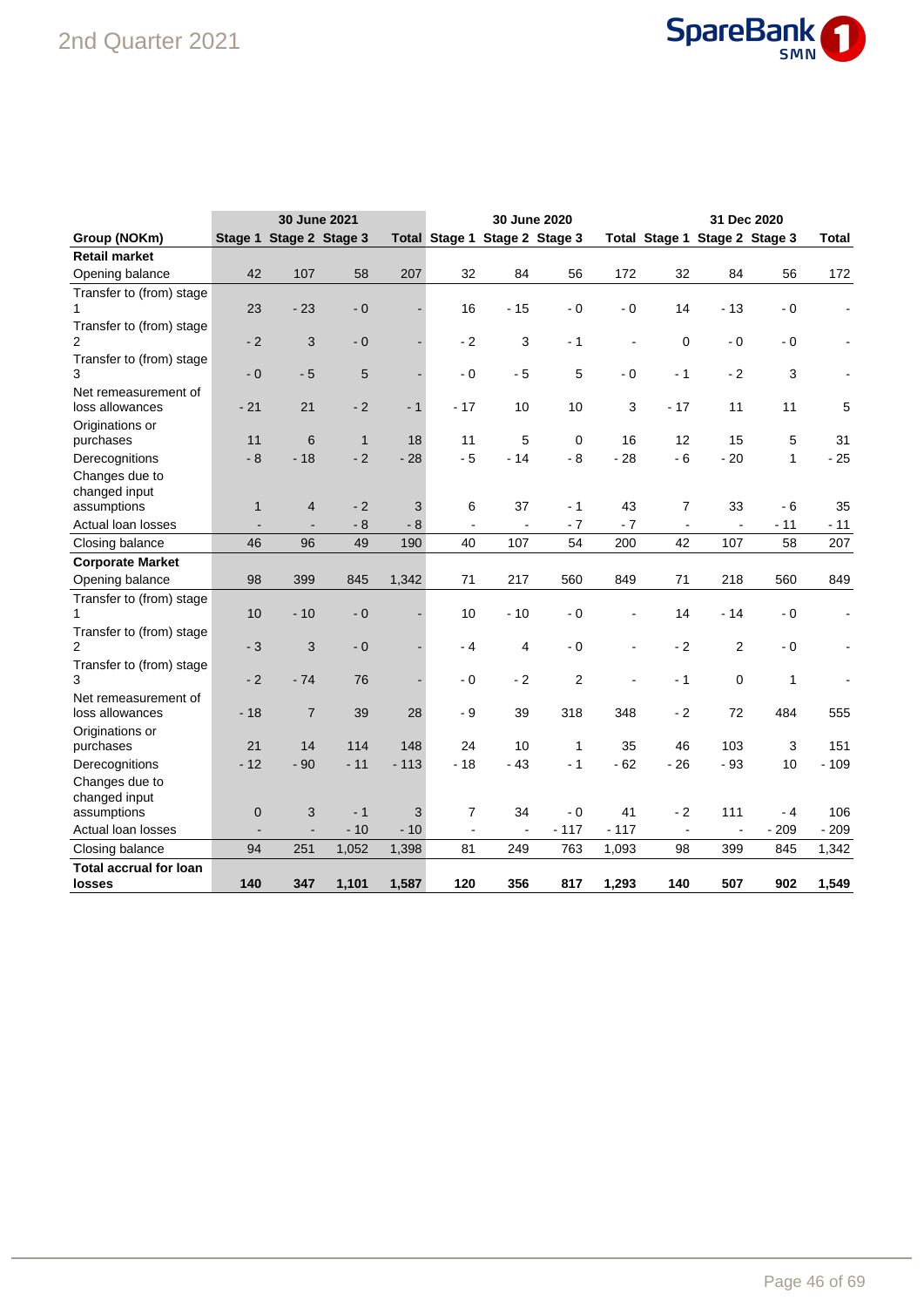| Group (NOKm) | 30 June 2021 | | | | 30 June 2020 | | | | 31 Dec 2020 | | | |
|---|---|---|---|---|---|---|---|---|---|---|---|---|
| | Stage 1 | Stage 2 | Stage 3 | Total | Stage 1 | Stage 2 | Stage 3 | Total | Stage 1 | Stage 2 | Stage 3 | Total |
| **Retail market** | | | | | | | | | | | | |
| Opening balance | 42 | 107 | 58 | 207 | 32 | 84 | 56 | 172 | 32 | 84 | 56 | 172 |
| Transfer to (from) stage 1 | 23 | - 23 | - 0 | - | 16 | - 15 | - 0 | - 0 | 14 | - 13 | - 0 | - |
| Transfer to (from) stage 2 | - 2 | 3 | - 0 | - | - 2 | 3 | - 1 | - | 0 | - 0 | - 0 | - |
| Transfer to (from) stage 3 | - 0 | - 5 | 5 | - | - 0 | - 5 | 5 | - 0 | - 1 | - 2 | 3 | - |
| Net remeasurement of loss allowances | - 21 | 21 | - 2 | - 1 | - 17 | 10 | 10 | 3 | - 17 | 11 | 11 | 5 |
| Originations or purchases | 11 | 6 | 1 | 18 | 11 | 5 | 0 | 16 | 12 | 15 | 5 | 31 |
| Derecognitions | - 8 | - 18 | - 2 | - 28 | - 5 | - 14 | - 8 | - 28 | - 6 | - 20 | 1 | - 25 |
| Changes due to changed input assumptions | 1 | 4 | - 2 | 3 | 6 | 37 | - 1 | 43 | 7 | 33 | - 6 | 35 |
| Actual loan losses | - | - | - 8 | - 8 | - | - | - 7 | - 7 | - | - | - 11 | - 11 |
| Closing balance | 46 | 96 | 49 | 190 | 40 | 107 | 54 | 200 | 42 | 107 | 58 | 207 |
| **Corporate Market** | | | | | | | | | | | | |
| Opening balance | 98 | 399 | 845 | 1,342 | 71 | 217 | 560 | 849 | 71 | 218 | 560 | 849 |
| Transfer to (from) stage 1 | 10 | - 10 | - 0 | - | 10 | - 10 | - 0 | - | 14 | - 14 | - 0 | - |
| Transfer to (from) stage 2 | - 3 | 3 | - 0 | - | - 4 | 4 | - 0 | - | - 2 | 2 | - 0 | - |
| Transfer to (from) stage 3 | - 2 | - 74 | 76 | - | - 0 | - 2 | 2 | - | - 1 | 0 | 1 | - |
| Net remeasurement of loss allowances | - 18 | 7 | 39 | 28 | - 9 | 39 | 318 | 348 | - 2 | 72 | 484 | 555 |
| Originations or purchases | 21 | 14 | 114 | 148 | 24 | 10 | 1 | 35 | 46 | 103 | 3 | 151 |
| Derecognitions | - 12 | - 90 | - 11 | - 113 | - 18 | - 43 | - 1 | - 62 | - 26 | - 93 | 10 | - 109 |
| Changes due to changed input assumptions | 0 | 3 | - 1 | 3 | 7 | 34 | - 0 | 41 | - 2 | 111 | - 4 | 106 |
| Actual loan losses | - | - | - 10 | - 10 | - | - | - 117 | - 117 | - | - | - 209 | - 209 |
| Closing balance | 94 | 251 | 1,052 | 1,398 | 81 | 249 | 763 | 1,093 | 98 | 399 | 845 | 1,342 |
| **Total accrual for loan losses** | **140** | **347** | **1,101** | **1,587** | **120** | **356** | **817** | **1,293** | **140** | **507** | **902** | **1,549** |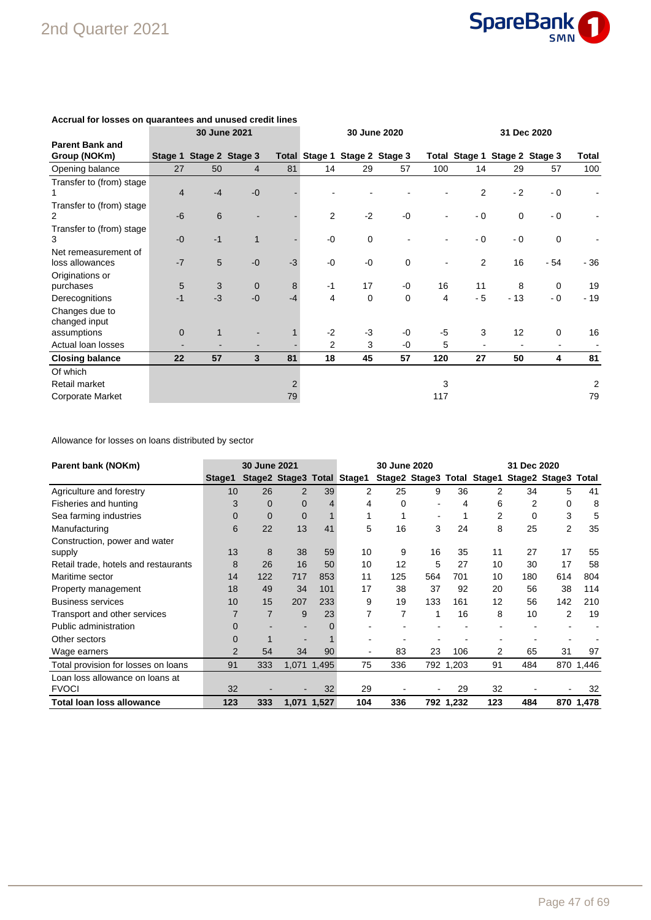**Accrual for losses on guarantees and unused credit lines**

| Parent Bank and Group (NOKm) | 30 June 2021 | | | | 30 June 2020 | | | | 31 Dec 2020 | | | |
|---|---|---|---|---|---|---|---|---|---|---|---|---|
| | Stage 1 | Stage 2 | Stage 3 | Total | Stage 1 | Stage 2 | Stage 3 | Total | Stage 1 | Stage 2 | Stage 3 | Total |
| Opening balance | 27 | 50 | 4 | 81 | 14 | 29 | 57 | 100 | 14 | 29 | 57 | 100 |
| Transfer to (from) stage 1 | 4 | -4 | -0 | - | - | - | - | - | 2 | - 2 | - 0 | - |
| Transfer to (from) stage 2 | -6 | 6 | - | - | 2 | -2 | -0 | - | - 0 | 0 | - 0 | - |
| Transfer to (from) stage 3 | -0 | -1 | 1 | - | -0 | 0 | - | - | - 0 | - 0 | 0 | - |
| Net remeasurement of loss allowances | -7 | 5 | -0 | -3 | -0 | -0 | 0 | - | 2 | 16 | - 54 | - 36 |
| Originations or purchases | 5 | 3 | 0 | 8 | -1 | 17 | -0 | 16 | 11 | 8 | 0 | 19 |
| Derecognitions | -1 | -3 | -0 | -4 | 4 | 0 | 0 | 4 | - 5 | - 13 | - 0 | - 19 |
| Changes due to changed input assumptions | 0 | 1 | - | 1 | -2 | -3 | -0 | -5 | 3 | 12 | 0 | 16 |
| Actual loan losses | - | - | - | - | 2 | 3 | -0 | 5 | - | - | - | - |
| **Closing balance** | **22** | **57** | **3** | **81** | **18** | **45** | **57** | **120** | **27** | **50** | **4** | **81** |
| Of which | | | | | | | | | | | | |
| Retail market | | | | 2 | | | | 3 | | | | 2 |
| Corporate Market | | | | 79 | | | | 117 | | | | 79 |

Allowance for losses on loans distributed by sector

| Parent bank (NOKm) | 30 June 2021 | | | | 30 June 2020 | | | | 31 Dec 2020 | | | |
|---|---|---|---|---|---|---|---|---|---|---|---|---|
| | Stage1 | Stage2 | Stage3 | Total | Stage1 | Stage2 | Stage3 | Total | Stage1 | Stage2 | Stage3 | Total |
| Agriculture and forestry | 10 | 26 | 2 | 39 | 2 | 25 | 9 | 36 | 2 | 34 | 5 | 41 |
| Fisheries and hunting | 3 | 0 | 0 | 4 | 4 | 0 | - | 4 | 6 | 2 | 0 | 8 |
| Sea farming industries | 0 | 0 | 0 | 1 | 1 | 1 | - | 1 | 2 | 0 | 3 | 5 |
| Manufacturing | 6 | 22 | 13 | 41 | 5 | 16 | 3 | 24 | 8 | 25 | 2 | 35 |
| Construction, power and water supply | 13 | 8 | 38 | 59 | 10 | 9 | 16 | 35 | 11 | 27 | 17 | 55 |
| Retail trade, hotels and restaurants | 8 | 26 | 16 | 50 | 10 | 12 | 5 | 27 | 10 | 30 | 17 | 58 |
| Maritime sector | 14 | 122 | 717 | 853 | 11 | 125 | 564 | 701 | 10 | 180 | 614 | 804 |
| Property management | 18 | 49 | 34 | 101 | 17 | 38 | 37 | 92 | 20 | 56 | 38 | 114 |
| Business services | 10 | 15 | 207 | 233 | 9 | 19 | 133 | 161 | 12 | 56 | 142 | 210 |
| Transport and other services | 7 | 7 | 9 | 23 | 7 | 7 | 1 | 16 | 8 | 10 | 2 | 19 |
| Public administration | 0 | - | - | 0 | - | - | - | - | - | - | - | - |
| Other sectors | 0 | 1 | - | 1 | - | - | - | - | - | - | - | - |
| Wage earners | 2 | 54 | 34 | 90 | - | 83 | 23 | 106 | 2 | 65 | 31 | 97 |
| Total provision for losses on loans | 91 | 333 | 1,071 | 1,495 | 75 | 336 | 792 | 1,203 | 91 | 484 | 870 | 1,446 |
| Loan loss allowance on loans at FVOCI | 32 | - | - | 32 | 29 | - | - | 29 | 32 | - | - | 32 |
| **Total loan loss allowance** | **123** | **333** | **1,071** | **1,527** | **104** | **336** | **792** | **1,232** | **123** | **484** | **870** | **1,478** |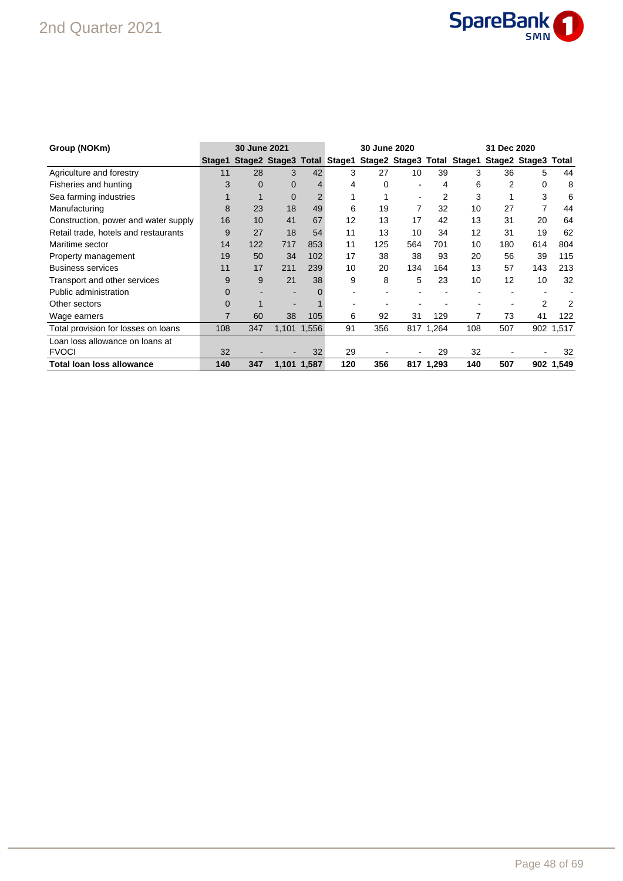| Group (NOKm) | 30 June 2021 | | | | 30 June 2020 | | | | 31 Dec 2020 | | | |
|---|---|---|---|---|---|---|---|---|---|---|---|---|
| | Stage1 | Stage2 | Stage3 | Total | Stage1 | Stage2 | Stage3 | Total | Stage1 | Stage2 | Stage3 | Total |
| Agriculture and forestry | 11 | 28 | 3 | 42 | 3 | 27 | 10 | 39 | 3 | 36 | 5 | 44 |
| Fisheries and hunting | 3 | 0 | 0 | 4 | 4 | 0 | - | 4 | 6 | 2 | 0 | 8 |
| Sea farming industries | 1 | 1 | 0 | 2 | 1 | 1 | - | 2 | 3 | 1 | 3 | 6 |
| Manufacturing | 8 | 23 | 18 | 49 | 6 | 19 | 7 | 32 | 10 | 27 | 7 | 44 |
| Construction, power and water supply | 16 | 10 | 41 | 67 | 12 | 13 | 17 | 42 | 13 | 31 | 20 | 64 |
| Retail trade, hotels and restaurants | 9 | 27 | 18 | 54 | 11 | 13 | 10 | 34 | 12 | 31 | 19 | 62 |
| Maritime sector | 14 | 122 | 717 | 853 | 11 | 125 | 564 | 701 | 10 | 180 | 614 | 804 |
| Property management | 19 | 50 | 34 | 102 | 17 | 38 | 38 | 93 | 20 | 56 | 39 | 115 |
| Business services | 11 | 17 | 211 | 239 | 10 | 20 | 134 | 164 | 13 | 57 | 143 | 213 |
| Transport and other services | 9 | 9 | 21 | 38 | 9 | 8 | 5 | 23 | 10 | 12 | 10 | 32 |
| Public administration | 0 | - | - | 0 | - | - | - | - | - | - | - | - |
| Other sectors | 0 | 1 | - | 1 | - | - | - | - | - | - | 2 | 2 |
| Wage earners | 7 | 60 | 38 | 105 | 6 | 92 | 31 | 129 | 7 | 73 | 41 | 122 |
| Total provision for losses on loans | 108 | 347 | 1,101 | 1,556 | 91 | 356 | 817 | 1,264 | 108 | 507 | 902 | 1,517 |
| Loan loss allowance on loans at FVOCI | 32 | - | - | 32 | 29 | - | - | 29 | 32 | - | - | 32 |
| **Total loan loss allowance** | **140** | **347** | **1,101** | **1,587** | **120** | **356** | **817** | **1,293** | **140** | **507** | **902** | **1,549** |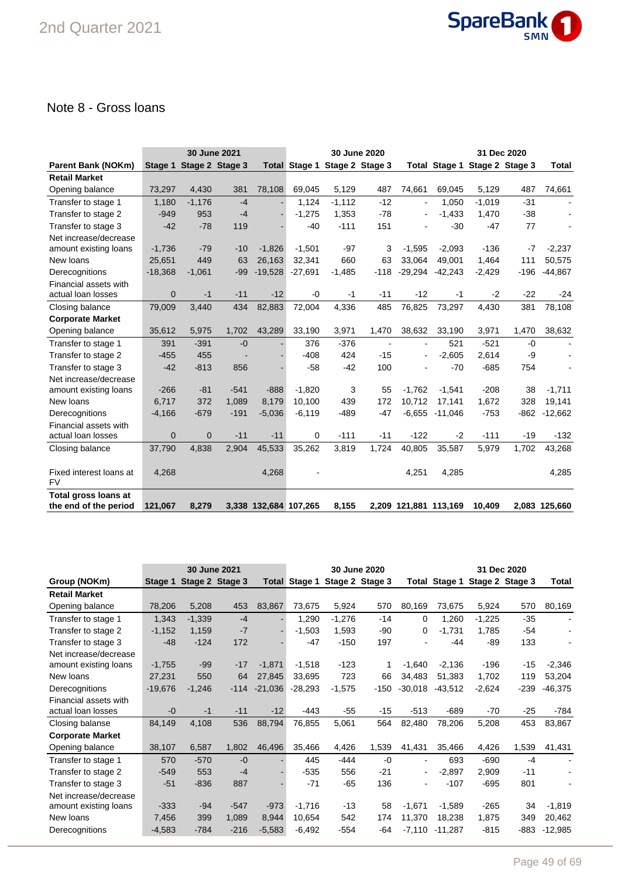## Note 8 - Gross loans

| | 30 June 2021 | | | | 30 June 2020 | | | | 31 Dec 2020 | | | |
|---|---|---|---|---|---|---|---|---|---|---|---|---|
| **Parent Bank (NOKm)** | **Stage 1** | **Stage 2** | **Stage 3** | **Total** | **Stage 1** | **Stage 2** | **Stage 3** | **Total** | **Stage 1** | **Stage 2** | **Stage 3** | **Total** |
| **Retail Market** | | | | | | | | | | | | |
| Opening balance | 73,297 | 4,430 | 381 | 78,108 | 69,045 | 5,129 | 487 | 74,661 | 69,045 | 5,129 | 487 | 74,661 |
| Transfer to stage 1 | 1,180 | -1,176 | -4 | - | 1,124 | -1,112 | -12 | - | 1,050 | -1,019 | -31 | - |
| Transfer to stage 2 | -949 | 953 | -4 | - | -1,275 | 1,353 | -78 | - | -1,433 | 1,470 | -38 | - |
| Transfer to stage 3 | -42 | -78 | 119 | - | -40 | -111 | 151 | - | -30 | -47 | 77 | - |
| Net increase/decrease amount existing loans | -1,736 | -79 | -10 | -1,826 | -1,501 | -97 | 3 | -1,595 | -2,093 | -136 | -7 | -2,237 |
| New loans | 25,651 | 449 | 63 | 26,163 | 32,341 | 660 | 63 | 33,064 | 49,001 | 1,464 | 111 | 50,575 |
| Derecognitions | -18,368 | -1,061 | -99 | -19,528 | -27,691 | -1,485 | -118 | -29,294 | -42,243 | -2,429 | -196 | -44,867 |
| Financial assets with actual loan losses | 0 | -1 | -11 | -12 | -0 | -1 | -11 | -12 | -1 | -2 | -22 | -24 |
| Closing balance | 79,009 | 3,440 | 434 | 82,883 | 72,004 | 4,336 | 485 | 76,825 | 73,297 | 4,430 | 381 | 78,108 |
| **Corporate Market** | | | | | | | | | | | | |
| Opening balance | 35,612 | 5,975 | 1,702 | 43,289 | 33,190 | 3,971 | 1,470 | 38,632 | 33,190 | 3,971 | 1,470 | 38,632 |
| Transfer to stage 1 | 391 | -391 | -0 | - | 376 | -376 | - | - | 521 | -521 | -0 | - |
| Transfer to stage 2 | -455 | 455 | - | - | -408 | 424 | -15 | - | -2,605 | 2,614 | -9 | - |
| Transfer to stage 3 | -42 | -813 | 856 | - | -58 | -42 | 100 | - | -70 | -685 | 754 | - |
| Net increase/decrease amount existing loans | -266 | -81 | -541 | -888 | -1,820 | 3 | 55 | -1,762 | -1,541 | -208 | 38 | -1,711 |
| New loans | 6,717 | 372 | 1,089 | 8,179 | 10,100 | 439 | 172 | 10,712 | 17,141 | 1,672 | 328 | 19,141 |
| Derecognitions | -4,166 | -679 | -191 | -5,036 | -6,119 | -489 | -47 | -6,655 | -11,046 | -753 | -862 | -12,662 |
| Financial assets with actual loan losses | 0 | 0 | -11 | -11 | 0 | -111 | -11 | -122 | -2 | -111 | -19 | -132 |
| Closing balance | 37,790 | 4,838 | 2,904 | 45,533 | 35,262 | 3,819 | 1,724 | 40,805 | 35,587 | 5,979 | 1,702 | 43,268 |
| Fixed interest loans at FV | 4,268 | | | 4,268 | - | | | 4,251 | 4,285 | | | 4,285 |
| **Total gross loans at the end of the period** | **121,067** | **8,279** | **3,338** | **132,684** | **107,265** | **8,155** | **2,209** | **121,881** | **113,169** | **10,409** | **2,083** | **125,660** |

| | 30 June 2021 | | | | 30 June 2020 | | | | 31 Dec 2020 | | | |
|---|---|---|---|---|---|---|---|---|---|---|---|---|
| **Group (NOKm)** | **Stage 1** | **Stage 2** | **Stage 3** | **Total** | **Stage 1** | **Stage 2** | **Stage 3** | **Total** | **Stage 1** | **Stage 2** | **Stage 3** | **Total** |
| **Retail Market** | | | | | | | | | | | | |
| Opening balance | 78,206 | 5,208 | 453 | 83,867 | 73,675 | 5,924 | 570 | 80,169 | 73,675 | 5,924 | 570 | 80,169 |
| Transfer to stage 1 | 1,343 | -1,339 | -4 | - | 1,290 | -1,276 | -14 | 0 | 1,260 | -1,225 | -35 | - |
| Transfer to stage 2 | -1,152 | 1,159 | -7 | - | -1,503 | 1,593 | -90 | 0 | -1,731 | 1,785 | -54 | - |
| Transfer to stage 3 | -48 | -124 | 172 | - | -47 | -150 | 197 | - | -44 | -89 | 133 | - |
| Net increase/decrease amount existing loans | -1,755 | -99 | -17 | -1,871 | -1,518 | -123 | 1 | -1,640 | -2,136 | -196 | -15 | -2,346 |
| New loans | 27,231 | 550 | 64 | 27,845 | 33,695 | 723 | 66 | 34,483 | 51,383 | 1,702 | 119 | 53,204 |
| Derecognitions | -19,676 | -1,246 | -114 | -21,036 | -28,293 | -1,575 | -150 | -30,018 | -43,512 | -2,624 | -239 | -46,375 |
| Financial assets with actual loan losses | -0 | -1 | -11 | -12 | -443 | -55 | -15 | -513 | -689 | -70 | -25 | -784 |
| Closing balanse | 84,149 | 4,108 | 536 | 88,794 | 76,855 | 5,061 | 564 | 82,480 | 78,206 | 5,208 | 453 | 83,867 |
| **Corporate Market** | | | | | | | | | | | | |
| Opening balance | 38,107 | 6,587 | 1,802 | 46,496 | 35,466 | 4,426 | 1,539 | 41,431 | 35,466 | 4,426 | 1,539 | 41,431 |
| Transfer to stage 1 | 570 | -570 | -0 | - | 445 | -444 | -0 | - | 693 | -690 | -4 | - |
| Transfer to stage 2 | -549 | 553 | -4 | - | -535 | 556 | -21 | - | -2,897 | 2,909 | -11 | - |
| Transfer to stage 3 | -51 | -836 | 887 | - | -71 | -65 | 136 | - | -107 | -695 | 801 | - |
| Net increase/decrease amount existing loans | -333 | -94 | -547 | -973 | -1,716 | -13 | 58 | -1,671 | -1,589 | -265 | 34 | -1,819 |
| New loans | 7,456 | 399 | 1,089 | 8,944 | 10,654 | 542 | 174 | 11,370 | 18,238 | 1,875 | 349 | 20,462 |
| Derecognitions | -4,583 | -784 | -216 | -5,583 | -6,492 | -554 | -64 | -7,110 | -11,287 | -815 | -883 | -12,985 |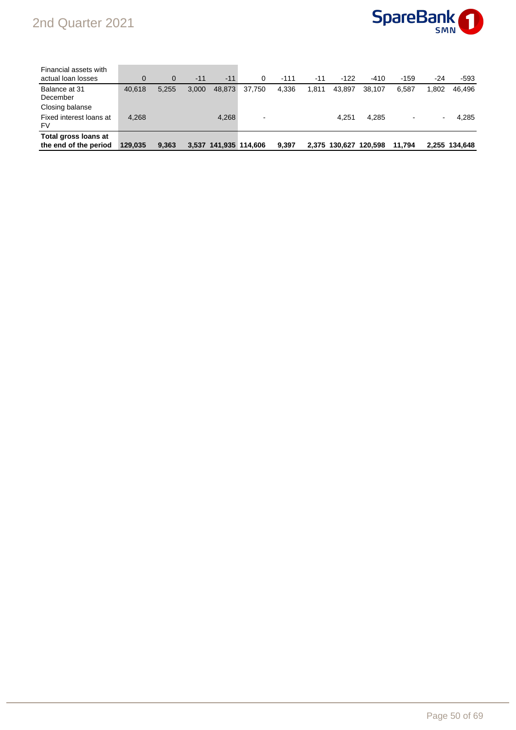| | | | | | | | | | | | | |
|---|---|---|---|---|---|---|---|---|---|---|---|---|
| Financial assets with actual loan losses | 0 | 0 | -11 | -11 | 0 | -111 | -11 | -122 | -410 | -159 | -24 | -593 |
| Balance at 31 December | 40,618 | 5,255 | 3,000 | 48,873 | 37,750 | 4,336 | 1,811 | 43,897 | 38,107 | 6,587 | 1,802 | 46,496 |
| Closing balanse | | | | | | | | | | | | |
| Fixed interest loans at FV | 4,268 | | | 4,268 | - | | | 4,251 | 4,285 | - | - | 4,285 |
| **Total gross loans at the end of the period** | **129,035** | **9,363** | **3,537** | **141,935** | **114,606** | **9,397** | **2,375** | **130,627** | **120,598** | **11,794** | **2,255** | **134,648** |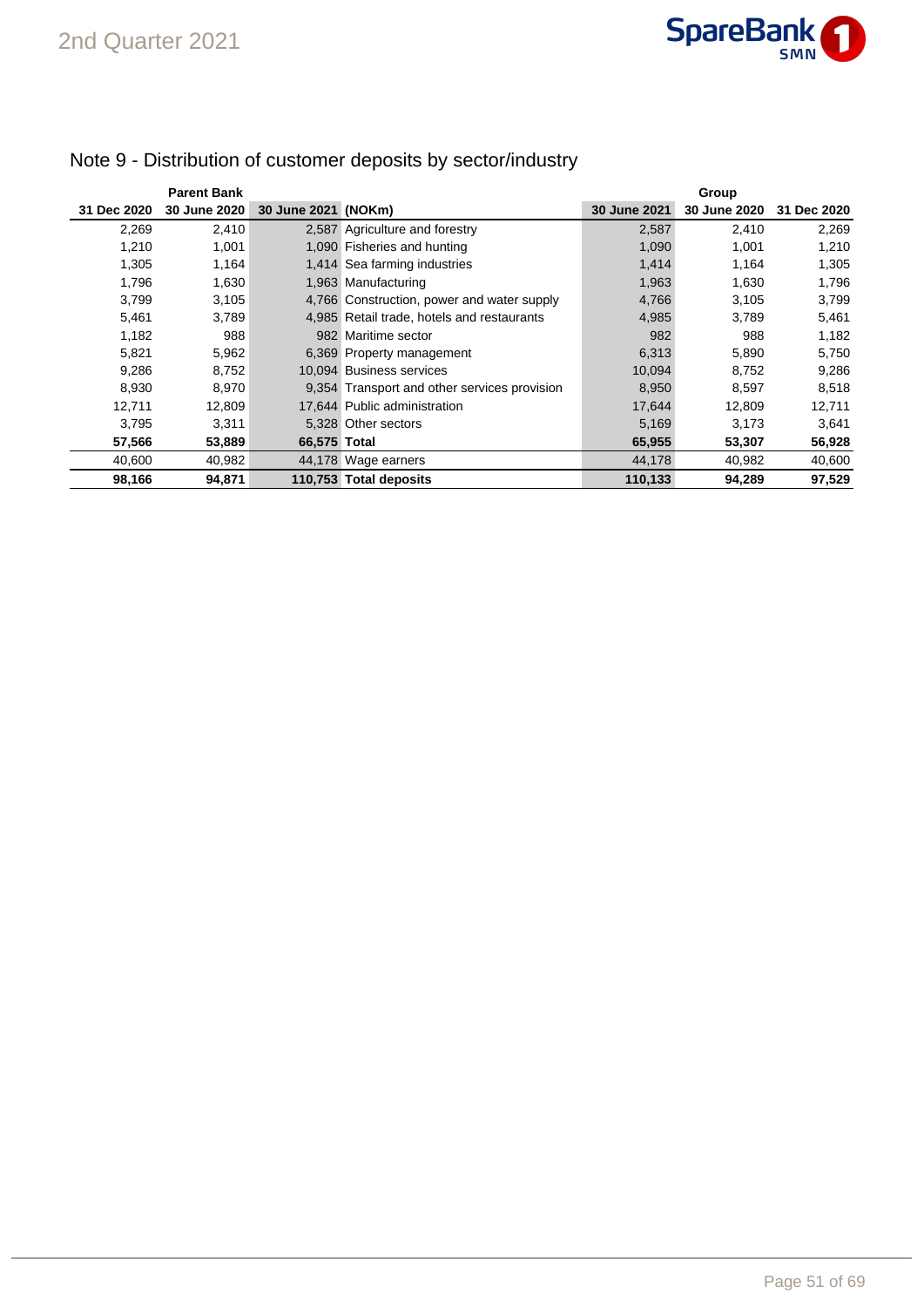## Note 9 - Distribution of customer deposits by sector/industry

| Parent Bank | | | | Group | | |
|---|---|---|---|---|---|---|
| 31 Dec 2020 | 30 June 2020 | 30 June 2021 | (NOKm) | 30 June 2021 | 30 June 2020 | 31 Dec 2020 |
| 2,269 | 2,410 | 2,587 | Agriculture and forestry | 2,587 | 2,410 | 2,269 |
| 1,210 | 1,001 | 1,090 | Fisheries and hunting | 1,090 | 1,001 | 1,210 |
| 1,305 | 1,164 | 1,414 | Sea farming industries | 1,414 | 1,164 | 1,305 |
| 1,796 | 1,630 | 1,963 | Manufacturing | 1,963 | 1,630 | 1,796 |
| 3,799 | 3,105 | 4,766 | Construction, power and water supply | 4,766 | 3,105 | 3,799 |
| 5,461 | 3,789 | 4,985 | Retail trade, hotels and restaurants | 4,985 | 3,789 | 5,461 |
| 1,182 | 988 | 982 | Maritime sector | 982 | 988 | 1,182 |
| 5,821 | 5,962 | 6,369 | Property management | 6,313 | 5,890 | 5,750 |
| 9,286 | 8,752 | 10,094 | Business services | 10,094 | 8,752 | 9,286 |
| 8,930 | 8,970 | 9,354 | Transport and other services provision | 8,950 | 8,597 | 8,518 |
| 12,711 | 12,809 | 17,644 | Public administration | 17,644 | 12,809 | 12,711 |
| 3,795 | 3,311 | 5,328 | Other sectors | 5,169 | 3,173 | 3,641 |
| **57,566** | **53,889** | **66,575** | **Total** | **65,955** | **53,307** | **56,928** |
| 40,600 | 40,982 | 44,178 | Wage earners | 44,178 | 40,982 | 40,600 |
| **98,166** | **94,871** | **110,753** | **Total deposits** | **110,133** | **94,289** | **97,529** |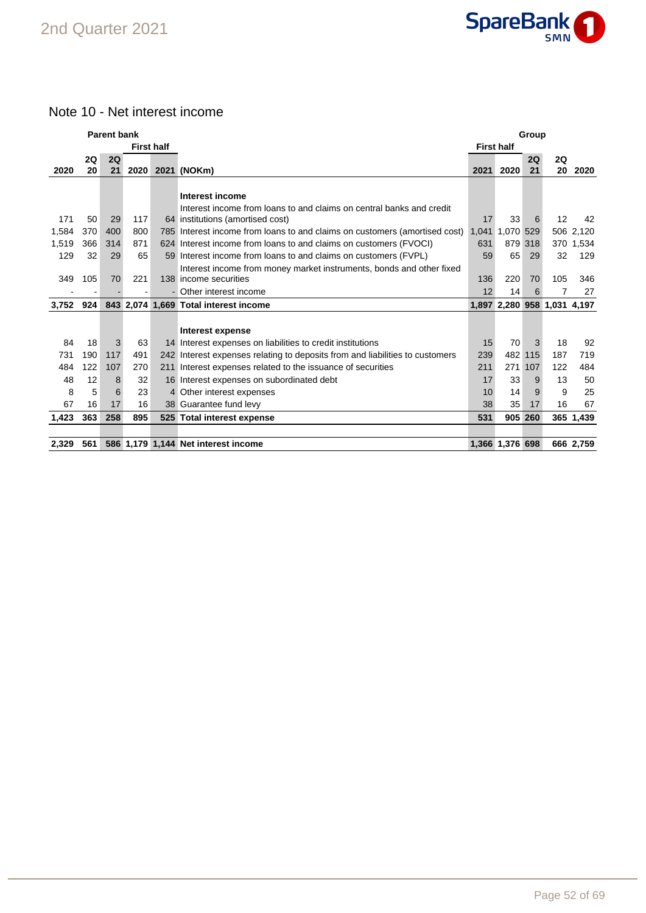## Note 10 - Net interest income

| Parent bank | | | | | | Group | | | | |
|---|---|---|---|---|---|---|---|---|---|---|
| | | | First half | | | First half | | | | |
| | 2Q | 2Q | | | | | | 2Q | 2Q | |
| 2020 | 20 | 21 | 2020 | 2021 | (NOKm) | 2021 | 2020 | 21 | 20 | 2020 |
| | | | | | **Interest income** | | | | | |
| 171 | 50 | 29 | 117 | 64 | Interest income from loans to and claims on central banks and credit institutions (amortised cost) | 17 | 33 | 6 | 12 | 42 |
| 1,584 | 370 | 400 | 800 | 785 | Interest income from loans to and claims on customers (amortised cost) | 1,041 | 1,070 | 529 | 506 | 2,120 |
| 1,519 | 366 | 314 | 871 | 624 | Interest income from loans to and claims on customers (FVOCI) | 631 | 879 | 318 | 370 | 1,534 |
| 129 | 32 | 29 | 65 | 59 | Interest income from loans to and claims on customers (FVPL) | 59 | 65 | 29 | 32 | 129 |
| 349 | 105 | 70 | 221 | 138 | Interest income from money market instruments, bonds and other fixed income securities | 136 | 220 | 70 | 105 | 346 |
| - | - | - | - | - | Other interest income | 12 | 14 | 6 | 7 | 27 |
| **3,752** | **924** | **843** | **2,074** | **1,669** | **Total interest income** | **1,897** | **2,280** | **958** | **1,031** | **4,197** |
| | | | | | **Interest expense** | | | | | |
| 84 | 18 | 3 | 63 | 14 | Interest expenses on liabilities to credit institutions | 15 | 70 | 3 | 18 | 92 |
| 731 | 190 | 117 | 491 | 242 | Interest expenses relating to deposits from and liabilities to customers | 239 | 482 | 115 | 187 | 719 |
| 484 | 122 | 107 | 270 | 211 | Interest expenses related to the issuance of securities | 211 | 271 | 107 | 122 | 484 |
| 48 | 12 | 8 | 32 | 16 | Interest expenses on subordinated debt | 17 | 33 | 9 | 13 | 50 |
| 8 | 5 | 6 | 23 | 4 | Other interest expenses | 10 | 14 | 9 | 9 | 25 |
| 67 | 16 | 17 | 16 | 38 | Guarantee fund levy | 38 | 35 | 17 | 16 | 67 |
| **1,423** | **363** | **258** | **895** | **525** | **Total interest expense** | **531** | **905** | **260** | **365** | **1,439** |
| | | | | | | | | | | |
| **2,329** | **561** | **586** | **1,179** | **1,144** | **Net interest income** | **1,366** | **1,376** | **698** | **666** | **2,759** |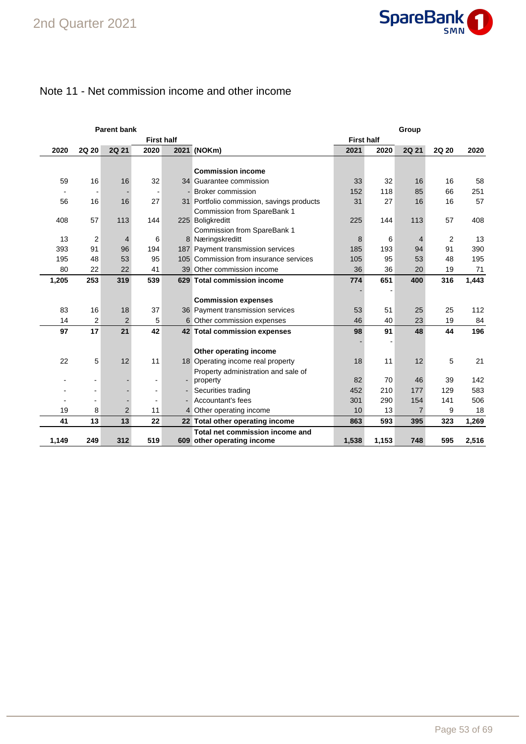## Note 11 - Net commission income and other income

| Parent bank | | | | | | Group | | | | |
|---|---|---|---|---|---|---|---|---|---|---|
| | | | First half | | | First half | | | | |
| 2020 | 2Q 20 | 2Q 21 | 2020 | 2021 | (NOKm) | 2021 | 2020 | 2Q 21 | 2Q 20 | 2020 |
| | | | | | **Commission income** | | | | | |
| 59 | 16 | 16 | 32 | 34 | Guarantee commission | 33 | 32 | 16 | 16 | 58 |
| - | - | - | - | - | Broker commission | 152 | 118 | 85 | 66 | 251 |
| 56 | 16 | 16 | 27 | 31 | Portfolio commission, savings products | 31 | 27 | 16 | 16 | 57 |
| 408 | 57 | 113 | 144 | 225 | Commission from SpareBank 1 Boligkreditt | 225 | 144 | 113 | 57 | 408 |
| 13 | 2 | 4 | 6 | 8 | Commission from SpareBank 1 Næringskreditt | 8 | 6 | 4 | 2 | 13 |
| 393 | 91 | 96 | 194 | 187 | Payment transmission services | 185 | 193 | 94 | 91 | 390 |
| 195 | 48 | 53 | 95 | 105 | Commission from insurance services | 105 | 95 | 53 | 48 | 195 |
| 80 | 22 | 22 | 41 | 39 | Other commission income | 36 | 36 | 20 | 19 | 71 |
| **1,205** | **253** | **319** | **539** | **629** | **Total commission income** | **774** | **651** | **400** | **316** | **1,443** |
| | | | | | | - | - | | | |
| | | | | | **Commission expenses** | | | | | |
| 83 | 16 | 18 | 37 | 36 | Payment transmission services | 53 | 51 | 25 | 25 | 112 |
| 14 | 2 | 2 | 5 | 6 | Other commission expenses | 46 | 40 | 23 | 19 | 84 |
| **97** | **17** | **21** | **42** | **42** | **Total commission expenses** | **98** | **91** | **48** | **44** | **196** |
| | | | | | | - | - | | | |
| | | | | | **Other operating income** | | | | | |
| 22 | 5 | 12 | 11 | 18 | Operating income real property | 18 | 11 | 12 | 5 | 21 |
| - | - | - | - | - | Property administration and sale of property | 82 | 70 | 46 | 39 | 142 |
| - | - | - | - | - | Securities trading | 452 | 210 | 177 | 129 | 583 |
| - | - | - | - | - | Accountant's fees | 301 | 290 | 154 | 141 | 506 |
| 19 | 8 | 2 | 11 | 4 | Other operating income | 10 | 13 | 7 | 9 | 18 |
| **41** | **13** | **13** | **22** | **22** | **Total other operating income** | **863** | **593** | **395** | **323** | **1,269** |
| **1,149** | **249** | **312** | **519** | **609** | **Total net commission income and other operating income** | **1,538** | **1,153** | **748** | **595** | **2,516** |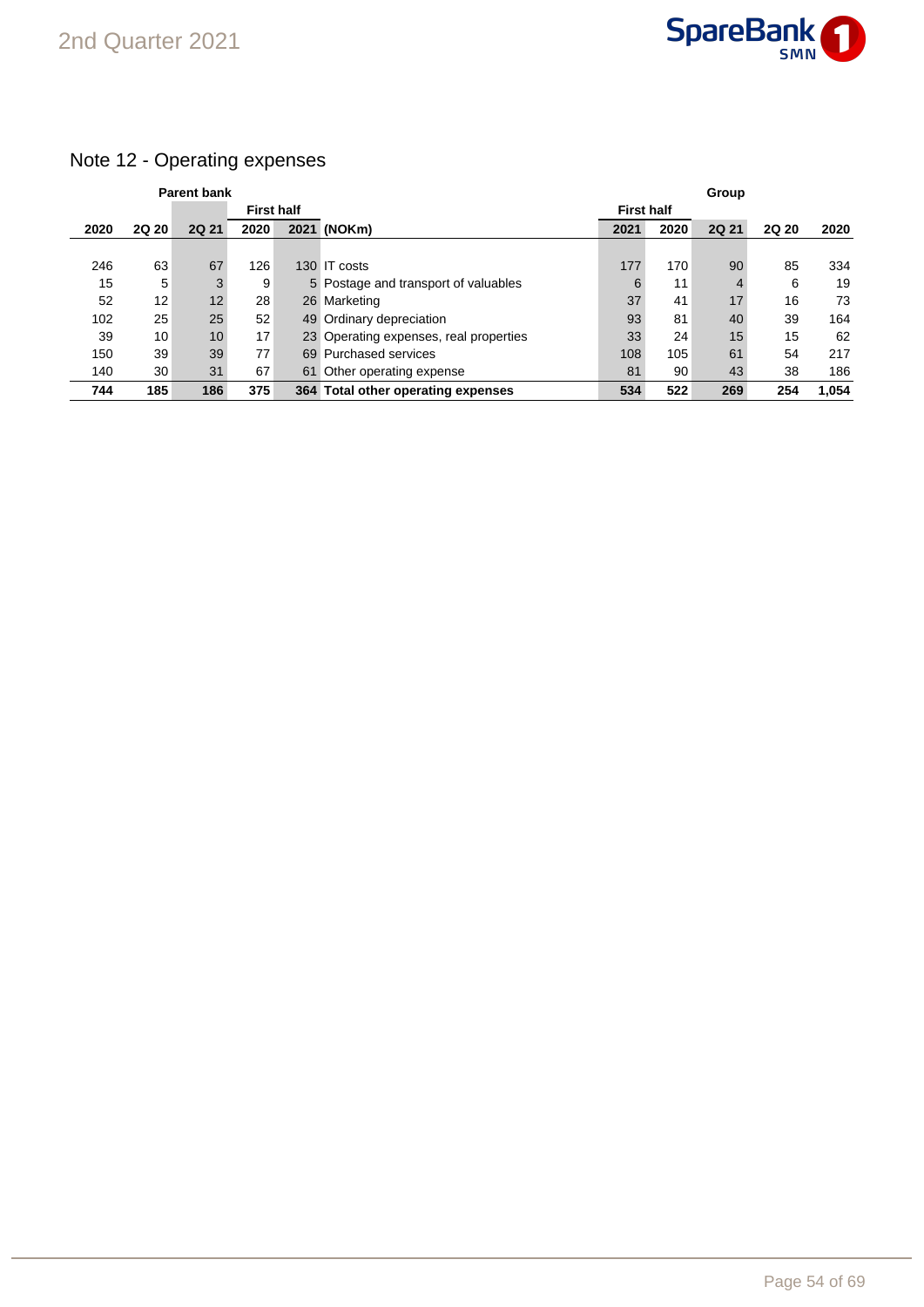# Note 12 - Operating expenses

| Parent bank | | | | | | Group | | | | |
|---|---|---|---|---|---|---|---|---|---|---|
| | | | First half | | | First half | | | | |
| 2020 | 2Q 20 | 2Q 21 | 2020 | 2021 | (NOKm) | 2021 | 2020 | 2Q 21 | 2Q 20 | 2020 |
| 246 | 63 | 67 | 126 | 130 | IT costs | 177 | 170 | 90 | 85 | 334 |
| 15 | 5 | 3 | 9 | 5 | Postage and transport of valuables | 6 | 11 | 4 | 6 | 19 |
| 52 | 12 | 12 | 28 | 26 | Marketing | 37 | 41 | 17 | 16 | 73 |
| 102 | 25 | 25 | 52 | 49 | Ordinary depreciation | 93 | 81 | 40 | 39 | 164 |
| 39 | 10 | 10 | 17 | 23 | Operating expenses, real properties | 33 | 24 | 15 | 15 | 62 |
| 150 | 39 | 39 | 77 | 69 | Purchased services | 108 | 105 | 61 | 54 | 217 |
| 140 | 30 | 31 | 67 | 61 | Other operating expense | 81 | 90 | 43 | 38 | 186 |
| **744** | **185** | **186** | **375** | **364** | **Total other operating expenses** | **534** | **522** | **269** | **254** | **1,054** |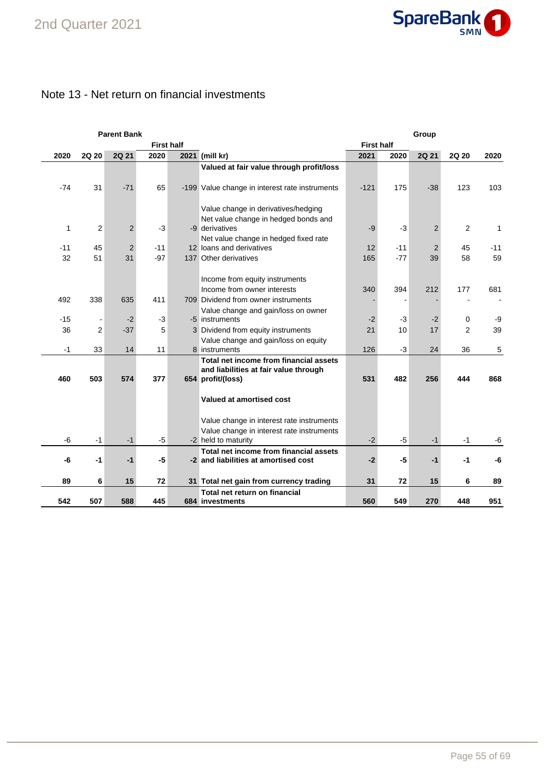## Note 13 - Net return on financial investments

| Parent Bank | | | | | | Group | | | | |
|---|---|---|---|---|---|---|---|---|---|---|
| | | | First half | | | First half | | | | |
| 2020 | 2Q 20 | 2Q 21 | 2020 | 2021 | (mill kr) | 2021 | 2020 | 2Q 21 | 2Q 20 | 2020 |
| | | | | | **Valued at fair value through profit/loss** | | | | | |
| -74 | 31 | -71 | 65 | -199 | Value change in interest rate instruments | -121 | 175 | -38 | 123 | 103 |
| | | | | | Value change in derivatives/hedging | | | | | |
| 1 | 2 | 2 | -3 | -9 | Net value change in hedged bonds and derivatives | -9 | -3 | 2 | 2 | 1 |
| -11 | 45 | 2 | -11 | 12 | Net value change in hedged fixed rate loans and derivatives | 12 | -11 | 2 | 45 | -11 |
| 32 | 51 | 31 | -97 | 137 | Other derivatives | 165 | -77 | 39 | 58 | 59 |
| | | | | | Income from equity instruments | | | | | |
| | | | | | Income from owner interests | 340 | 394 | 212 | 177 | 681 |
| 492 | 338 | 635 | 411 | 709 | Dividend from owner instruments | - | - | - | - | - |
| -15 | - | -2 | -3 | -5 | Value change and gain/loss on owner instruments | -2 | -3 | -2 | 0 | -9 |
| 36 | 2 | -37 | 5 | 3 | Dividend from equity instruments | 21 | 10 | 17 | 2 | 39 |
| -1 | 33 | 14 | 11 | 8 | Value change and gain/loss on equity instruments | 126 | -3 | 24 | 36 | 5 |
| **460** | **503** | **574** | **377** | **654** | **Total net income from financial assets and liabilities at fair value through profit/(loss)** | **531** | **482** | **256** | **444** | **868** |
| | | | | | **Valued at amortised cost** | | | | | |
| | | | | | Value change in interest rate instruments | | | | | |
| -6 | -1 | -1 | -5 | -2 | Value change in interest rate instruments held to maturity | -2 | -5 | -1 | -1 | -6 |
| **-6** | **-1** | **-1** | **-5** | **-2** | **Total net income from financial assets and liabilities at amortised cost** | **-2** | **-5** | **-1** | **-1** | **-6** |
| **89** | **6** | **15** | **72** | **31** | **Total net gain from currency trading** | **31** | **72** | **15** | **6** | **89** |
| **542** | **507** | **588** | **445** | **684** | **Total net return on financial investments** | **560** | **549** | **270** | **448** | **951** |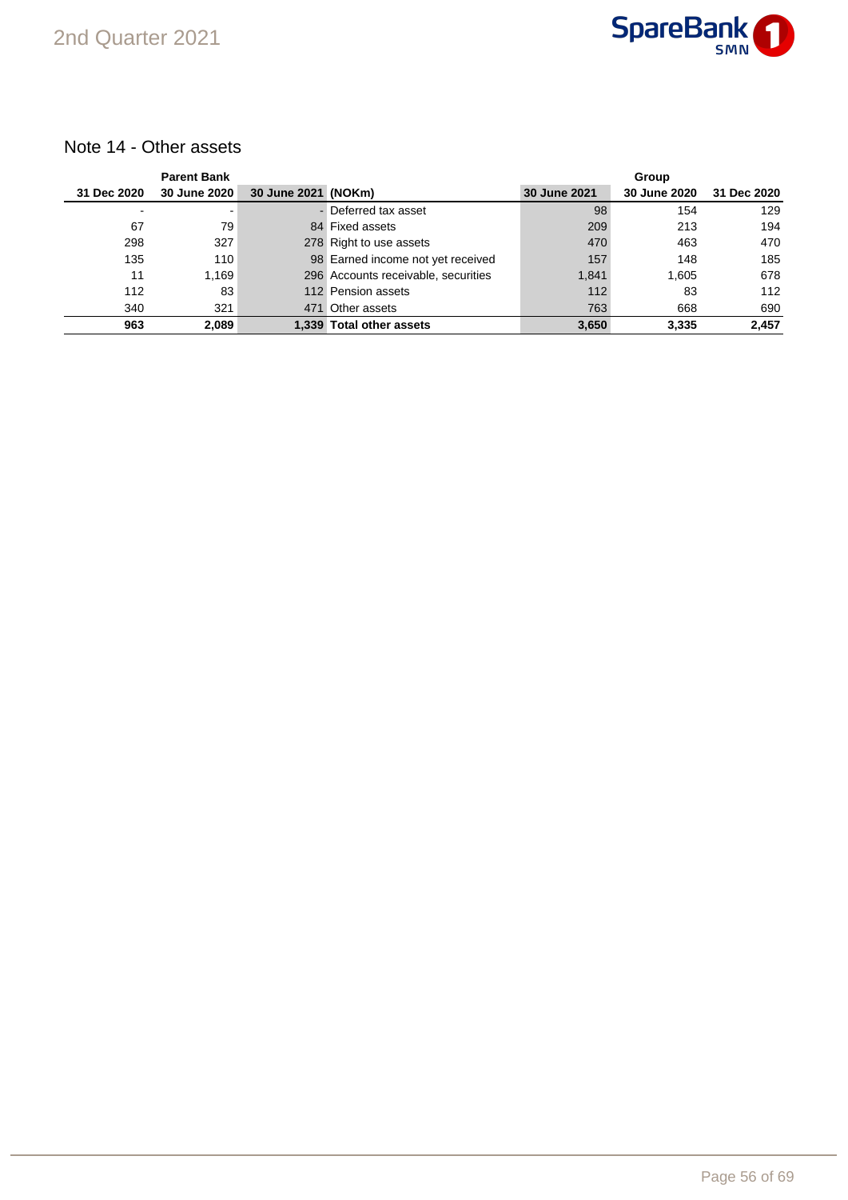## Note 14 - Other assets

| Parent Bank | | | | Group | | |
|---|---|---|---|---|---|---|
| 31 Dec 2020 | 30 June 2020 | 30 June 2021 | (NOKm) | 30 June 2021 | 30 June 2020 | 31 Dec 2020 |
| - | - | - | Deferred tax asset | 98 | 154 | 129 |
| 67 | 79 | 84 | Fixed assets | 209 | 213 | 194 |
| 298 | 327 | 278 | Right to use assets | 470 | 463 | 470 |
| 135 | 110 | 98 | Earned income not yet received | 157 | 148 | 185 |
| 11 | 1,169 | 296 | Accounts receivable, securities | 1,841 | 1,605 | 678 |
| 112 | 83 | 112 | Pension assets | 112 | 83 | 112 |
| 340 | 321 | 471 | Other assets | 763 | 668 | 690 |
| **963** | **2,089** | **1,339** | **Total other assets** | **3,650** | **3,335** | **2,457** |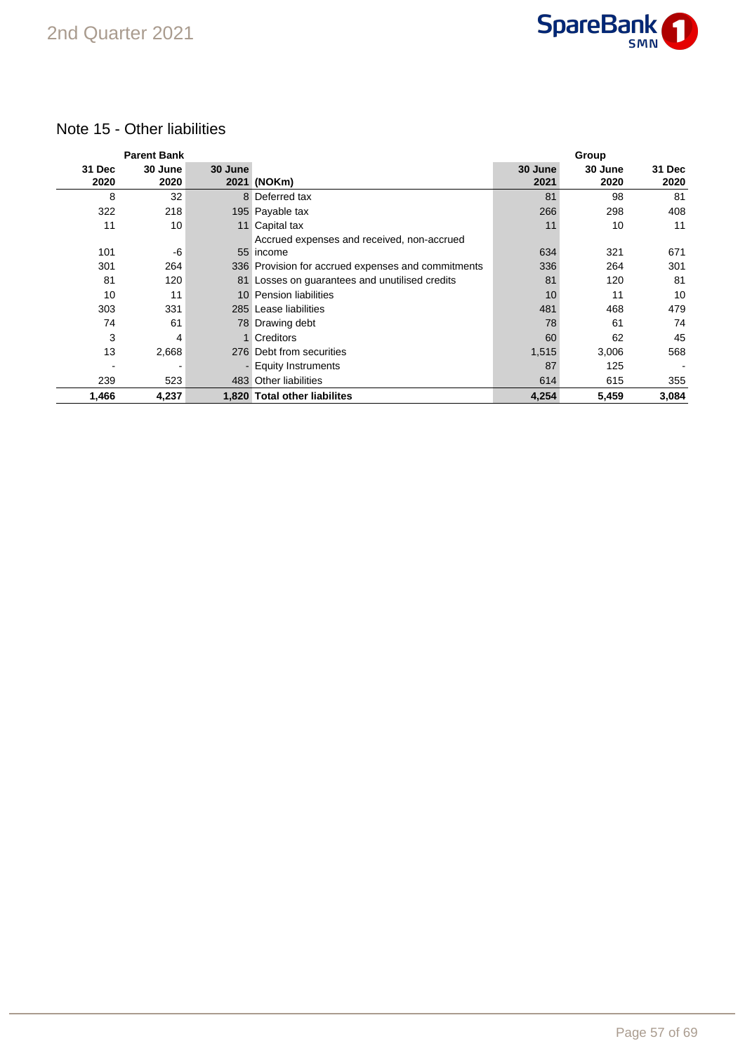## Note 15 - Other liabilities

| Parent Bank | | | | Group | | |
|---|---|---|---|---|---|---|
| 31 Dec 2020 | 30 June 2020 | 30 June 2021 | (NOKm) | 30 June 2021 | 30 June 2020 | 31 Dec 2020 |
| 8 | 32 | 8 | Deferred tax | 81 | 98 | 81 |
| 322 | 218 | 195 | Payable tax | 266 | 298 | 408 |
| 11 | 10 | 11 | Capital tax | 11 | 10 | 11 |
| 101 | -6 | 55 | Accrued expenses and received, non-accrued income | 634 | 321 | 671 |
| 301 | 264 | 336 | Provision for accrued expenses and commitments | 336 | 264 | 301 |
| 81 | 120 | 81 | Losses on guarantees and unutilised credits | 81 | 120 | 81 |
| 10 | 11 | 10 | Pension liabilities | 10 | 11 | 10 |
| 303 | 331 | 285 | Lease liabilities | 481 | 468 | 479 |
| 74 | 61 | 78 | Drawing debt | 78 | 61 | 74 |
| 3 | 4 | 1 | Creditors | 60 | 62 | 45 |
| 13 | 2,668 | 276 | Debt from securities | 1,515 | 3,006 | 568 |
| - | - | - | Equity Instruments | 87 | 125 | - |
| 239 | 523 | 483 | Other liabilities | 614 | 615 | 355 |
| **1,466** | **4,237** | **1,820** | **Total other liabilites** | **4,254** | **5,459** | **3,084** |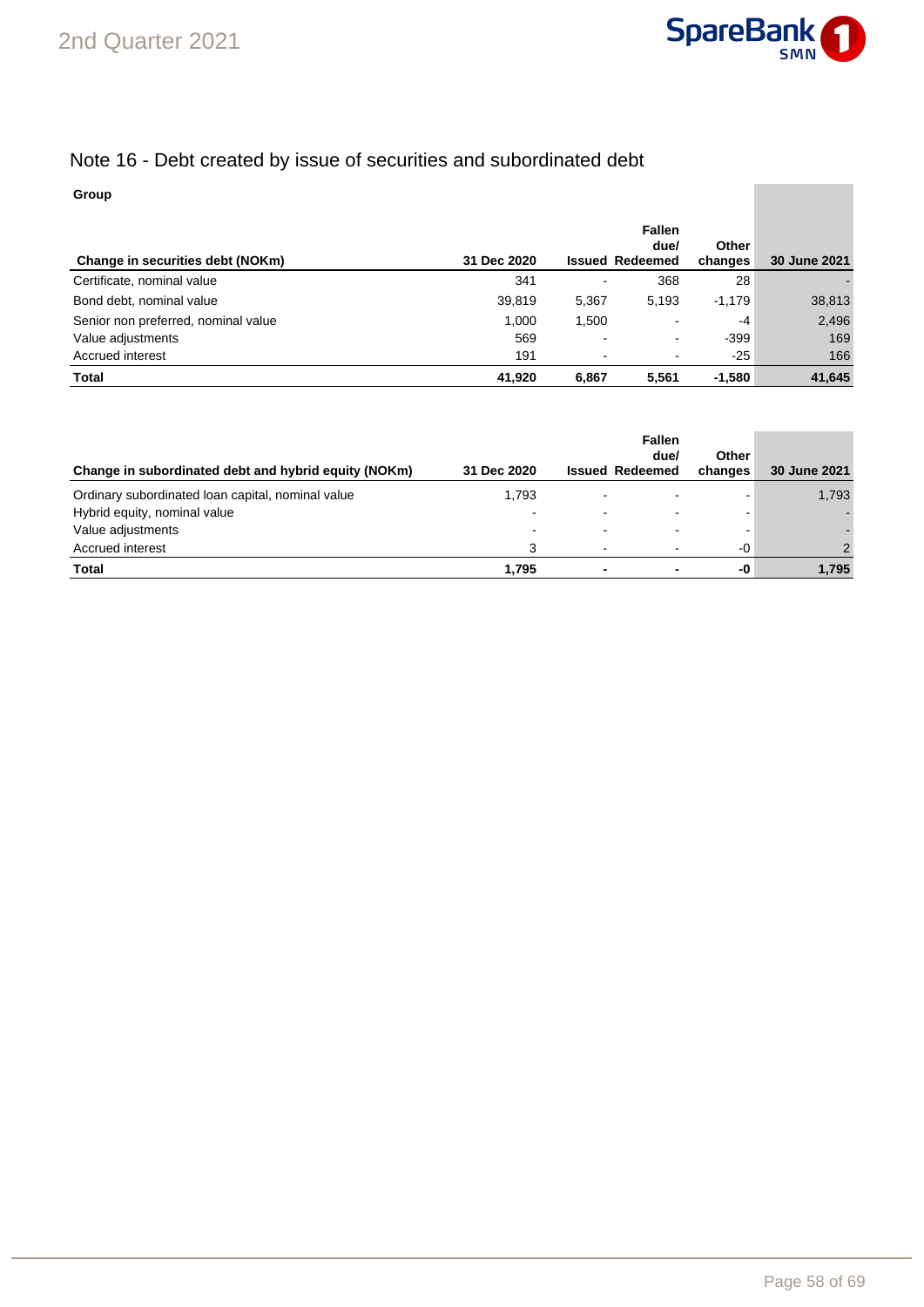# Note 16 - Debt created by issue of securities and subordinated debt

**Group**

| Change in securities debt (NOKm) | 31 Dec 2020 | Issued | Fallen due/ Redeemed | Other changes | 30 June 2021 |
|---|---|---|---|---|---|
| Certificate, nominal value | 341 | - | 368 | 28 | - |
| Bond debt, nominal value | 39,819 | 5,367 | 5,193 | -1,179 | 38,813 |
| Senior non preferred, nominal value | 1,000 | 1,500 | - | -4 | 2,496 |
| Value adjustments | 569 | - | - | -399 | 169 |
| Accrued interest | 191 | - | - | -25 | 166 |
| **Total** | **41,920** | **6,867** | **5,561** | **-1,580** | **41,645** |

| Change in subordinated debt and hybrid equity (NOKm) | 31 Dec 2020 | Issued | Fallen due/ Redeemed | Other changes | 30 June 2021 |
|---|---|---|---|---|---|
| Ordinary subordinated loan capital, nominal value | 1,793 | - | - | - | 1,793 |
| Hybrid equity, nominal value | - | - | - | - | - |
| Value adjustments | - | - | - | - | - |
| Accrued interest | 3 | - | - | -0 | 2 |
| **Total** | **1,795** | **-** | **-** | **-0** | **1,795** |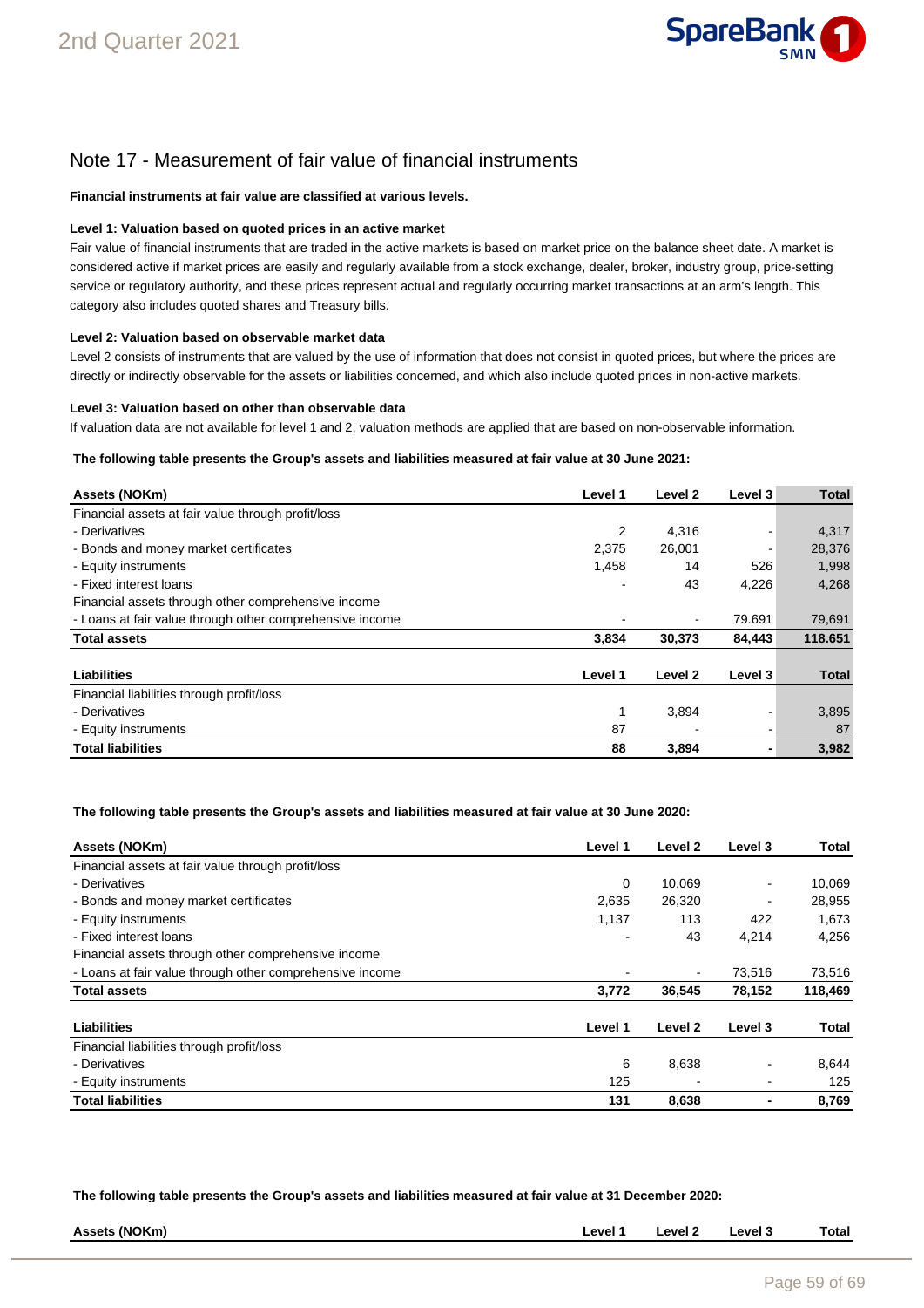# Note 17 - Measurement of fair value of financial instruments

**Financial instruments at fair value are classified at various levels.**

**Level 1: Valuation based on quoted prices in an active market**

Fair value of financial instruments that are traded in the active markets is based on market price on the balance sheet date. A market is considered active if market prices are easily and regularly available from a stock exchange, dealer, broker, industry group, price-setting service or regulatory authority, and these prices represent actual and regularly occurring market transactions at an arm's length. This category also includes quoted shares and Treasury bills.

**Level 2: Valuation based on observable market data**

Level 2 consists of instruments that are valued by the use of information that does not consist in quoted prices, but where the prices are directly or indirectly observable for the assets or liabilities concerned, and which also include quoted prices in non-active markets.

**Level 3: Valuation based on other than observable data**

If valuation data are not available for level 1 and 2, valuation methods are applied that are based on non-observable information.

**The following table presents the Group's assets and liabilities measured at fair value at 30 June 2021:**

| Assets (NOKm) | Level 1 | Level 2 | Level 3 | Total |
|---|---|---|---|---|
| Financial assets at fair value through profit/loss | | | | |
| - Derivatives | 2 | 4,316 | - | 4,317 |
| - Bonds and money market certificates | 2,375 | 26,001 | - | 28,376 |
| - Equity instruments | 1,458 | 14 | 526 | 1,998 |
| - Fixed interest loans | - | 43 | 4,226 | 4,268 |
| Financial assets through other comprehensive income | | | | |
| - Loans at fair value through other comprehensive income | - | - | 79.691 | 79,691 |
| **Total assets** | **3,834** | **30,373** | **84,443** | **118.651** |

| Liabilities | Level 1 | Level 2 | Level 3 | Total |
|---|---|---|---|---|
| Financial liabilities through profit/loss | | | | |
| - Derivatives | 1 | 3,894 | - | 3,895 |
| - Equity instruments | 87 | - | - | 87 |
| **Total liabilities** | **88** | **3,894** | **-** | **3,982** |

**The following table presents the Group's assets and liabilities measured at fair value at 30 June 2020:**

| Assets (NOKm) | Level 1 | Level 2 | Level 3 | Total |
|---|---|---|---|---|
| Financial assets at fair value through profit/loss | | | | |
| - Derivatives | 0 | 10,069 | - | 10,069 |
| - Bonds and money market certificates | 2,635 | 26,320 | - | 28,955 |
| - Equity instruments | 1,137 | 113 | 422 | 1,673 |
| - Fixed interest loans | - | 43 | 4,214 | 4,256 |
| Financial assets through other comprehensive income | | | | |
| - Loans at fair value through other comprehensive income | - | - | 73,516 | 73,516 |
| **Total assets** | **3,772** | **36,545** | **78,152** | **118,469** |

| Liabilities | Level 1 | Level 2 | Level 3 | Total |
|---|---|---|---|---|
| Financial liabilities through profit/loss | | | | |
| - Derivatives | 6 | 8,638 | - | 8,644 |
| - Equity instruments | 125 | - | - | 125 |
| **Total liabilities** | **131** | **8,638** | **-** | **8,769** |

**The following table presents the Group's assets and liabilities measured at fair value at 31 December 2020:**

| Assets (NOKm) | Level 1 | Level 2 | Level 3 | Total |
|---|---|---|---|---|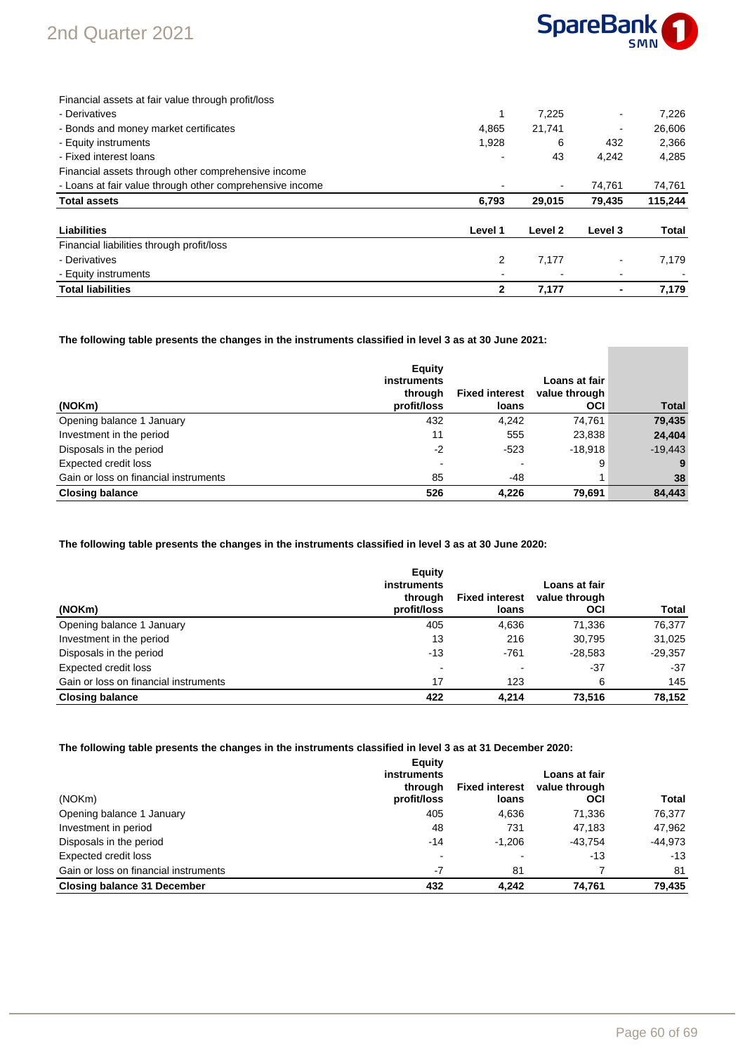| | Level 1 | Level 2 | Level 3 | Total |
|---|---|---|---|---|
| Financial assets at fair value through profit/loss | | | | |
| - Derivatives | 1 | 7,225 | - | 7,226 |
| - Bonds and money market certificates | 4,865 | 21,741 | - | 26,606 |
| - Equity instruments | 1,928 | 6 | 432 | 2,366 |
| - Fixed interest loans | - | 43 | 4,242 | 4,285 |
| Financial assets through other comprehensive income | | | | |
| - Loans at fair value through other comprehensive income | - | - | 74,761 | 74,761 |
| **Total assets** | **6,793** | **29,015** | **79,435** | **115,244** |

| **Liabilities** | **Level 1** | **Level 2** | **Level 3** | **Total** |
|---|---|---|---|---|
| Financial liabilities through profit/loss | | | | |
| - Derivatives | 2 | 7,177 | - | 7,179 |
| - Equity instruments | - | - | - | - |
| **Total liabilities** | **2** | **7,177** | **-** | **7,179** |

**The following table presents the changes in the instruments classified in level 3 as at 30 June 2021:**

| (NOKm) | Equity instruments through profit/loss | Fixed interest loans | Loans at fair value through OCI | Total |
|---|---|---|---|---|
| Opening balance 1 January | 432 | 4,242 | 74,761 | **79,435** |
| Investment in the period | 11 | 555 | 23,838 | **24,404** |
| Disposals in the period | -2 | -523 | -18,918 | -19,443 |
| Expected credit loss | - | - | 9 | **9** |
| Gain or loss on financial instruments | 85 | -48 | 1 | **38** |
| **Closing balance** | **526** | **4,226** | **79,691** | **84,443** |

**The following table presents the changes in the instruments classified in level 3 as at 30 June 2020:**

| (NOKm) | Equity instruments through profit/loss | Fixed interest loans | Loans at fair value through OCI | Total |
|---|---|---|---|---|
| Opening balance 1 January | 405 | 4,636 | 71,336 | 76,377 |
| Investment in the period | 13 | 216 | 30,795 | 31,025 |
| Disposals in the period | -13 | -761 | -28,583 | -29,357 |
| Expected credit loss | - | - | -37 | -37 |
| Gain or loss on financial instruments | 17 | 123 | 6 | 145 |
| **Closing balance** | **422** | **4,214** | **73,516** | **78,152** |

**The following table presents the changes in the instruments classified in level 3 as at 31 December 2020:**

| (NOKm) | Equity instruments through profit/loss | Fixed interest loans | Loans at fair value through OCI | Total |
|---|---|---|---|---|
| Opening balance 1 January | 405 | 4,636 | 71,336 | 76,377 |
| Investment in period | 48 | 731 | 47,183 | 47,962 |
| Disposals in the period | -14 | -1,206 | -43,754 | -44,973 |
| Expected credit loss | - | - | -13 | -13 |
| Gain or loss on financial instruments | -7 | 81 | 7 | 81 |
| **Closing balance 31 December** | **432** | **4,242** | **74,761** | **79,435** |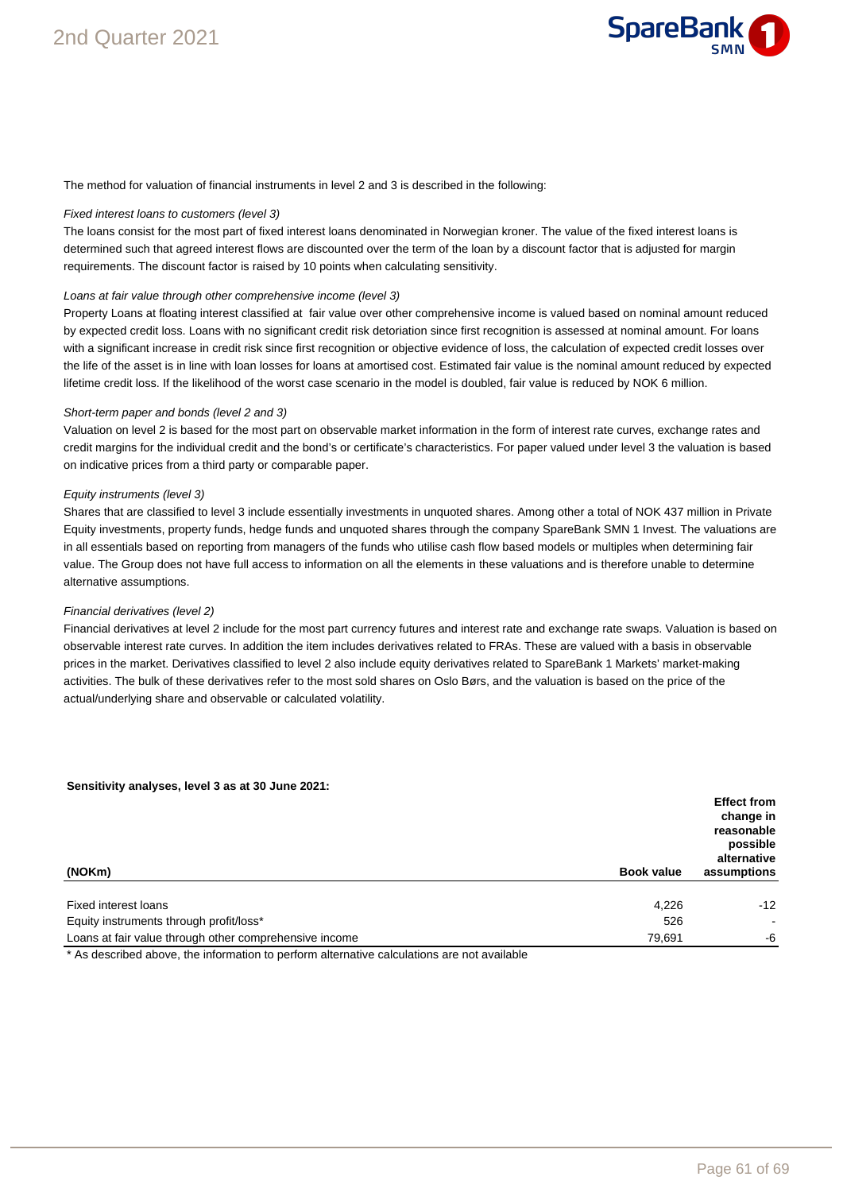The method for valuation of financial instruments in level 2 and 3 is described in the following:

*Fixed interest loans to customers (level 3)*

The loans consist for the most part of fixed interest loans denominated in Norwegian kroner. The value of the fixed interest loans is determined such that agreed interest flows are discounted over the term of the loan by a discount factor that is adjusted for margin requirements. The discount factor is raised by 10 points when calculating sensitivity.

*Loans at fair value through other comprehensive income (level 3)*

Property Loans at floating interest classified at  fair value over other comprehensive income is valued based on nominal amount reduced by expected credit loss. Loans with no significant credit risk detoriation since first recognition is assessed at nominal amount. For loans with a significant increase in credit risk since first recognition or objective evidence of loss, the calculation of expected credit losses over the life of the asset is in line with loan losses for loans at amortised cost. Estimated fair value is the nominal amount reduced by expected lifetime credit loss. If the likelihood of the worst case scenario in the model is doubled, fair value is reduced by NOK 6 million.

*Short-term paper and bonds (level 2 and 3)*

Valuation on level 2 is based for the most part on observable market information in the form of interest rate curves, exchange rates and credit margins for the individual credit and the bond's or certificate's characteristics. For paper valued under level 3 the valuation is based on indicative prices from a third party or comparable paper.

*Equity instruments (level 3)*

Shares that are classified to level 3 include essentially investments in unquoted shares. Among other a total of NOK 437 million in Private Equity investments, property funds, hedge funds and unquoted shares through the company SpareBank SMN 1 Invest. The valuations are in all essentials based on reporting from managers of the funds who utilise cash flow based models or multiples when determining fair value. The Group does not have full access to information on all the elements in these valuations and is therefore unable to determine alternative assumptions.

*Financial derivatives (level 2)*

Financial derivatives at level 2 include for the most part currency futures and interest rate and exchange rate swaps. Valuation is based on observable interest rate curves. In addition the item includes derivatives related to FRAs. These are valued with a basis in observable prices in the market. Derivatives classified to level 2 also include equity derivatives related to SpareBank 1 Markets' market-making activities. The bulk of these derivatives refer to the most sold shares on Oslo Børs, and the valuation is based on the price of the actual/underlying share and observable or calculated volatility.

**Sensitivity analyses, level 3 as at 30 June 2021:**

| (NOKm) | Book value | Effect from change in reasonable possible alternative assumptions |
|---|---|---|
| Fixed interest loans | 4,226 | -12 |
| Equity instruments through profit/loss* | 526 | - |
| Loans at fair value through other comprehensive income | 79,691 | -6 |

* As described above, the information to perform alternative calculations are not available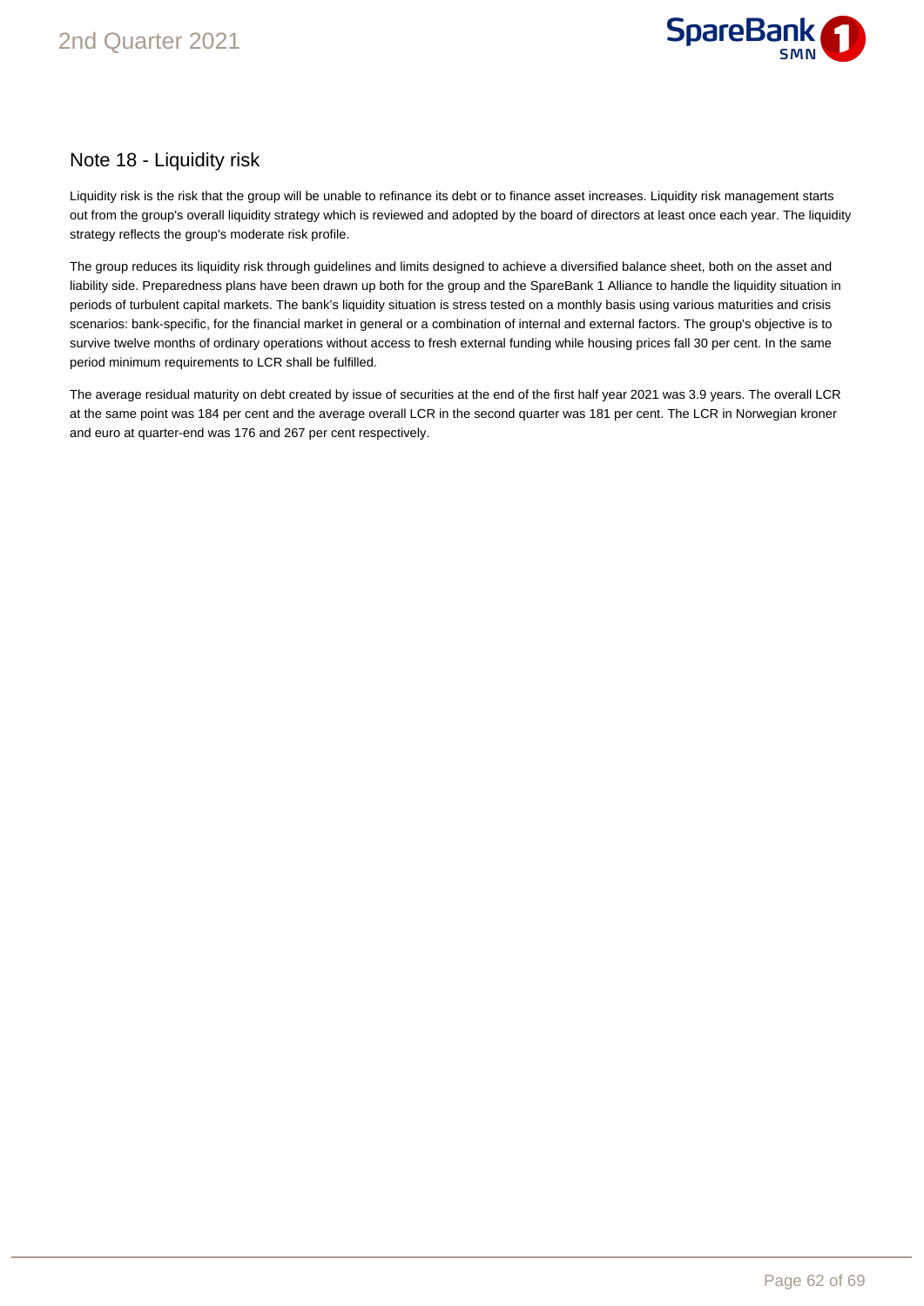## Note 18 - Liquidity risk

Liquidity risk is the risk that the group will be unable to refinance its debt or to finance asset increases. Liquidity risk management starts out from the group's overall liquidity strategy which is reviewed and adopted by the board of directors at least once each year. The liquidity strategy reflects the group's moderate risk profile.

The group reduces its liquidity risk through guidelines and limits designed to achieve a diversified balance sheet, both on the asset and liability side. Preparedness plans have been drawn up both for the group and the SpareBank 1 Alliance to handle the liquidity situation in periods of turbulent capital markets. The bank's liquidity situation is stress tested on a monthly basis using various maturities and crisis scenarios: bank-specific, for the financial market in general or a combination of internal and external factors. The group's objective is to survive twelve months of ordinary operations without access to fresh external funding while housing prices fall 30 per cent. In the same period minimum requirements to LCR shall be fulfilled.

The average residual maturity on debt created by issue of securities at the end of the first half year 2021 was 3.9 years. The overall LCR at the same point was 184 per cent and the average overall LCR in the second quarter was 181 per cent. The LCR in Norwegian kroner and euro at quarter-end was 176 and 267 per cent respectively.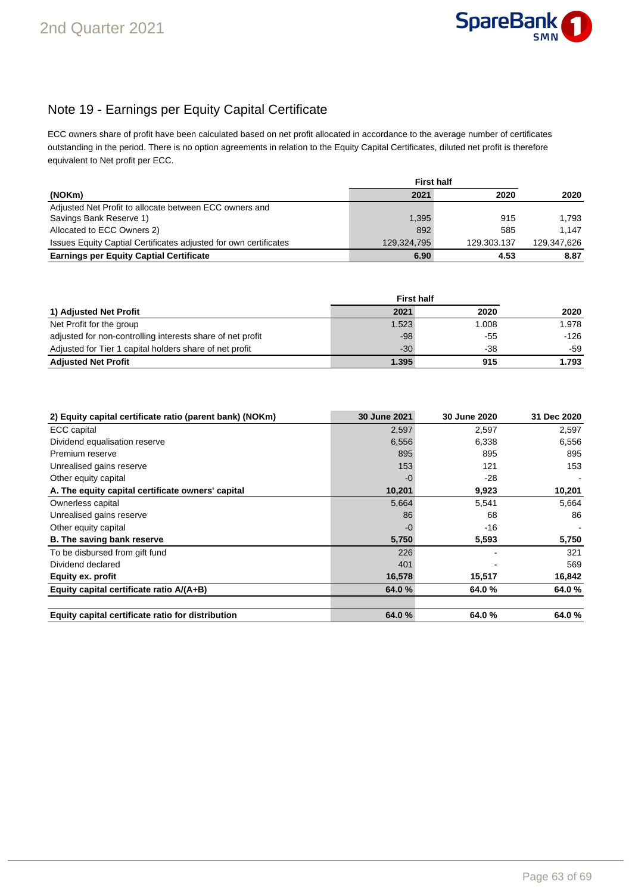# Note 19 - Earnings per Equity Capital Certificate

ECC owners share of profit have been calculated based on net profit allocated in accordance to the average number of certificates outstanding in the period. There is no option agreements in relation to the Equity Capital Certificates, diluted net profit is therefore equivalent to Net profit per ECC.

| | First half | | |
|---|---|---|---|
| (NOKm) | 2021 | 2020 | 2020 |
| Adjusted Net Profit to allocate between ECC owners and Savings Bank Reserve 1) | 1,395 | 915 | 1,793 |
| Allocated to ECC Owners 2) | 892 | 585 | 1,147 |
| Issues Equity Captial Certificates adjusted for own certificates | 129,324,795 | 129.303.137 | 129,347,626 |
| **Earnings per Equity Captial Certificate** | **6.90** | **4.53** | **8.87** |

| | First half | | |
|---|---|---|---|
| **1) Adjusted Net Profit** | **2021** | **2020** | **2020** |
| Net Profit for the group | 1.523 | 1.008 | 1.978 |
| adjusted for non-controlling interests share of net profit | -98 | -55 | -126 |
| Adjusted for Tier 1 capital holders share of net profit | -30 | -38 | -59 |
| **Adjusted Net Profit** | **1.395** | **915** | **1.793** |

| 2) Equity capital certificate ratio (parent bank) (NOKm) | 30 June 2021 | 30 June 2020 | 31 Dec 2020 |
|---|---|---|---|
| ECC capital | 2,597 | 2,597 | 2,597 |
| Dividend equalisation reserve | 6,556 | 6,338 | 6,556 |
| Premium reserve | 895 | 895 | 895 |
| Unrealised gains reserve | 153 | 121 | 153 |
| Other equity capital | -0 | -28 | - |
| **A. The equity capital certificate owners' capital** | **10,201** | **9,923** | **10,201** |
| Ownerless capital | 5,664 | 5,541 | 5,664 |
| Unrealised gains reserve | 86 | 68 | 86 |
| Other equity capital | -0 | -16 | - |
| **B. The saving bank reserve** | **5,750** | **5,593** | **5,750** |
| To be disbursed from gift fund | 226 | - | 321 |
| Dividend declared | 401 | - | 569 |
| **Equity ex. profit** | **16,578** | **15,517** | **16,842** |
| **Equity capital certificate ratio A/(A+B)** | **64.0 %** | **64.0 %** | **64.0 %** |
| | | | |
| **Equity capital certificate ratio for distribution** | **64.0 %** | **64.0 %** | **64.0 %** |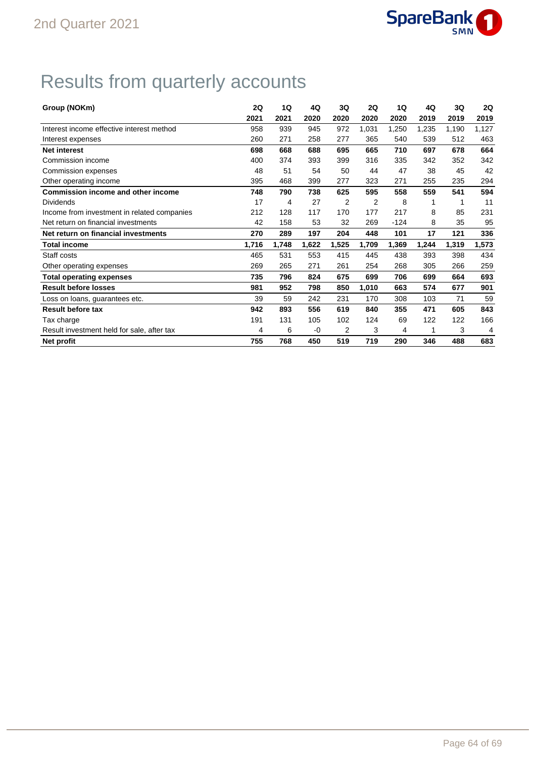# Results from quarterly accounts

| Group (NOKm) | 2Q 2021 | 1Q 2021 | 4Q 2020 | 3Q 2020 | 2Q 2020 | 1Q 2020 | 4Q 2019 | 3Q 2019 | 2Q 2019 |
|---|---|---|---|---|---|---|---|---|---|
| Interest income effective interest method | 958 | 939 | 945 | 972 | 1,031 | 1,250 | 1,235 | 1,190 | 1,127 |
| Interest expenses | 260 | 271 | 258 | 277 | 365 | 540 | 539 | 512 | 463 |
| **Net interest** | **698** | **668** | **688** | **695** | **665** | **710** | **697** | **678** | **664** |
| Commission income | 400 | 374 | 393 | 399 | 316 | 335 | 342 | 352 | 342 |
| Commission expenses | 48 | 51 | 54 | 50 | 44 | 47 | 38 | 45 | 42 |
| Other operating income | 395 | 468 | 399 | 277 | 323 | 271 | 255 | 235 | 294 |
| **Commission income and other income** | **748** | **790** | **738** | **625** | **595** | **558** | **559** | **541** | **594** |
| Dividends | 17 | 4 | 27 | 2 | 2 | 8 | 1 | 1 | 11 |
| Income from investment in related companies | 212 | 128 | 117 | 170 | 177 | 217 | 8 | 85 | 231 |
| Net return on financial investments | 42 | 158 | 53 | 32 | 269 | -124 | 8 | 35 | 95 |
| **Net return on financial investments** | **270** | **289** | **197** | **204** | **448** | **101** | **17** | **121** | **336** |
| **Total income** | **1,716** | **1,748** | **1,622** | **1,525** | **1,709** | **1,369** | **1,244** | **1,319** | **1,573** |
| Staff costs | 465 | 531 | 553 | 415 | 445 | 438 | 393 | 398 | 434 |
| Other operating expenses | 269 | 265 | 271 | 261 | 254 | 268 | 305 | 266 | 259 |
| **Total operating expenses** | **735** | **796** | **824** | **675** | **699** | **706** | **699** | **664** | **693** |
| **Result before losses** | **981** | **952** | **798** | **850** | **1,010** | **663** | **574** | **677** | **901** |
| Loss on loans, guarantees etc. | 39 | 59 | 242 | 231 | 170 | 308 | 103 | 71 | 59 |
| **Result before tax** | **942** | **893** | **556** | **619** | **840** | **355** | **471** | **605** | **843** |
| Tax charge | 191 | 131 | 105 | 102 | 124 | 69 | 122 | 122 | 166 |
| Result investment held for sale, after tax | 4 | 6 | -0 | 2 | 3 | 4 | 1 | 3 | 4 |
| **Net profit** | **755** | **768** | **450** | **519** | **719** | **290** | **346** | **488** | **683** |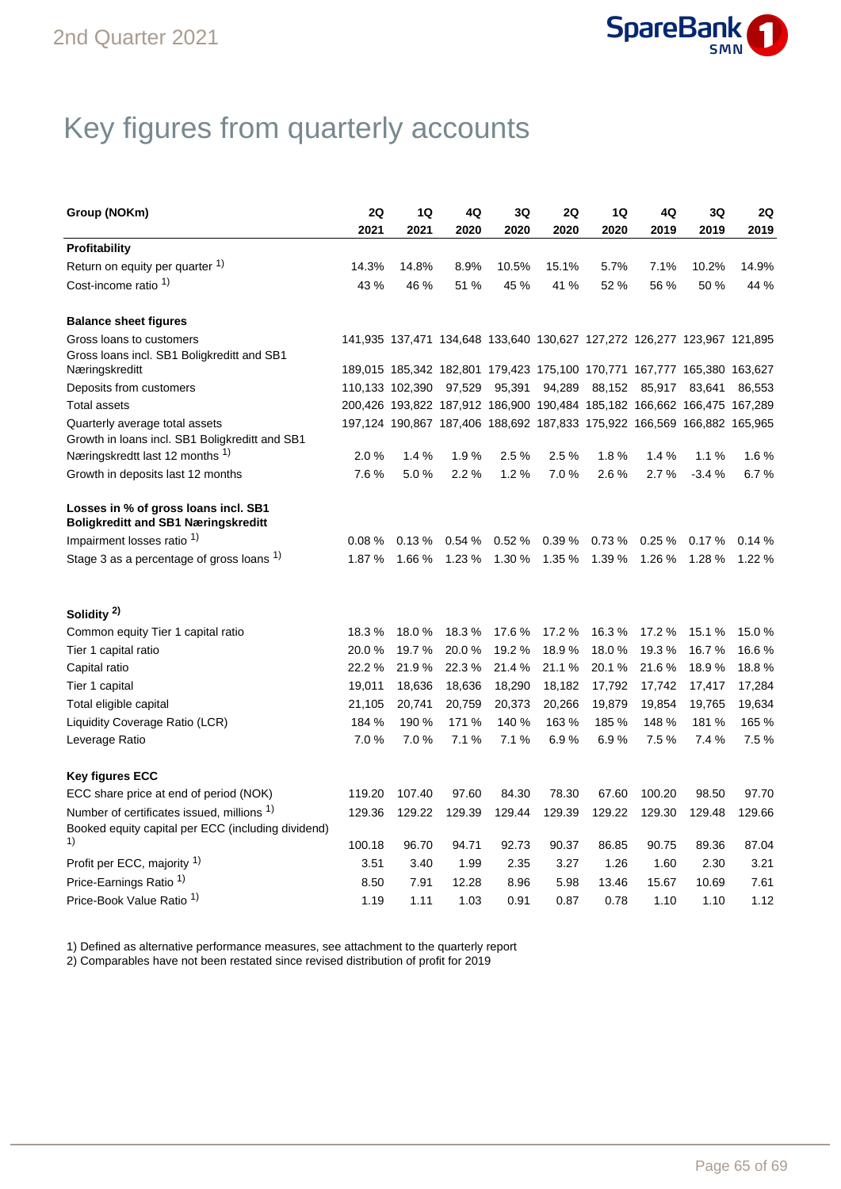# Key figures from quarterly accounts

| Group (NOKm) | 2Q 2021 | 1Q 2021 | 4Q 2020 | 3Q 2020 | 2Q 2020 | 1Q 2020 | 4Q 2019 | 3Q 2019 | 2Q 2019 |
|---|---|---|---|---|---|---|---|---|---|
| **Profitability** | | | | | | | | | |
| Return on equity per quarter [1] | 14.3% | 14.8% | 8.9% | 10.5% | 15.1% | 5.7% | 7.1% | 10.2% | 14.9% |
| Cost-income ratio [1] | 43 % | 46 % | 51 % | 45 % | 41 % | 52 % | 56 % | 50 % | 44 % |
| | | | | | | | | | |
| **Balance sheet figures** | | | | | | | | | |
| Gross loans to customers | 141,935 | 137,471 | 134,648 | 133,640 | 130,627 | 127,272 | 126,277 | 123,967 | 121,895 |
| Gross loans incl. SB1 Boligkreditt and SB1 Næringskreditt | 189,015 | 185,342 | 182,801 | 179,423 | 175,100 | 170,771 | 167,777 | 165,380 | 163,627 |
| Deposits from customers | 110,133 | 102,390 | 97,529 | 95,391 | 94,289 | 88,152 | 85,917 | 83,641 | 86,553 |
| Total assets | 200,426 | 193,822 | 187,912 | 186,900 | 190,484 | 185,182 | 166,662 | 166,475 | 167,289 |
| Quarterly average total assets | 197,124 | 190,867 | 187,406 | 188,692 | 187,833 | 175,922 | 166,569 | 166,882 | 165,965 |
| Growth in loans incl. SB1 Boligkreditt and SB1 Næringskredtt last 12 months [1] | 2.0 % | 1.4 % | 1.9 % | 2.5 % | 2.5 % | 1.8 % | 1.4 % | 1.1 % | 1.6 % |
| Growth in deposits last 12 months | 7.6 % | 5.0 % | 2.2 % | 1.2 % | 7.0 % | 2.6 % | 2.7 % | -3.4 % | 6.7 % |
| | | | | | | | | | |
| **Losses in % of gross loans incl. SB1 Boligkreditt and SB1 Næringskreditt** | | | | | | | | | |
| Impairment losses ratio [1] | 0.08 % | 0.13 % | 0.54 % | 0.52 % | 0.39 % | 0.73 % | 0.25 % | 0.17 % | 0.14 % |
| Stage 3 as a percentage of gross loans [1] | 1.87 % | 1.66 % | 1.23 % | 1.30 % | 1.35 % | 1.39 % | 1.26 % | 1.28 % | 1.22 % |
| | | | | | | | | | |
| **Solidity [2]** | | | | | | | | | |
| Common equity Tier 1 capital ratio | 18.3 % | 18.0 % | 18.3 % | 17.6 % | 17.2 % | 16.3 % | 17.2 % | 15.1 % | 15.0 % |
| Tier 1 capital ratio | 20.0 % | 19.7 % | 20.0 % | 19.2 % | 18.9 % | 18.0 % | 19.3 % | 16.7 % | 16.6 % |
| Capital ratio | 22.2 % | 21.9 % | 22.3 % | 21.4 % | 21.1 % | 20.1 % | 21.6 % | 18.9 % | 18.8 % |
| Tier 1 capital | 19,011 | 18,636 | 18,636 | 18,290 | 18,182 | 17,792 | 17,742 | 17,417 | 17,284 |
| Total eligible capital | 21,105 | 20,741 | 20,759 | 20,373 | 20,266 | 19,879 | 19,854 | 19,765 | 19,634 |
| Liquidity Coverage Ratio (LCR) | 184 % | 190 % | 171 % | 140 % | 163 % | 185 % | 148 % | 181 % | 165 % |
| Leverage Ratio | 7.0 % | 7.0 % | 7.1 % | 7.1 % | 6.9 % | 6.9 % | 7.5 % | 7.4 % | 7.5 % |
| | | | | | | | | | |
| **Key figures ECC** | | | | | | | | | |
| ECC share price at end of period (NOK) | 119.20 | 107.40 | 97.60 | 84.30 | 78.30 | 67.60 | 100.20 | 98.50 | 97.70 |
| Number of certificates issued, millions [1] | 129.36 | 129.22 | 129.39 | 129.44 | 129.39 | 129.22 | 129.30 | 129.48 | 129.66 |
| Booked equity capital per ECC (including dividend) [1] | 100.18 | 96.70 | 94.71 | 92.73 | 90.37 | 86.85 | 90.75 | 89.36 | 87.04 |
| Profit per ECC, majority [1] | 3.51 | 3.40 | 1.99 | 2.35 | 3.27 | 1.26 | 1.60 | 2.30 | 3.21 |
| Price-Earnings Ratio [1] | 8.50 | 7.91 | 12.28 | 8.96 | 5.98 | 13.46 | 15.67 | 10.69 | 7.61 |
| Price-Book Value Ratio [1] | 1.19 | 1.11 | 1.03 | 0.91 | 0.87 | 0.78 | 1.10 | 1.10 | 1.12 |

1) Defined as alternative performance measures, see attachment to the quarterly report
2) Comparables have not been restated since revised distribution of profit for 2019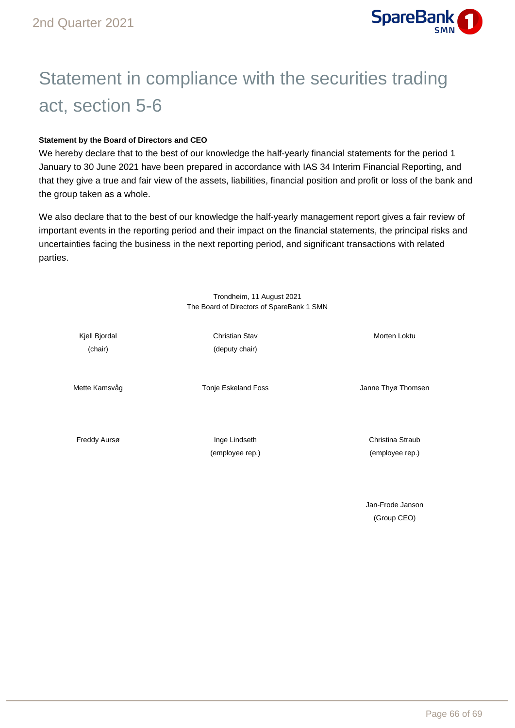# Statement in compliance with the securities trading act, section 5-6

**Statement by the Board of Directors and CEO**

We hereby declare that to the best of our knowledge the half-yearly financial statements for the period 1 January to 30 June 2021 have been prepared in accordance with IAS 34 Interim Financial Reporting, and that they give a true and fair view of the assets, liabilities, financial position and profit or loss of the bank and the group taken as a whole.

We also declare that to the best of our knowledge the half-yearly management report gives a fair review of important events in the reporting period and their impact on the financial statements, the principal risks and uncertainties facing the business in the next reporting period, and significant transactions with related parties.

Trondheim, 11 August 2021
The Board of Directors of SpareBank 1 SMN

| | | |
|---|---|---|
| Kjell Bjordal<br>(chair) | Christian Stav<br>(deputy chair) | Morten Loktu |
| Mette Kamsvåg | Tonje Eskeland Foss | Janne Thyø Thomsen |
| Freddy Aursø | Inge Lindseth<br>(employee rep.) | Christina Straub<br>(employee rep.) |
| | | Jan-Frode Janson<br>(Group CEO) |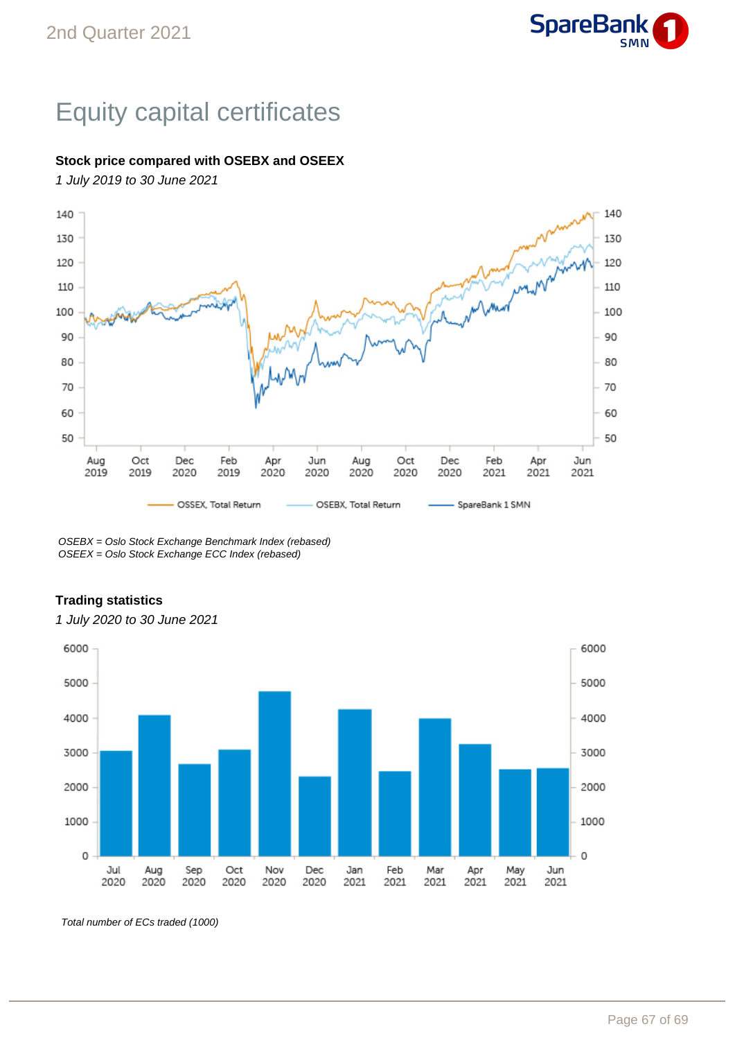# Equity capital certificates

**Stock price compared with OSEBX and OSEEX**

*1 July 2019 to 30 June 2021*

*OSEBX = Oslo Stock Exchange Benchmark Index (rebased)*
*OSEEX = Oslo Stock Exchange ECC Index (rebased)*

**Trading statistics**

*1 July 2020 to 30 June 2021*

*Total number of ECs traded (1000)*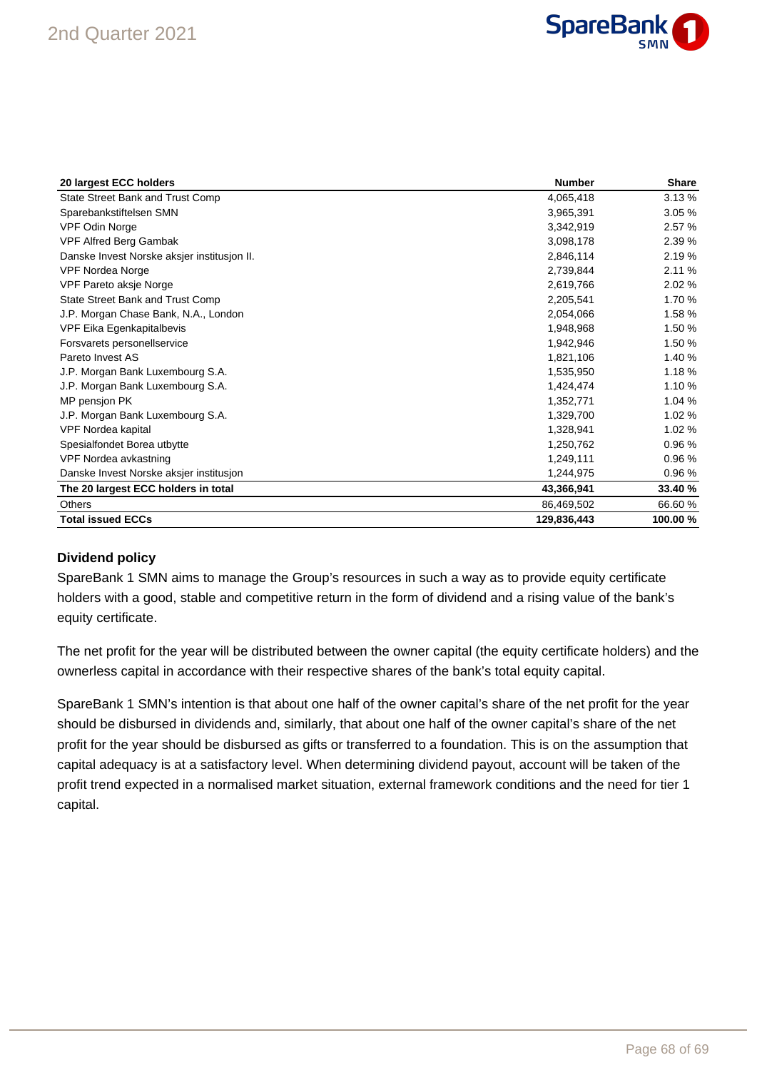| 20 largest ECC holders | Number | Share |
|---|---|---|
| State Street Bank and Trust Comp | 4,065,418 | 3.13 % |
| Sparebankstiftelsen SMN | 3,965,391 | 3.05 % |
| VPF Odin Norge | 3,342,919 | 2.57 % |
| VPF Alfred Berg Gambak | 3,098,178 | 2.39 % |
| Danske Invest Norske aksjer institusjon II. | 2,846,114 | 2.19 % |
| VPF Nordea Norge | 2,739,844 | 2.11 % |
| VPF Pareto aksje Norge | 2,619,766 | 2.02 % |
| State Street Bank and Trust Comp | 2,205,541 | 1.70 % |
| J.P. Morgan Chase Bank, N.A., London | 2,054,066 | 1.58 % |
| VPF Eika Egenkapitalbevis | 1,948,968 | 1.50 % |
| Forsvarets personellservice | 1,942,946 | 1.50 % |
| Pareto Invest AS | 1,821,106 | 1.40 % |
| J.P. Morgan Bank Luxembourg S.A. | 1,535,950 | 1.18 % |
| J.P. Morgan Bank Luxembourg S.A. | 1,424,474 | 1.10 % |
| MP pensjon PK | 1,352,771 | 1.04 % |
| J.P. Morgan Bank Luxembourg S.A. | 1,329,700 | 1.02 % |
| VPF Nordea kapital | 1,328,941 | 1.02 % |
| Spesialfondet Borea utbytte | 1,250,762 | 0.96 % |
| VPF Nordea avkastning | 1,249,111 | 0.96 % |
| Danske Invest Norske aksjer institusjon | 1,244,975 | 0.96 % |
| **The 20 largest ECC holders in total** | **43,366,941** | **33.40 %** |
| Others | 86,469,502 | 66.60 % |
| **Total issued ECCs** | **129,836,443** | **100.00 %** |

### Dividend policy

SpareBank 1 SMN aims to manage the Group's resources in such a way as to provide equity certificate holders with a good, stable and competitive return in the form of dividend and a rising value of the bank's equity certificate.

The net profit for the year will be distributed between the owner capital (the equity certificate holders) and the ownerless capital in accordance with their respective shares of the bank's total equity capital.

SpareBank 1 SMN's intention is that about one half of the owner capital's share of the net profit for the year should be disbursed in dividends and, similarly, that about one half of the owner capital's share of the net profit for the year should be disbursed as gifts or transferred to a foundation. This is on the assumption that capital adequacy is at a satisfactory level. When determining dividend payout, account will be taken of the profit trend expected in a normalised market situation, external framework conditions and the need for tier 1 capital.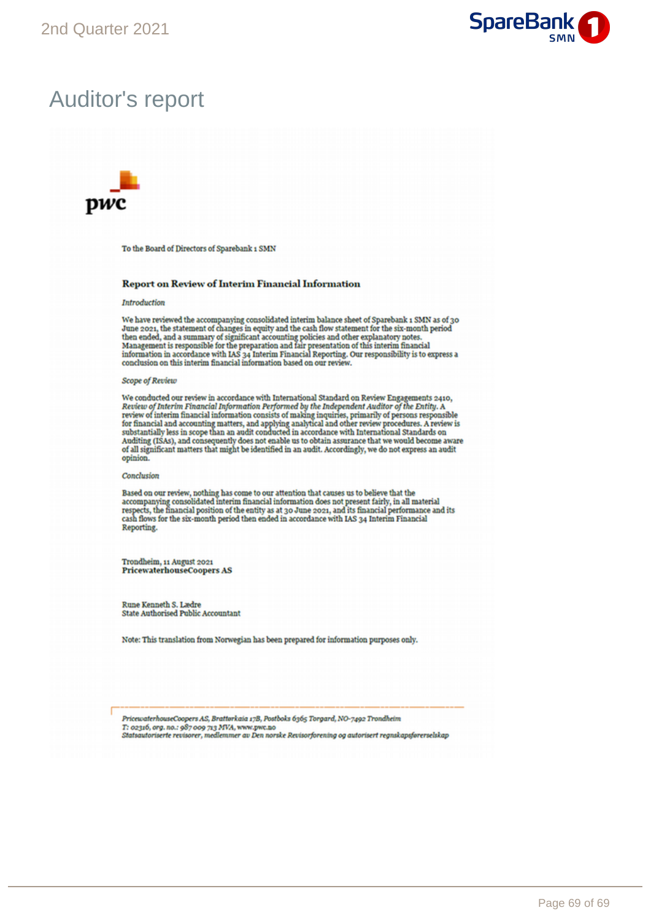# Auditor's report

To the Board of Directors of Sparebank 1 SMN

## Report on Review of Interim Financial Information

*Introduction*

We have reviewed the accompanying consolidated interim balance sheet of Sparebank 1 SMN as of 30 June 2021, the statement of changes in equity and the cash flow statement for the six-month period then ended, and a summary of significant accounting policies and other explanatory notes. Management is responsible for the preparation and fair presentation of this interim financial information in accordance with IAS 34 Interim Financial Reporting. Our responsibility is to express a conclusion on this interim financial information based on our review.

*Scope of Review*

We conducted our review in accordance with International Standard on Review Engagements 2410, *Review of Interim Financial Information Performed by the Independent Auditor of the Entity*. A review of interim financial information consists of making inquiries, primarily of persons responsible for financial and accounting matters, and applying analytical and other review procedures. A review is substantially less in scope than an audit conducted in accordance with International Standards on Auditing (ISAs), and consequently does not enable us to obtain assurance that we would become aware of all significant matters that might be identified in an audit. Accordingly, we do not express an audit opinion.

*Conclusion*

Based on our review, nothing has come to our attention that causes us to believe that the accompanying consolidated interim financial information does not present fairly, in all material respects, the financial position of the entity as at 30 June 2021, and its financial performance and its cash flows for the six-month period then ended in accordance with IAS 34 Interim Financial Reporting.

Trondheim, 11 August 2021
**PricewaterhouseCoopers AS**

Rune Kenneth S. Lædre
State Authorised Public Accountant

Note: This translation from Norwegian has been prepared for information purposes only.

*PricewaterhouseCoopers AS, Brattørkaia 17B, Postboks 6365 Torgard, NO-7492 Trondheim*
*T: 02316, org. no.: 987 009 713 MVA, www.pwc.no*
*Statsautoriserte revisorer, medlemmer av Den norske Revisorforening og autorisert regnskapsførerselskap*